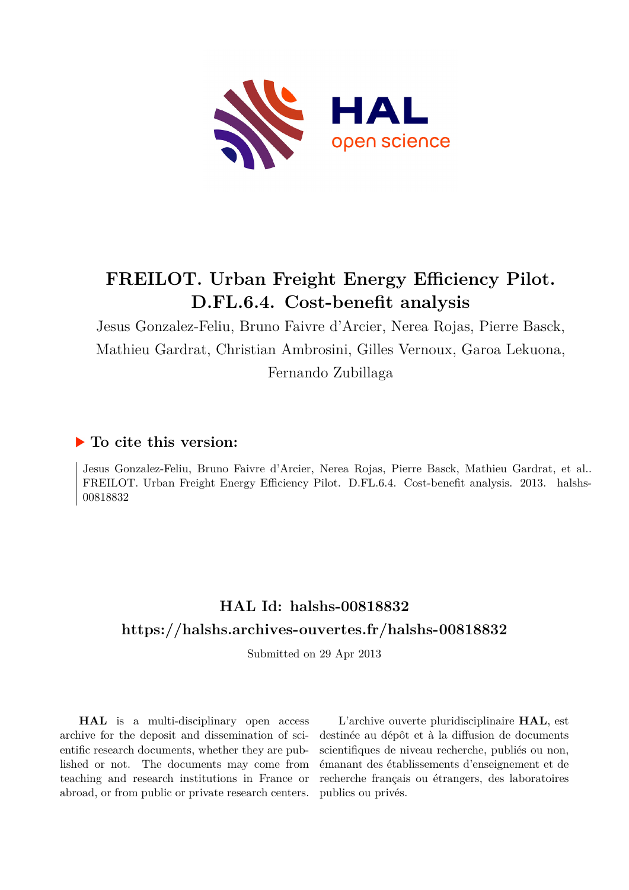# FREILOT. Urban Freight Energy Efficiency Pilot. D.FL.6.4. Cost-benefit analysis

Jesus Gonzalez-Feliu, Bruno Faivre d'Arcier, Nerea Rojas, Pierre Basck, Mathieu Gardrat, Christian Ambrosini, Gilles Vernoux, Garoa Lekuona, Fernando Zubillaga

## ▶ To cite this version:

Jesus Gonzalez-Feliu, Bruno Faivre d'Arcier, Nerea Rojas, Pierre Basck, Mathieu Gardrat, et al.. FREILOT. Urban Freight Energy Efficiency Pilot. D.FL.6.4. Cost-benefit analysis. 2013. halshs-00818832

## HAL Id: halshs-00818832

## https://halshs.archives-ouvertes.fr/halshs-00818832

Submitted on 29 Apr 2013

**HAL** is a multi-disciplinary open access archive for the deposit and dissemination of scientific research documents, whether they are published or not. The documents may come from teaching and research institutions in France or abroad, or from public or private research centers.

L'archive ouverte pluridisciplinaire **HAL**, est destinée au dépôt et à la diffusion de documents scientifiques de niveau recherche, publiés ou non, émanant des établissements d'enseignement et de recherche français ou étrangers, des laboratoires publics ou privés.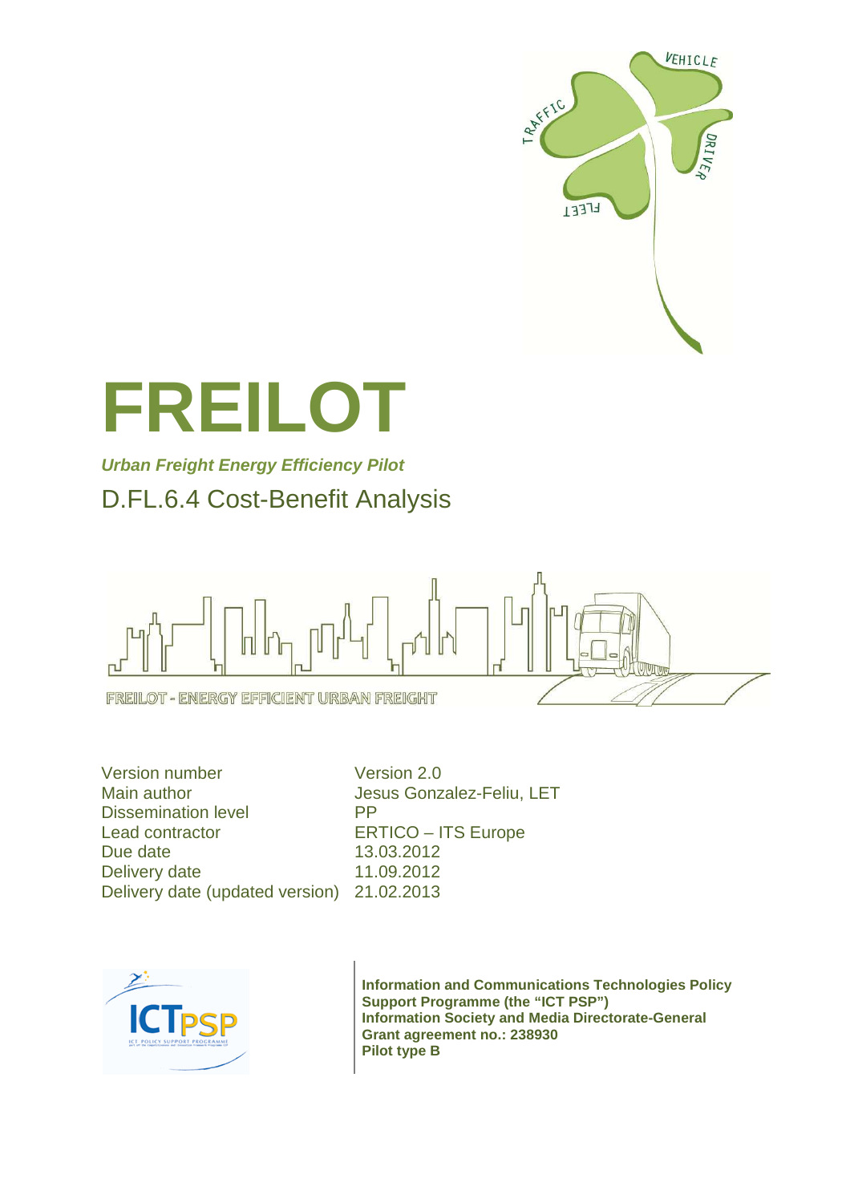# FREILOT

***Urban Freight Energy Efficiency Pilot***

## D.FL.6.4 Cost-Benefit Analysis

FREILOT - ENERGY EFFICIENT URBAN FREIGHT

| | |
|---|---|
| Version number | Version 2.0 |
| Main author | Jesus Gonzalez-Feliu, LET |
| Dissemination level | PP |
| Lead contractor | ERTICO – ITS Europe |
| Due date | 13.03.2012 |
| Delivery date | 11.09.2012 |
| Delivery date (updated version) | 21.02.2013 |

**Information and Communications Technologies Policy Support Programme (the "ICT PSP")**
**Information Society and Media Directorate-General**
**Grant agreement no.: 238930**
**Pilot type B**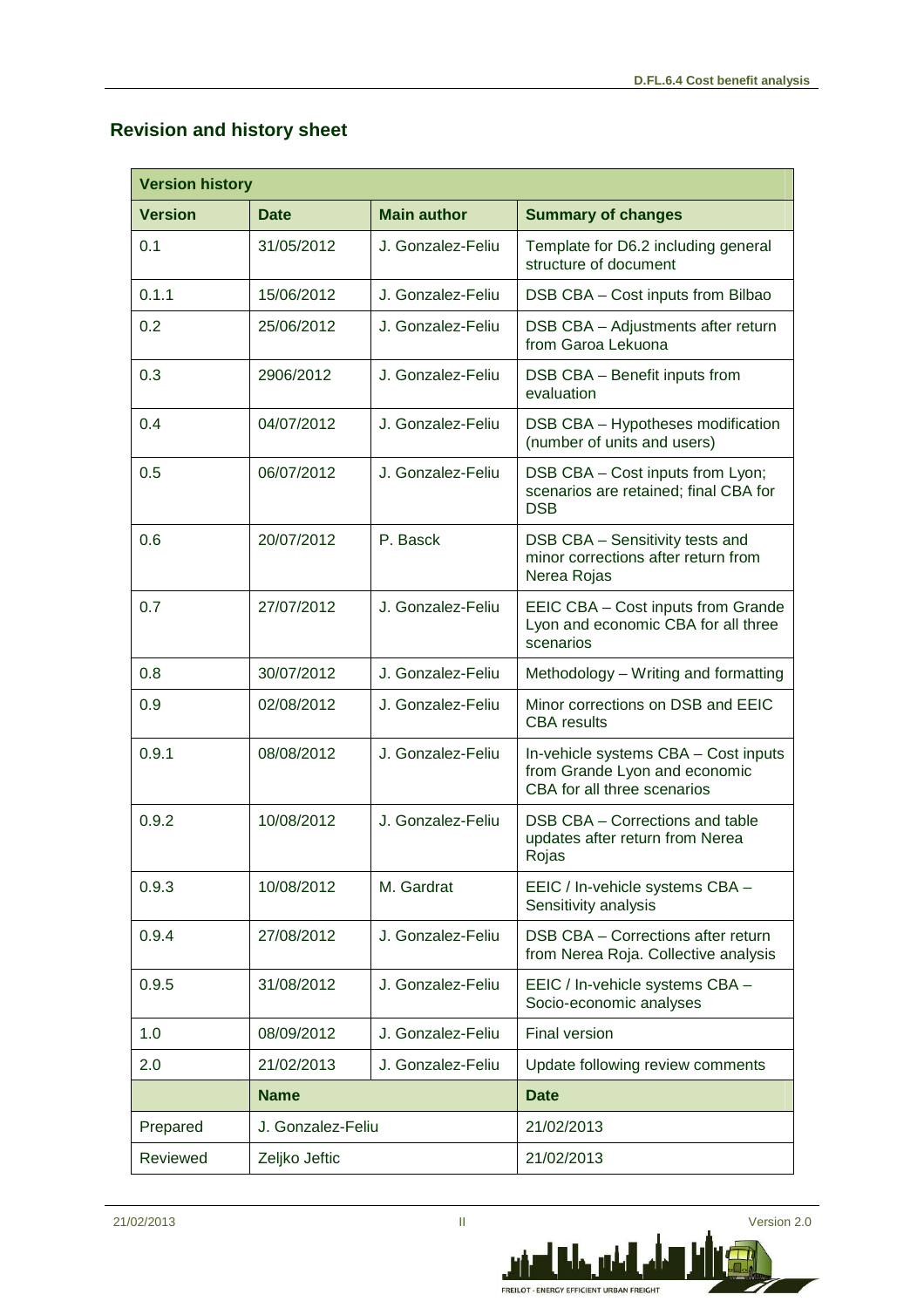## Revision and history sheet

| Version history | | | |
|---|---|---|---|
| **Version** | **Date** | **Main author** | **Summary of changes** |
| 0.1 | 31/05/2012 | J. Gonzalez-Feliu | Template for D6.2 including general structure of document |
| 0.1.1 | 15/06/2012 | J. Gonzalez-Feliu | DSB CBA – Cost inputs from Bilbao |
| 0.2 | 25/06/2012 | J. Gonzalez-Feliu | DSB CBA – Adjustments after return from Garoa Lekuona |
| 0.3 | 2906/2012 | J. Gonzalez-Feliu | DSB CBA – Benefit inputs from evaluation |
| 0.4 | 04/07/2012 | J. Gonzalez-Feliu | DSB CBA – Hypotheses modification (number of units and users) |
| 0.5 | 06/07/2012 | J. Gonzalez-Feliu | DSB CBA – Cost inputs from Lyon; scenarios are retained; final CBA for the DSB |
| 0.6 | 20/07/2012 | P. Basck | DSB CBA – Sensitivity tests and minor corrections after return from Nerea Rojas |
| 0.7 | 27/07/2012 | J. Gonzalez-Feliu | EEIC CBA – Cost inputs from Grande Lyon and economic CBA for all three scenarios |
| 0.8 | 30/07/2012 | J. Gonzalez-Feliu | Methodology – Writing and formatting |
| 0.9 | 02/08/2012 | J. Gonzalez-Feliu | Minor corrections on DSB and EEIC CBA results |
| 0.9.1 | 08/08/2012 | J. Gonzalez-Feliu | In-vehicle systems CBA – Cost inputs from Grande Lyon and economic CBA for all three scenarios |
| 0.9.2 | 10/08/2012 | J. Gonzalez-Feliu | DSB CBA – Corrections and table updates after return from Nerea Rojas |
| 0.9.3 | 10/08/2012 | M. Gardrat | EEIC / In-vehicle systems CBA – Sensitivity analysis |
| 0.9.4 | 27/08/2012 | J. Gonzalez-Feliu | DSB CBA – Corrections after return from Nerea Roja. Collective analysis |
| 0.9.5 | 31/08/2012 | J. Gonzalez-Feliu | EEIC / In-vehicle systems CBA – Socio-economic analyses |
| 1.0 | 08/09/2012 | J. Gonzalez-Feliu | Final version |
| 2.0 | 21/02/2013 | J. Gonzalez-Feliu | Update following review comments |
| | **Name** | | **Date** |
| Prepared | J. Gonzalez-Feliu | | 21/02/2013 |
| Reviewed | Zeljko Jeftic | | 21/02/2013 |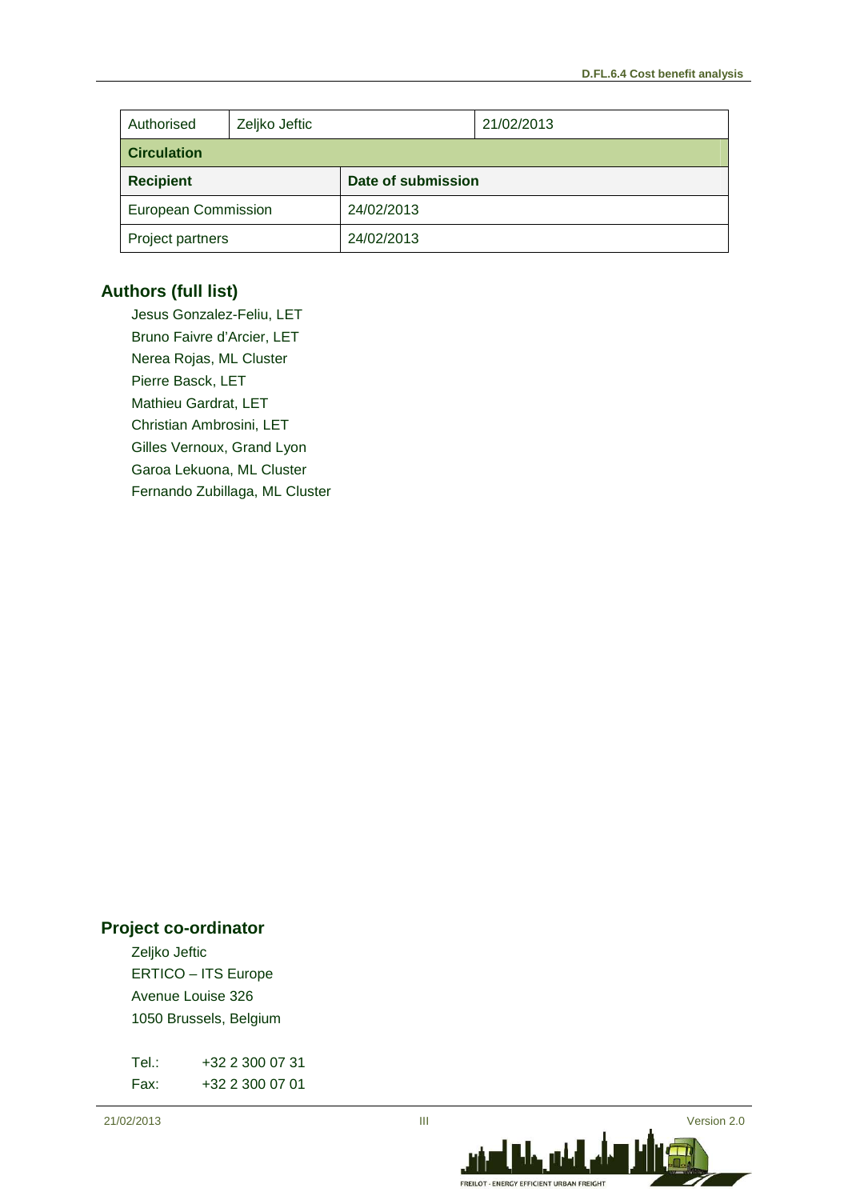| Authorised | Zeljko Jeftic | 21/02/2013 |
|---|---|---|
| **Circulation** | | |
| **Recipient** | **Date of submission** | |
| European Commission | 24/02/2013 | |
| Project partners | 24/02/2013 | |

## Authors (full list)

Jesus Gonzalez-Feliu, LET
Bruno Faivre d'Arcier, LET
Nerea Rojas, ML Cluster
Pierre Basck, LET
Mathieu Gardrat, LET
Christian Ambrosini, LET
Gilles Vernoux, Grand Lyon
Garoa Lekuona, ML Cluster
Fernando Zubillaga, ML Cluster

## Project co-ordinator

Zeljko Jeftic
ERTICO – ITS Europe
Avenue Louise 326
1050 Brussels, Belgium

Tel.: +32 2 300 07 31
Fax: +32 2 300 07 01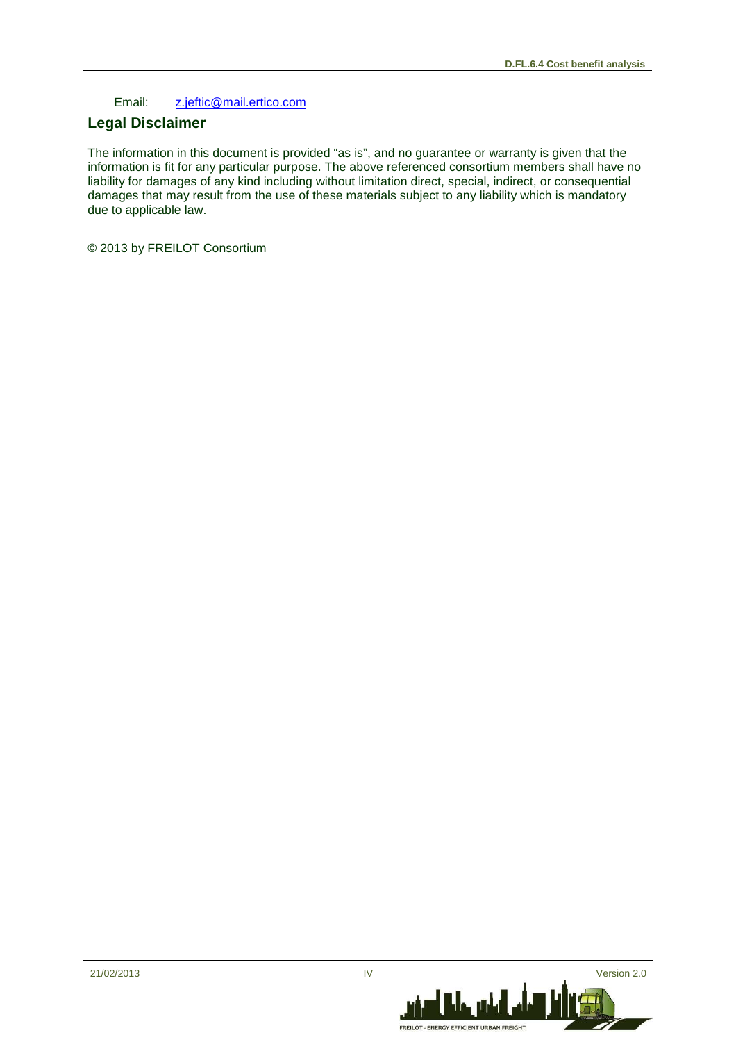Email: z.jeftic@mail.ertico.com

## Legal Disclaimer

The information in this document is provided "as is", and no guarantee or warranty is given that the information is fit for any particular purpose. The above referenced consortium members shall have no liability for damages of any kind including without limitation direct, special, indirect, or consequential damages that may result from the use of these materials subject to any liability which is mandatory due to applicable law.

© 2013 by FREILOT Consortium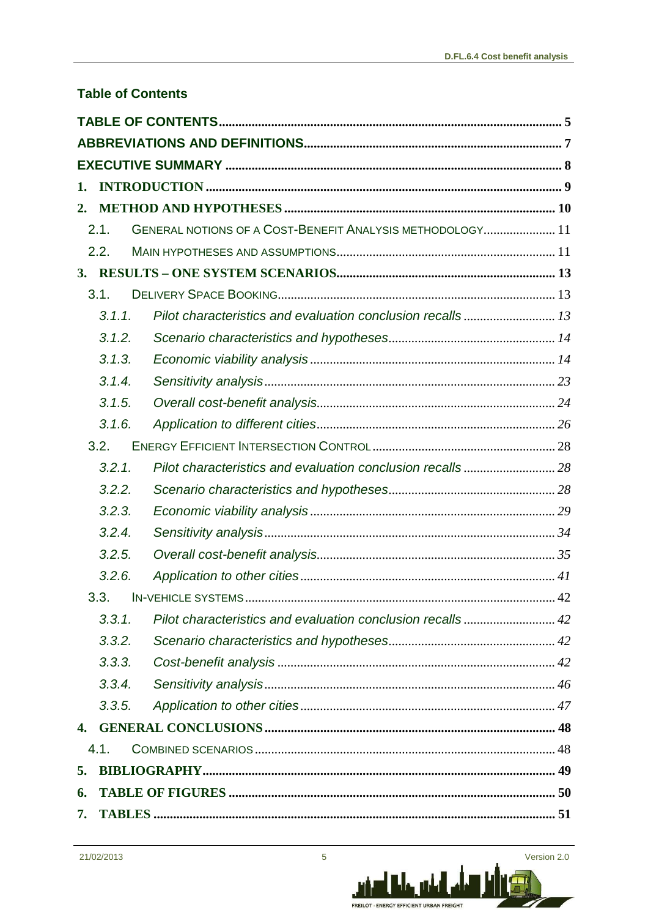## Table of Contents

TABLE OF CONTENTS ........................................................................................................ 5

ABBREVIATIONS AND DEFINITIONS............................................................................. 7

EXECUTIVE SUMMARY ..................................................................................................... 8

1. INTRODUCTION ........................................................................................................... 9

2. METHOD AND HYPOTHESES ................................................................................. 10

   2.1. GENERAL NOTIONS OF A COST-BENEFIT ANALYSIS METHODOLOGY...................... 11

   2.2. MAIN HYPOTHESES AND ASSUMPTIONS................................................................. 11

3. RESULTS – ONE SYSTEM SCENARIOS................................................................. 13

   3.1. DELIVERY SPACE BOOKING.................................................................................... 13

      *3.1.1. Pilot characteristics and evaluation conclusion recalls ........................... 13*

      *3.1.2. Scenario characteristics and hypotheses.................................................. 14*

      *3.1.3. Economic viability analysis .......................................................................... 14*

      *3.1.4. Sensitivity analysis........................................................................................ 23*

      *3.1.5. Overall cost-benefit analysis........................................................................ 24*

      *3.1.6. Application to different cities........................................................................ 26*

   3.2. ENERGY EFFICIENT INTERSECTION CONTROL ....................................................... 28

      *3.2.1. Pilot characteristics and evaluation conclusion recalls ........................... 28*

      *3.2.2. Scenario characteristics and hypotheses.................................................. 28*

      *3.2.3. Economic viability analysis .......................................................................... 29*

      *3.2.4. Sensitivity analysis........................................................................................ 34*

      *3.2.5. Overall cost-benefit analysis........................................................................ 35*

      *3.2.6. Application to other cities ............................................................................. 41*

   3.3. IN-VEHICLE SYSTEMS .............................................................................................. 42

      *3.3.1. Pilot characteristics and evaluation conclusion recalls ........................... 42*

      *3.3.2. Scenario characteristics and hypotheses.................................................. 42*

      *3.3.3. Cost-benefit analysis .................................................................................... 42*

      *3.3.4. Sensitivity analysis........................................................................................ 46*

      *3.3.5. Application to other cities ............................................................................. 47*

4. GENERAL CONCLUSIONS ........................................................................................ 48

   4.1. COMBINED SCENARIOS ............................................................................................ 48

5. BIBLIOGRAPHY........................................................................................................... 49

6. TABLE OF FIGURES .................................................................................................... 50

7. TABLES ......................................................................................................................... 51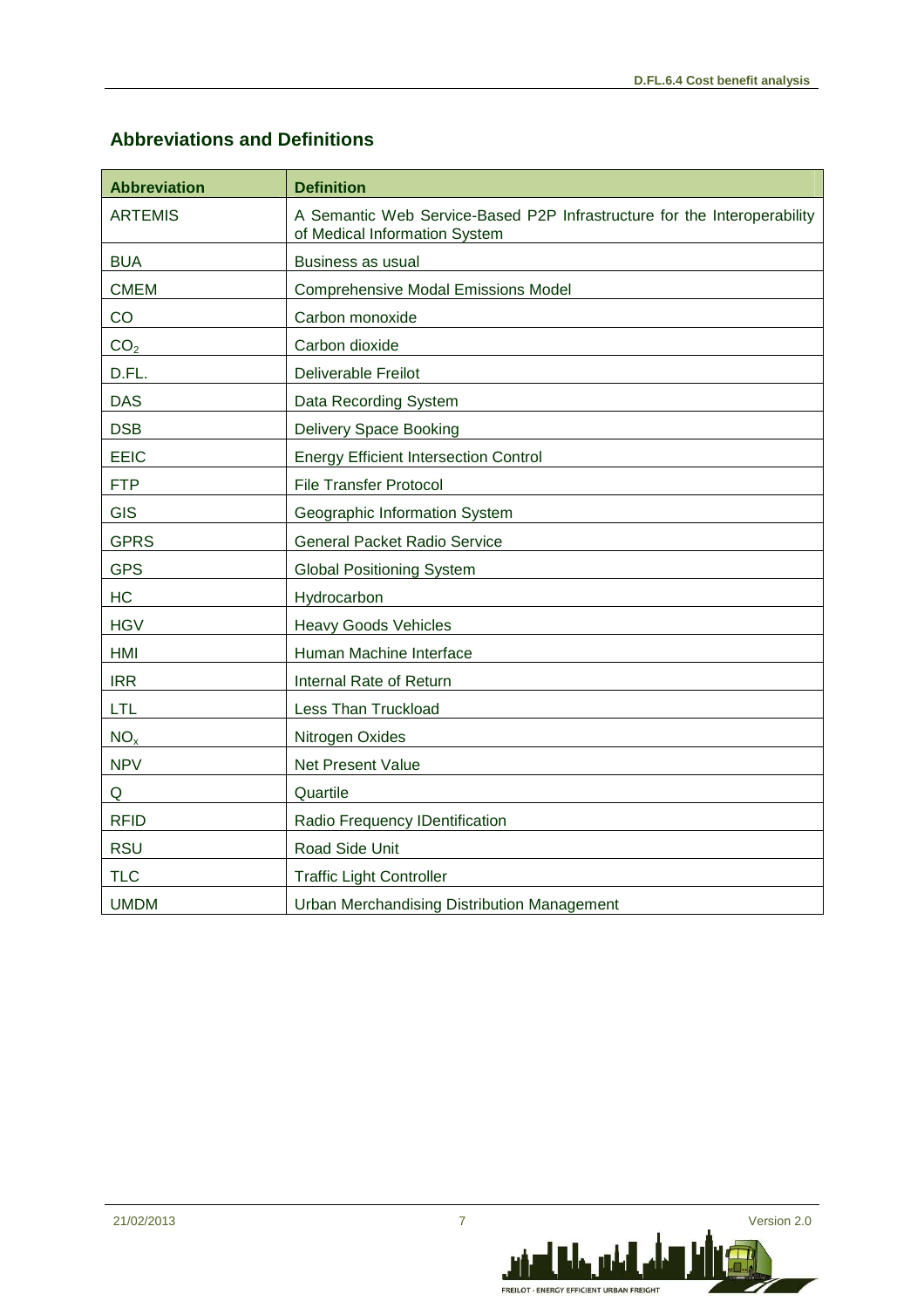## Abbreviations and Definitions

| Abbreviation | Definition |
|---|---|
| ARTEMIS | A Semantic Web Service-Based P2P Infrastructure for the Interoperability of Medical Information System |
| BUA | Business as usual |
| CMEM | Comprehensive Modal Emissions Model |
| CO | Carbon monoxide |
| $CO_2$ | Carbon dioxide |
| D.FL. | Deliverable Freilot |
| DAS | Data Recording System |
| DSB | Delivery Space Booking |
| EEIC | Energy Efficient Intersection Control |
| FTP | File Transfer Protocol |
| GIS | Geographic Information System |
| GPRS | General Packet Radio Service |
| GPS | Global Positioning System |
| HC | Hydrocarbon |
| HGV | Heavy Goods Vehicles |
| HMI | Human Machine Interface |
| IRR | Internal Rate of Return |
| LTL | Less Than Truckload |
| $NO_x$ | Nitrogen Oxides |
| NPV | Net Present Value |
| Q | Quartile |
| RFID | Radio Frequency IDentification |
| RSU | Road Side Unit |
| TLC | Traffic Light Controller |
| UMDM | Urban Merchandising Distribution Management |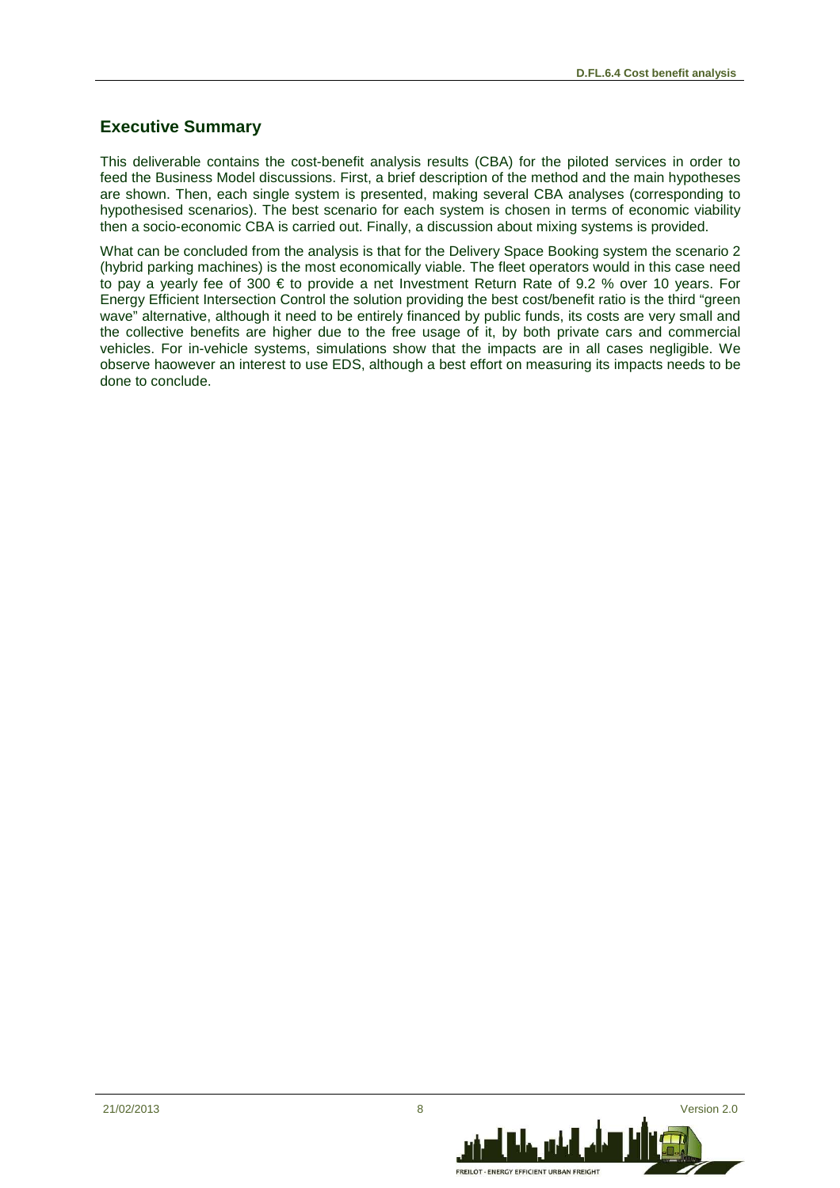## Executive Summary

This deliverable contains the cost-benefit analysis results (CBA) for the piloted services in order to feed the Business Model discussions. First, a brief description of the method and the main hypotheses are shown. Then, each single system is presented, making several CBA analyses (corresponding to hypothesised scenarios). The best scenario for each system is chosen in terms of economic viability then a socio-economic CBA is carried out. Finally, a discussion about mixing systems is provided.

What can be concluded from the analysis is that for the Delivery Space Booking system the scenario 2 (hybrid parking machines) is the most economically viable. The fleet operators would in this case need to pay a yearly fee of 300 € to provide a net Investment Return Rate of 9.2 % over 10 years. For Energy Efficient Intersection Control the solution providing the best cost/benefit ratio is the third "green wave" alternative, although it need to be entirely financed by public funds, its costs are very small and the collective benefits are higher due to the free usage of it, by both private cars and commercial vehicles. For in-vehicle systems, simulations show that the impacts are in all cases negligible. We observe haowever an interest to use EDS, although a best effort on measuring its impacts needs to be done to conclude.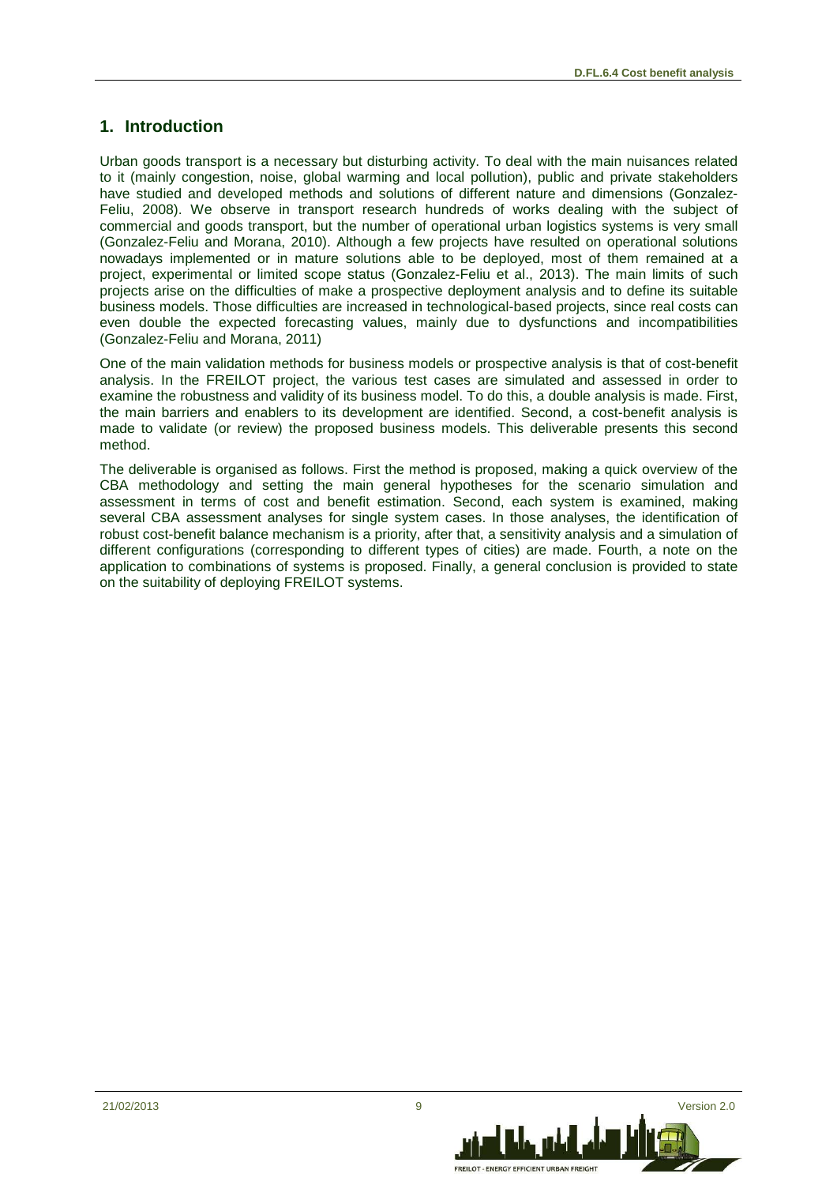## 1. Introduction

Urban goods transport is a necessary but disturbing activity. To deal with the main nuisances related to it (mainly congestion, noise, global warming and local pollution), public and private stakeholders have studied and developed methods and solutions of different nature and dimensions (Gonzalez-Feliu, 2008). We observe in transport research hundreds of works dealing with the subject of commercial and goods transport, but the number of operational urban logistics systems is very small (Gonzalez-Feliu and Morana, 2010). Although a few projects have resulted on operational solutions nowadays implemented or in mature solutions able to be deployed, most of them remained at a project, experimental or limited scope status (Gonzalez-Feliu et al., 2013). The main limits of such projects arise on the difficulties of make a prospective deployment analysis and to define its suitable business models. Those difficulties are increased in technological-based projects, since real costs can even double the expected forecasting values, mainly due to dysfunctions and incompatibilities (Gonzalez-Feliu and Morana, 2011)

One of the main validation methods for business models or prospective analysis is that of cost-benefit analysis. In the FREILOT project, the various test cases are simulated and assessed in order to examine the robustness and validity of its business model. To do this, a double analysis is made. First, the main barriers and enablers to its development are identified. Second, a cost-benefit analysis is made to validate (or review) the proposed business models. This deliverable presents this second method.

The deliverable is organised as follows. First the method is proposed, making a quick overview of the CBA methodology and setting the main general hypotheses for the scenario simulation and assessment in terms of cost and benefit estimation. Second, each system is examined, making several CBA assessment analyses for single system cases. In those analyses, the identification of robust cost-benefit balance mechanism is a priority, after that, a sensitivity analysis and a simulation of different configurations (corresponding to different types of cities) are made. Fourth, a note on the application to combinations of systems is proposed. Finally, a general conclusion is provided to state on the suitability of deploying FREILOT systems.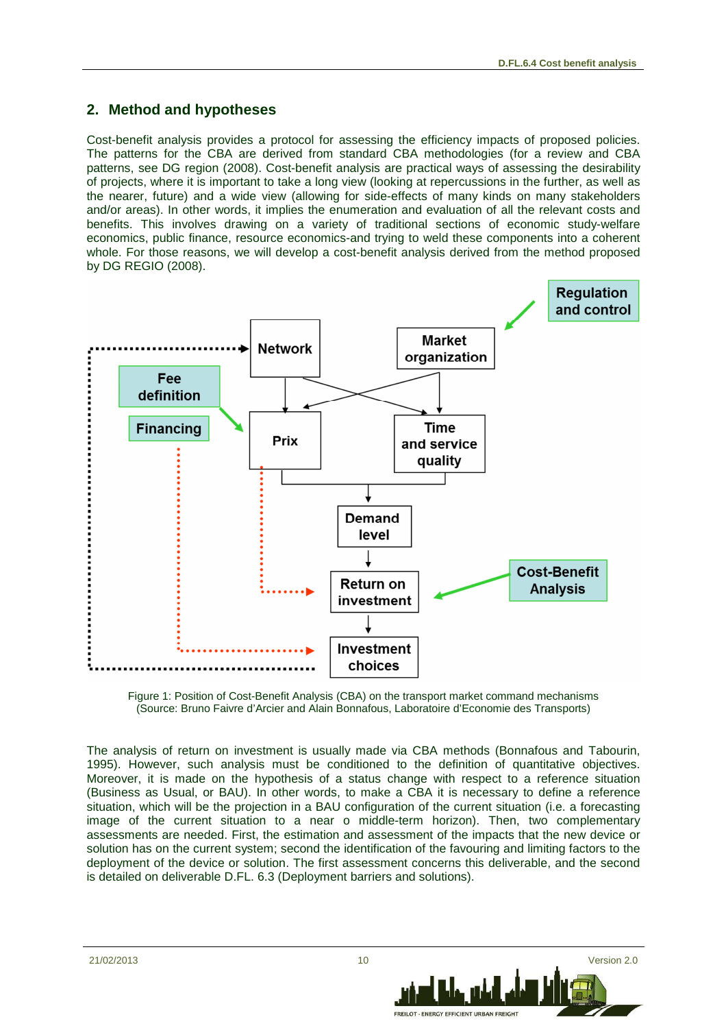## 2. Method and hypotheses

Cost-benefit analysis provides a protocol for assessing the efficiency impacts of proposed policies. The patterns for the CBA are derived from standard CBA methodologies (for a review and CBA patterns, see DG region (2008). Cost-benefit analysis are practical ways of assessing the desirability of projects, where it is important to take a long view (looking at repercussions in the further, as well as the nearer, future) and a wide view (allowing for side-effects of many kinds on many stakeholders and/or areas). In other words, it implies the enumeration and evaluation of all the relevant costs and benefits. This involves drawing on a variety of traditional sections of economic study-welfare economics, public finance, resource economics-and trying to weld these components into a coherent whole. For those reasons, we will develop a cost-benefit analysis derived from the method proposed by DG REGIO (2008).

Figure 1: Position of Cost-Benefit Analysis (CBA) on the transport market command mechanisms
(Source: Bruno Faivre d'Arcier and Alain Bonnafous, Laboratoire d'Economie des Transports)

The analysis of return on investment is usually made via CBA methods (Bonnafous and Tabourin, 1995). However, such analysis must be conditioned to the definition of quantitative objectives. Moreover, it is made on the hypothesis of a status change with respect to a reference situation (Business as Usual, or BAU). In other words, to make a CBA it is necessary to define a reference situation, which will be the projection in a BAU configuration of the current situation (i.e. a forecasting image of the current situation to a near o middle-term horizon). Then, two complementary assessments are needed. First, the estimation and assessment of the impacts that the new device or solution has on the current system; second the identification of the favouring and limiting factors to the deployment of the device or solution. The first assessment concerns this deliverable, and the second is detailed on deliverable D.FL. 6.3 (Deployment barriers and solutions).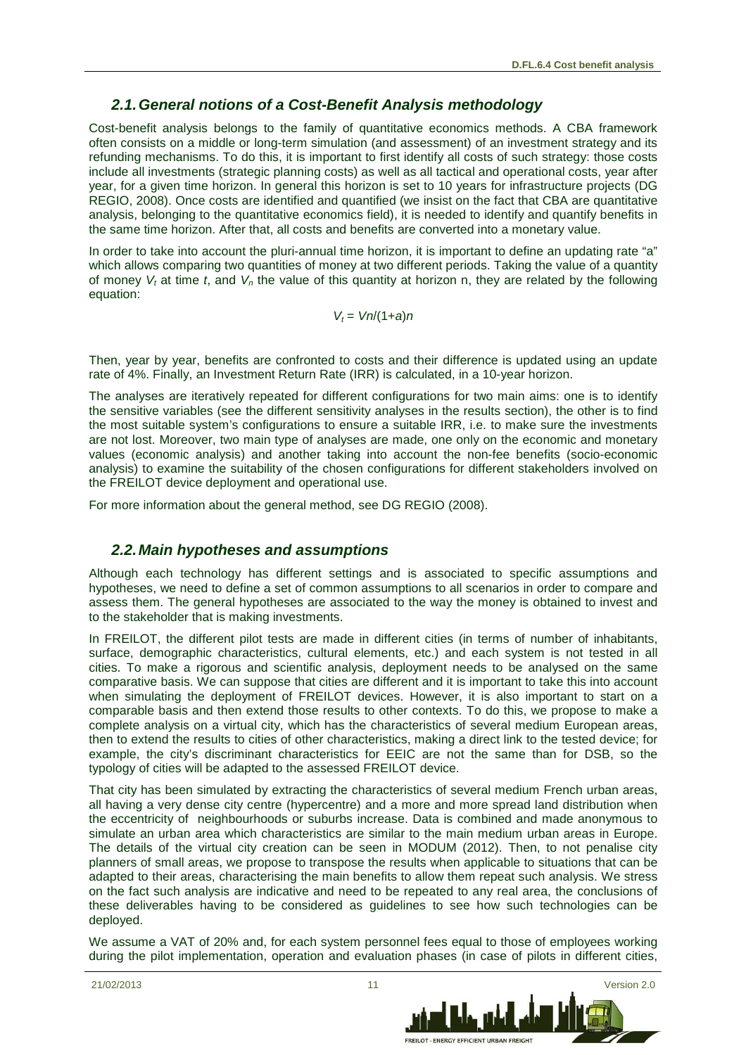## 2.1. General notions of a Cost-Benefit Analysis methodology

Cost-benefit analysis belongs to the family of quantitative economics methods. A CBA framework often consists on a middle or long-term simulation (and assessment) of an investment strategy and its refunding mechanisms. To do this, it is important to first identify all costs of such strategy: those costs include all investments (strategic planning costs) as well as all tactical and operational costs, year after year, for a given time horizon. In general this horizon is set to 10 years for infrastructure projects (DG REGIO, 2008). Once costs are identified and quantified (we insist on the fact that CBA are quantitative analysis, belonging to the quantitative economics field), it is needed to identify and quantify benefits in the same time horizon. After that, all costs and benefits are converted into a monetary value.

In order to take into account the pluri-annual time horizon, it is important to define an updating rate "a" which allows comparing two quantities of money at two different periods. Taking the value of a quantity of money $V_t$ at time $t$, and $V_n$ the value of this quantity at horizon n, they are related by the following equation:

$$V_t = Vn/(1+a)n$$

Then, year by year, benefits are confronted to costs and their difference is updated using an update rate of 4%. Finally, an Investment Return Rate (IRR) is calculated, in a 10-year horizon.

The analyses are iteratively repeated for different configurations for two main aims: one is to identify the sensitive variables (see the different sensitivity analyses in the results section), the other is to find the most suitable system's configurations to ensure a suitable IRR, i.e. to make sure the investments are not lost. Moreover, two main type of analyses are made, one only on the economic and monetary values (economic analysis) and another taking into account the non-fee benefits (socio-economic analysis) to examine the suitability of the chosen configurations for different stakeholders involved on the FREILOT device deployment and operational use.

For more information about the general method, see DG REGIO (2008).

## 2.2. Main hypotheses and assumptions

Although each technology has different settings and is associated to specific assumptions and hypotheses, we need to define a set of common assumptions to all scenarios in order to compare and assess them. The general hypotheses are associated to the way the money is obtained to invest and to the stakeholder that is making investments.

In FREILOT, the different pilot tests are made in different cities (in terms of number of inhabitants, surface, demographic characteristics, cultural elements, etc.) and each system is not tested in all cities. To make a rigorous and scientific analysis, deployment needs to be analysed on the same comparative basis. We can suppose that cities are different and it is important to take this into account when simulating the deployment of FREILOT devices. However, it is also important to start on a comparable basis and then extend those results to other contexts. To do this, we propose to make a complete analysis on a virtual city, which has the characteristics of several medium European areas, then to extend the results to cities of other characteristics, making a direct link to the tested device; for example, the city's discriminant characteristics for EEIC are not the same than for DSB, so the typology of cities will be adapted to the assessed FREILOT device.

That city has been simulated by extracting the characteristics of several medium French urban areas, all having a very dense city centre (hypercentre) and a more and more spread land distribution when the eccentricity of neighbourhoods or suburbs increase. Data is combined and made anonymous to simulate an urban area which characteristics are similar to the main medium urban areas in Europe. The details of the virtual city creation can be seen in MODUM (2012). Then, to not penalise city planners of small areas, we propose to transpose the results when applicable to situations that can be adapted to their areas, characterising the main benefits to allow them repeat such analysis. We stress on the fact such analysis are indicative and need to be repeated to any real area, the conclusions of these deliverables having to be considered as guidelines to see how such technologies can be deployed.

We assume a VAT of 20% and, for each system personnel fees equal to those of employees working during the pilot implementation, operation and evaluation phases (in case of pilots in different cities,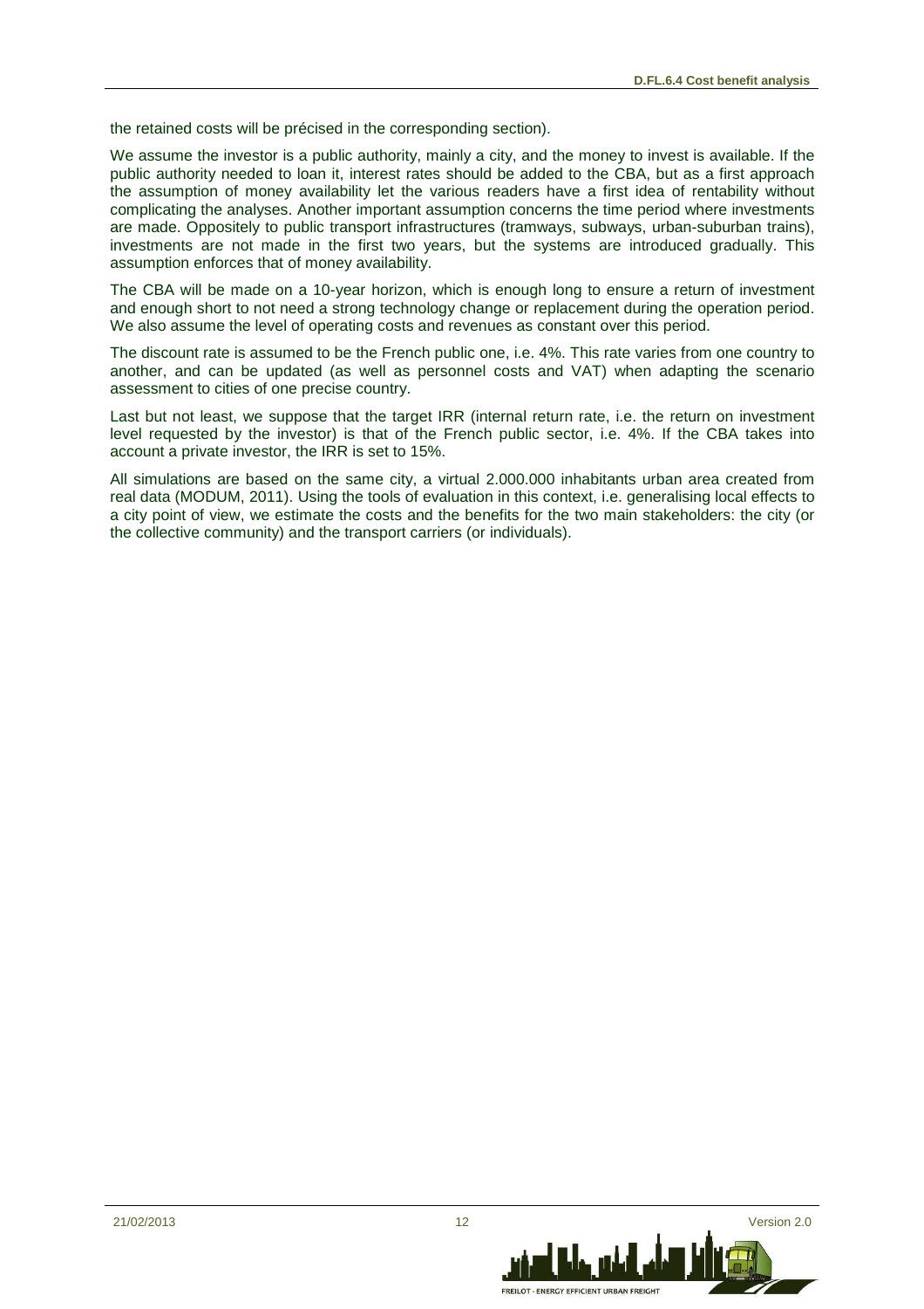the retained costs will be précised in the corresponding section).

We assume the investor is a public authority, mainly a city, and the money to invest is available. If the public authority needed to loan it, interest rates should be added to the CBA, but as a first approach the assumption of money availability let the various readers have a first idea of rentability without complicating the analyses. Another important assumption concerns the time period where investments are made. Oppositely to public transport infrastructures (tramways, subways, urban-suburban trains), investments are not made in the first two years, but the systems are introduced gradually. This assumption enforces that of money availability.

The CBA will be made on a 10-year horizon, which is enough long to ensure a return of investment and enough short to not need a strong technology change or replacement during the operation period. We also assume the level of operating costs and revenues as constant over this period.

The discount rate is assumed to be the French public one, i.e. 4%. This rate varies from one country to another, and can be updated (as well as personnel costs and VAT) when adapting the scenario assessment to cities of one precise country.

Last but not least, we suppose that the target IRR (internal return rate, i.e. the return on investment level requested by the investor) is that of the French public sector, i.e. 4%. If the CBA takes into account a private investor, the IRR is set to 15%.

All simulations are based on the same city, a virtual 2.000.000 inhabitants urban area created from real data (MODUM, 2011). Using the tools of evaluation in this context, i.e. generalising local effects to a city point of view, we estimate the costs and the benefits for the two main stakeholders: the city (or the collective community) and the transport carriers (or individuals).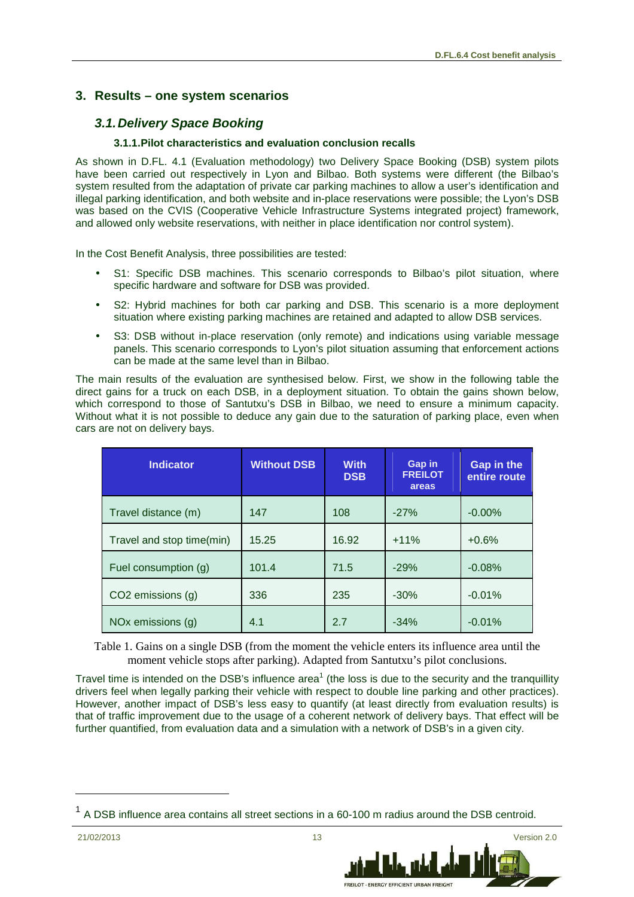## 3. Results – one system scenarios

### *3.1. Delivery Space Booking*

#### 3.1.1. Pilot characteristics and evaluation conclusion recalls

As shown in D.FL. 4.1 (Evaluation methodology) two Delivery Space Booking (DSB) system pilots have been carried out respectively in Lyon and Bilbao. Both systems were different (the Bilbao's system resulted from the adaptation of private car parking machines to allow a user's identification and illegal parking identification, and both website and in-place reservations were possible; the Lyon's DSB was based on the CVIS (Cooperative Vehicle Infrastructure Systems integrated project) framework, and allowed only website reservations, with neither in place identification nor control system).

In the Cost Benefit Analysis, three possibilities are tested:

- S1: Specific DSB machines. This scenario corresponds to Bilbao's pilot situation, where specific hardware and software for DSB was provided.
- S2: Hybrid machines for both car parking and DSB. This scenario is a more deployment situation where existing parking machines are retained and adapted to allow DSB services.
- S3: DSB without in-place reservation (only remote) and indications using variable message panels. This scenario corresponds to Lyon's pilot situation assuming that enforcement actions can be made at the same level than in Bilbao.

The main results of the evaluation are synthesised below. First, we show in the following table the direct gains for a truck on each DSB, in a deployment situation. To obtain the gains shown below, which correspond to those of Santutxu's DSB in Bilbao, we need to ensure a minimum capacity. Without what it is not possible to deduce any gain due to the saturation of parking place, even when cars are not on delivery bays.

| Indicator | Without DSB | With DSB | Gap in FREILOT areas | Gap in the entire route |
|---|---|---|---|---|
| Travel distance (m) | 147 | 108 | -27% | -0.00% |
| Travel and stop time(min) | 15.25 | 16.92 | +11% | +0.6% |
| Fuel consumption (g) | 101.4 | 71.5 | -29% | -0.08% |
| $CO_2$ emissions (g) | 336 | 235 | -30% | -0.01% |
| $NO_x$ emissions (g) | 4.1 | 2.7 | -34% | -0.01% |

Table 1. Gains on a single DSB (from the moment the vehicle enters its influence area until the moment vehicle stops after parking). Adapted from Santutxu's pilot conclusions.

Travel time is intended on the DSB's influence area[1] (the loss is due to the security and the tranquillity drivers feel when legally parking their vehicle with respect to double line parking and other practices). However, another impact of DSB's less easy to quantify (at least directly from evaluation results) is that of traffic improvement due to the usage of a coherent network of delivery bays. That effect will be further quantified, from evaluation data and a simulation with a network of DSB's in a given city.

[1] A DSB influence area contains all street sections in a 60-100 m radius around the DSB centroid.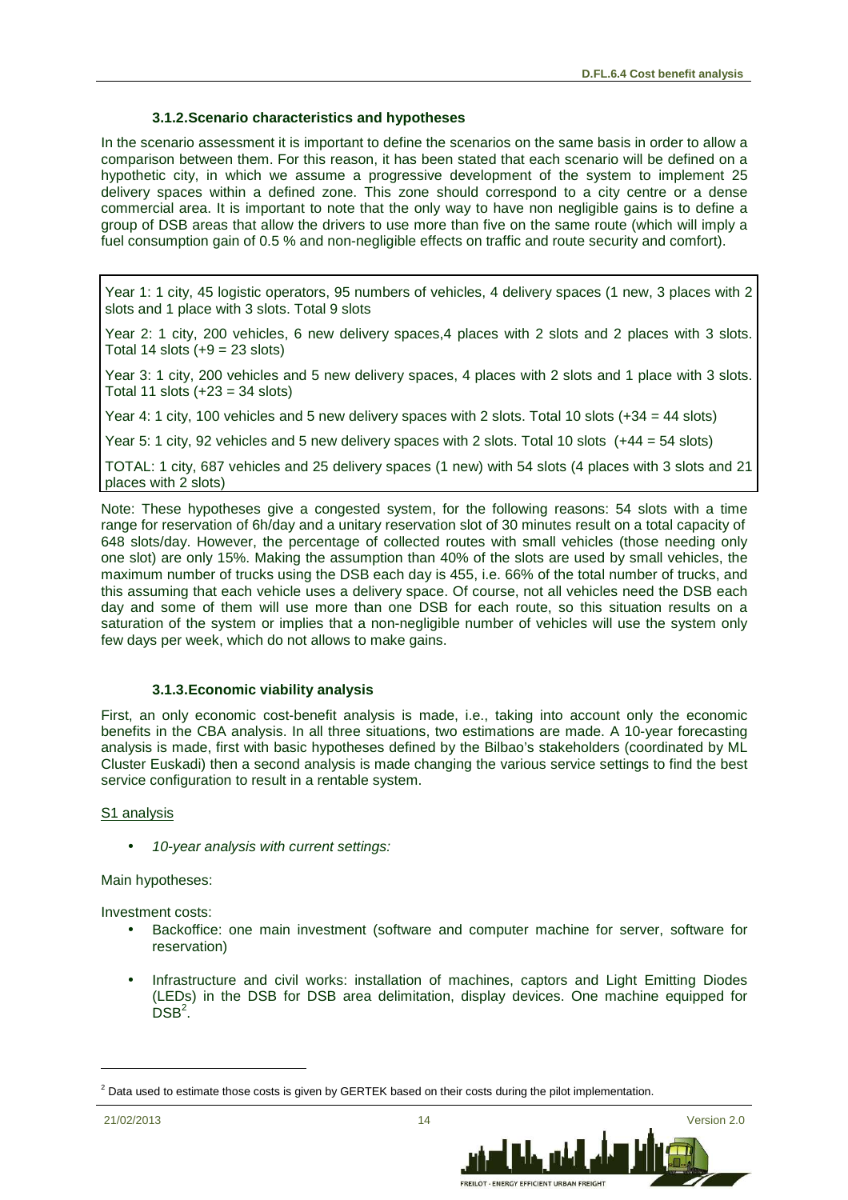### 3.1.2. Scenario characteristics and hypotheses

In the scenario assessment it is important to define the scenarios on the same basis in order to allow a comparison between them. For this reason, it has been stated that each scenario will be defined on a hypothetic city, in which we assume a progressive development of the system to implement 25 delivery spaces within a defined zone. This zone should correspond to a city centre or a dense commercial area. It is important to note that the only way to have non negligible gains is to define a group of DSB areas that allow the drivers to use more than five on the same route (which will imply a fuel consumption gain of 0.5 % and non-negligible effects on traffic and route security and comfort).

Year 1: 1 city, 45 logistic operators, 95 numbers of vehicles, 4 delivery spaces (1 new, 3 places with 2 slots and 1 place with 3 slots. Total 9 slots

Year 2: 1 city, 200 vehicles, 6 new delivery spaces,4 places with 2 slots and 2 places with 3 slots. Total 14 slots (+9 = 23 slots)

Year 3: 1 city, 200 vehicles and 5 new delivery spaces, 4 places with 2 slots and 1 place with 3 slots. Total 11 slots (+23 = 34 slots)

Year 4: 1 city, 100 vehicles and 5 new delivery spaces with 2 slots. Total 10 slots (+34 = 44 slots)

Year 5: 1 city, 92 vehicles and 5 new delivery spaces with 2 slots. Total 10 slots (+44 = 54 slots)

TOTAL: 1 city, 687 vehicles and 25 delivery spaces (1 new) with 54 slots (4 places with 3 slots and 21 places with 2 slots)

Note: These hypotheses give a congested system, for the following reasons: 54 slots with a time range for reservation of 6h/day and a unitary reservation slot of 30 minutes result on a total capacity of 648 slots/day. However, the percentage of collected routes with small vehicles (those needing only one slot) are only 15%. Making the assumption than 40% of the slots are used by small vehicles, the maximum number of trucks using the DSB each day is 455, i.e. 66% of the total number of trucks, and this assuming that each vehicle uses a delivery space. Of course, not all vehicles need the DSB each day and some of them will use more than one DSB for each route, so this situation results on a saturation of the system or implies that a non-negligible number of vehicles will use the system only few days per week, which do not allows to make gains.

### 3.1.3. Economic viability analysis

First, an only economic cost-benefit analysis is made, i.e., taking into account only the economic benefits in the CBA analysis. In all three situations, two estimations are made. A 10-year forecasting analysis is made, first with basic hypotheses defined by the Bilbao's stakeholders (coordinated by ML Cluster Euskadi) then a second analysis is made changing the various service settings to find the best service configuration to result in a rentable system.

S1 analysis

- *10-year analysis with current settings:*

Main hypotheses:

Investment costs:

- Backoffice: one main investment (software and computer machine for server, software for reservation)
- Infrastructure and civil works: installation of machines, captors and Light Emitting Diodes (LEDs) in the DSB for DSB area delimitation, display devices. One machine equipped for DSB[2].

[2] Data used to estimate those costs is given by GERTEK based on their costs during the pilot implementation.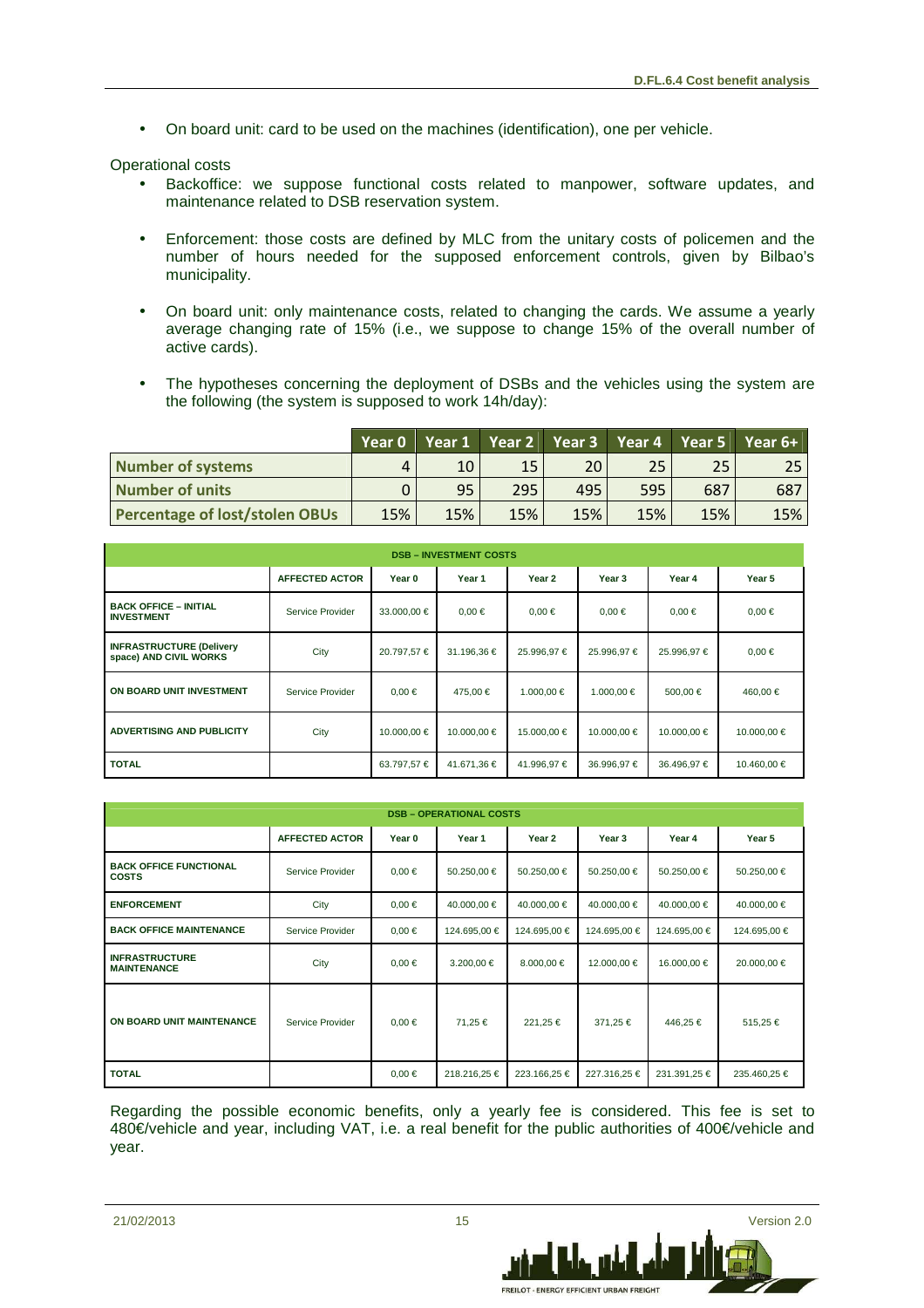- On board unit: card to be used on the machines (identification), one per vehicle.

Operational costs

- Backoffice: we suppose functional costs related to manpower, software updates, and maintenance related to DSB reservation system.
- Enforcement: those costs are defined by MLC from the unitary costs of policemen and the number of hours needed for the supposed enforcement controls, given by Bilbao's municipality.
- On board unit: only maintenance costs, related to changing the cards. We assume a yearly average changing rate of 15% (i.e., we suppose to change 15% of the overall number of active cards).
- The hypotheses concerning the deployment of DSBs and the vehicles using the system are the following (the system is supposed to work 14h/day):

| | Year 0 | Year 1 | Year 2 | Year 3 | Year 4 | Year 5 | Year 6+ |
|---|---|---|---|---|---|---|---|
| **Number of systems** | 4 | 10 | 15 | 20 | 25 | 25 | 25 |
| **Number of units** | 0 | 95 | 295 | 495 | 595 | 687 | 687 |
| **Percentage of lost/stolen OBUs** | 15% | 15% | 15% | 15% | 15% | 15% | 15% |

| DSB – INVESTMENT COSTS | | | | | | | |
|---|---|---|---|---|---|---|---|
| | AFFECTED ACTOR | Year 0 | Year 1 | Year 2 | Year 3 | Year 4 | Year 5 |
| BACK OFFICE – INITIAL INVESTMENT | Service Provider | 33.000,00 € | 0,00 € | 0,00 € | 0,00 € | 0,00 € | 0,00 € |
| INFRASTRUCTURE (Delivery space) AND CIVIL WORKS | City | 20.797,57 € | 31.196,36 € | 25.996,97 € | 25.996,97 € | 25.996,97 € | 0,00 € |
| ON BOARD UNIT INVESTMENT | Service Provider | 0,00 € | 475,00 € | 1.000,00 € | 1.000,00 € | 500,00 € | 460,00 € |
| ADVERTISING AND PUBLICITY | City | 10.000,00 € | 10.000,00 € | 15.000,00 € | 10.000,00 € | 10.000,00 € | 10.000,00 € |
| TOTAL | | 63.797,57 € | 41.671,36 € | 41.996,97 € | 36.996,97 € | 36.496,97 € | 10.460,00 € |

| DSB – OPERATIONAL COSTS | | | | | | | |
|---|---|---|---|---|---|---|---|
| | AFFECTED ACTOR | Year 0 | Year 1 | Year 2 | Year 3 | Year 4 | Year 5 |
| BACK OFFICE FUNCTIONAL COSTS | Service Provider | 0,00 € | 50.250,00 € | 50.250,00 € | 50.250,00 € | 50.250,00 € | 50.250,00 € |
| ENFORCEMENT | City | 0,00 € | 40.000,00 € | 40.000,00 € | 40.000,00 € | 40.000,00 € | 40.000,00 € |
| BACK OFFICE MAINTENANCE | Service Provider | 0,00 € | 124.695,00 € | 124.695,00 € | 124.695,00 € | 124.695,00 € | 124.695,00 € |
| INFRASTRUCTURE MAINTENANCE | City | 0,00 € | 3.200,00 € | 8.000,00 € | 12.000,00 € | 16.000,00 € | 20.000,00 € |
| ON BOARD UNIT MAINTENANCE | Service Provider | 0,00 € | 71,25 € | 221,25 € | 371,25 € | 446,25 € | 515,25 € |
| TOTAL | | 0,00 € | 218.216,25 € | 223.166,25 € | 227.316,25 € | 231.391,25 € | 235.460,25 € |

Regarding the possible economic benefits, only a yearly fee is considered. This fee is set to 480€/vehicle and year, including VAT, i.e. a real benefit for the public authorities of 400€/vehicle and year.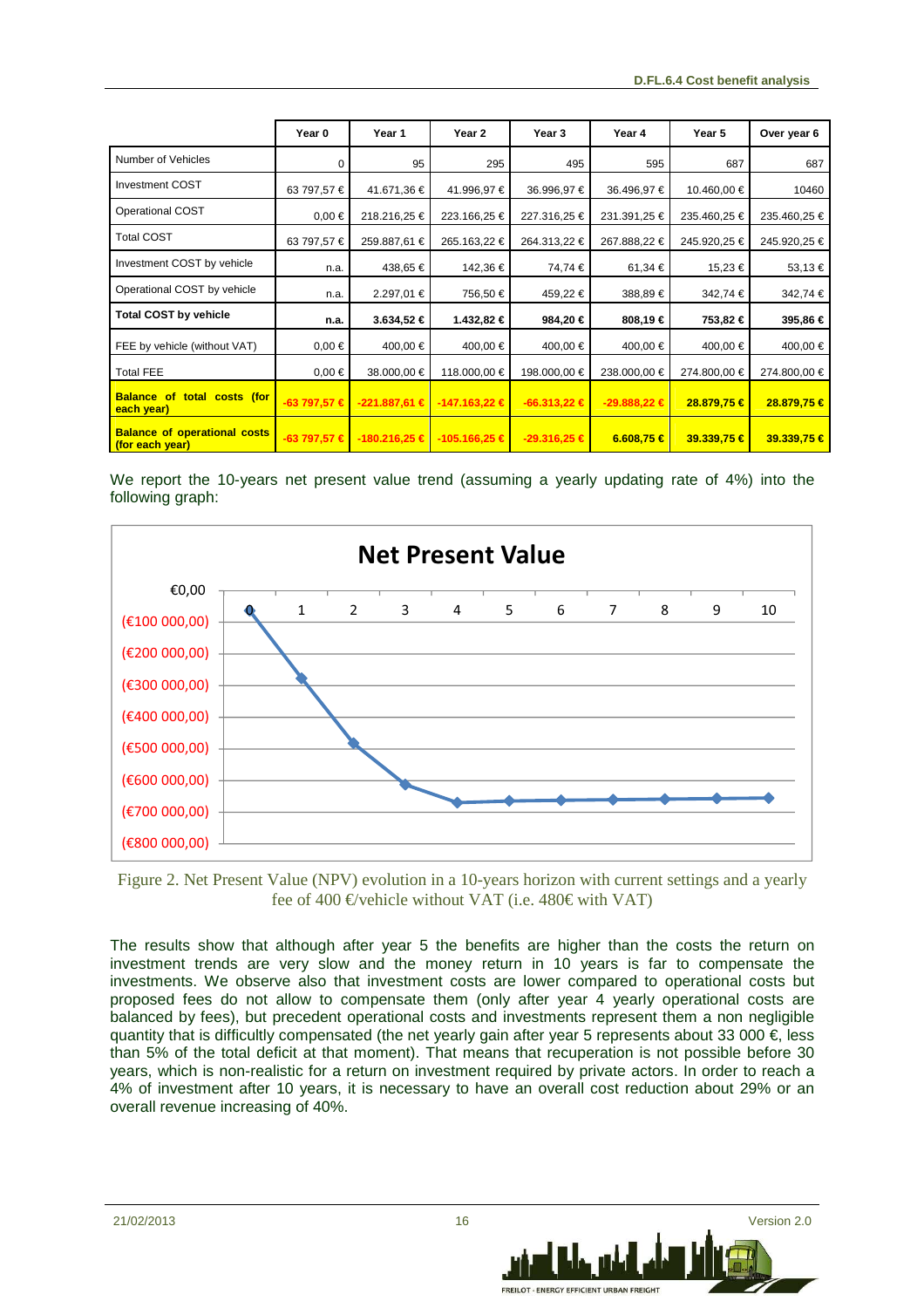| | Year 0 | Year 1 | Year 2 | Year 3 | Year 4 | Year 5 | Over year 6 |
|---|---|---|---|---|---|---|---|
| Number of Vehicles | 0 | 95 | 295 | 495 | 595 | 687 | 687 |
| Investment COST | 63 797,57 € | 41.671,36 € | 41.996,97 € | 36.996,97 € | 36.496,97 € | 10.460,00 € | 10460 |
| Operational COST | 0,00 € | 218.216,25 € | 223.166,25 € | 227.316,25 € | 231.391,25 € | 235.460,25 € | 235.460,25 € |
| Total COST | 63 797,57 € | 259.887,61 € | 265.163,22 € | 264.313,22 € | 267.888,22 € | 245.920,25 € | 245.920,25 € |
| Investment COST by vehicle | n.a. | 438,65 € | 142,36 € | 74,74 € | 61,34 € | 15,23 € | 53,13 € |
| Operational COST by vehicle | n.a. | 2.297,01 € | 756,50 € | 459,22 € | 388,89 € | 342,74 € | 342,74 € |
| **Total COST by vehicle** | **n.a.** | **3.634,52 €** | **1.432,82 €** | **984,20 €** | **808,19 €** | **753,82 €** | **395,86 €** |
| FEE by vehicle (without VAT) | 0,00 € | 400,00 € | 400,00 € | 400,00 € | 400,00 € | 400,00 € | 400,00 € |
| Total FEE | 0,00 € | 38.000,00 € | 118.000,00 € | 198.000,00 € | 238.000,00 € | 274.800,00 € | 274.800,00 € |
| **Balance of total costs (for each year)** | **-63 797,57 €** | **-221.887,61 €** | **-147.163,22 €** | **-66.313,22 €** | **-29.888,22 €** | **28.879,75 €** | **28.879,75 €** |
| **Balance of operational costs (for each year)** | **-63 797,57 €** | **-180.216,25 €** | **-105.166,25 €** | **-29.316,25 €** | **6.608,75 €** | **39.339,75 €** | **39.339,75 €** |

We report the 10-years net present value trend (assuming a yearly updating rate of 4%) into the following graph:

Figure 2. Net Present Value (NPV) evolution in a 10-years horizon with current settings and a yearly fee of 400 €/vehicle without VAT (i.e. 480€ with VAT)

The results show that although after year 5 the benefits are higher than the costs the return on investment trends are very slow and the money return in 10 years is far to compensate the investments. We observe also that investment costs are lower compared to operational costs but proposed fees do not allow to compensate them (only after year 4 yearly operational costs are balanced by fees), but precedent operational costs and investments represent them a non negligible quantity that is difficultly compensated (the net yearly gain after year 5 represents about 33 000 €, less than 5% of the total deficit at that moment). That means that recuperation is not possible before 30 years, which is non-realistic for a return on investment required by private actors. In order to reach a 4% of investment after 10 years, it is necessary to have an overall cost reduction about 29% or an overall revenue increasing of 40%.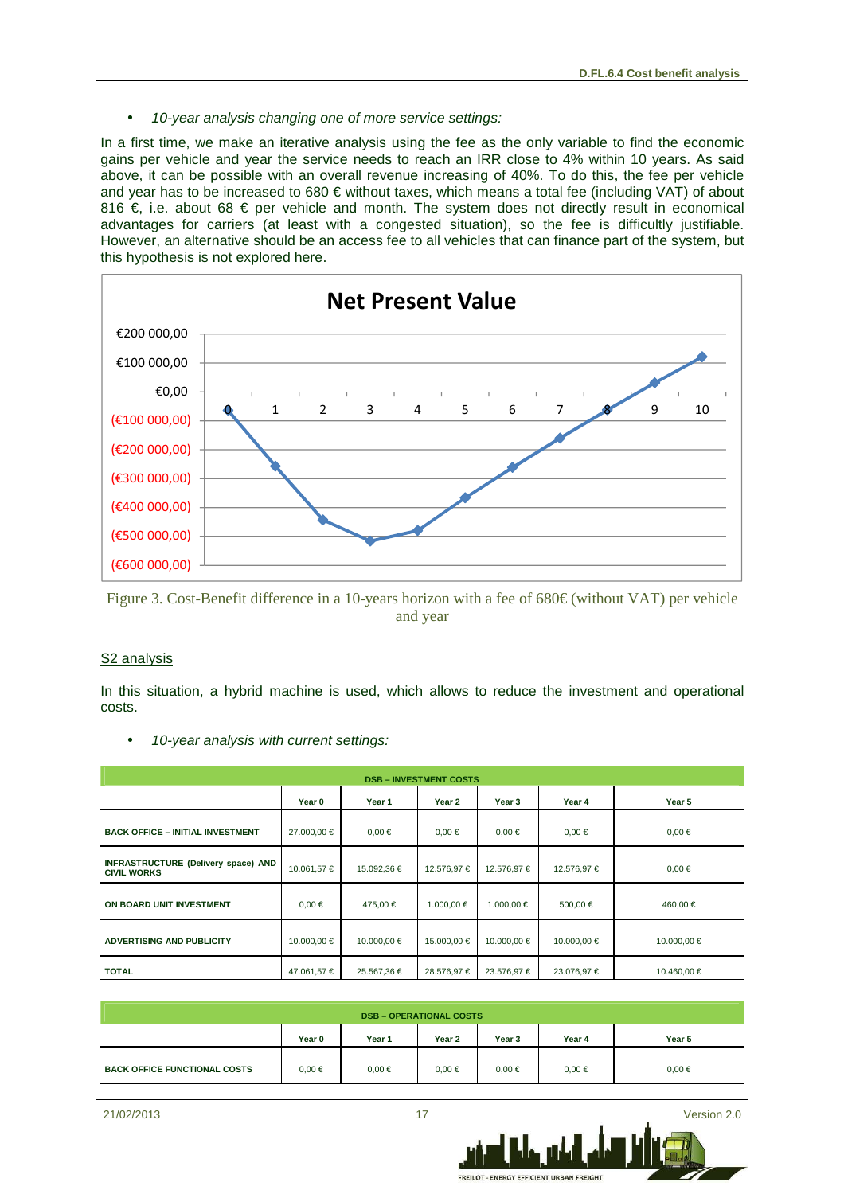- *10-year analysis changing one of more service settings:*

In a first time, we make an iterative analysis using the fee as the only variable to find the economic gains per vehicle and year the service needs to reach an IRR close to 4% within 10 years. As said above, it can be possible with an overall revenue increasing of 40%. To do this, the fee per vehicle and year has to be increased to 680 € without taxes, which means a total fee (including VAT) of about 816 €, i.e. about 68 € per vehicle and month. The system does not directly result in economical advantages for carriers (at least with a congested situation), so the fee is difficultly justifiable. However, an alternative should be an access fee to all vehicles that can finance part of the system, but this hypothesis is not explored here.

Figure 3. Cost-Benefit difference in a 10-years horizon with a fee of 680€ (without VAT) per vehicle and year

S2 analysis

In this situation, a hybrid machine is used, which allows to reduce the investment and operational costs.

- *10-year analysis with current settings:*

| DSB – INVESTMENT COSTS | | | | | | |
|---|---|---|---|---|---|---|
| | Year 0 | Year 1 | Year 2 | Year 3 | Year 4 | Year 5 |
| BACK OFFICE – INITIAL INVESTMENT | 27.000,00 € | 0,00 € | 0,00 € | 0,00 € | 0,00 € | 0,00 € |
| INFRASTRUCTURE (Delivery space) AND CIVIL WORKS | 10.061,57 € | 15.092,36 € | 12.576,97 € | 12.576,97 € | 12.576,97 € | 0,00 € |
| ON BOARD UNIT INVESTMENT | 0,00 € | 475,00 € | 1.000,00 € | 1.000,00 € | 500,00 € | 460,00 € |
| ADVERTISING AND PUBLICITY | 10.000,00 € | 10.000,00 € | 15.000,00 € | 10.000,00 € | 10.000,00 € | 10.000,00 € |
| TOTAL | 47.061,57 € | 25.567,36 € | 28.576,97 € | 23.576,97 € | 23.076,97 € | 10.460,00 € |

| DSB – OPERATIONAL COSTS | | | | | | |
|---|---|---|---|---|---|---|
| | Year 0 | Year 1 | Year 2 | Year 3 | Year 4 | Year 5 |
| BACK OFFICE FUNCTIONAL COSTS | 0,00 € | 0,00 € | 0,00 € | 0,00 € | 0,00 € | 0,00 € |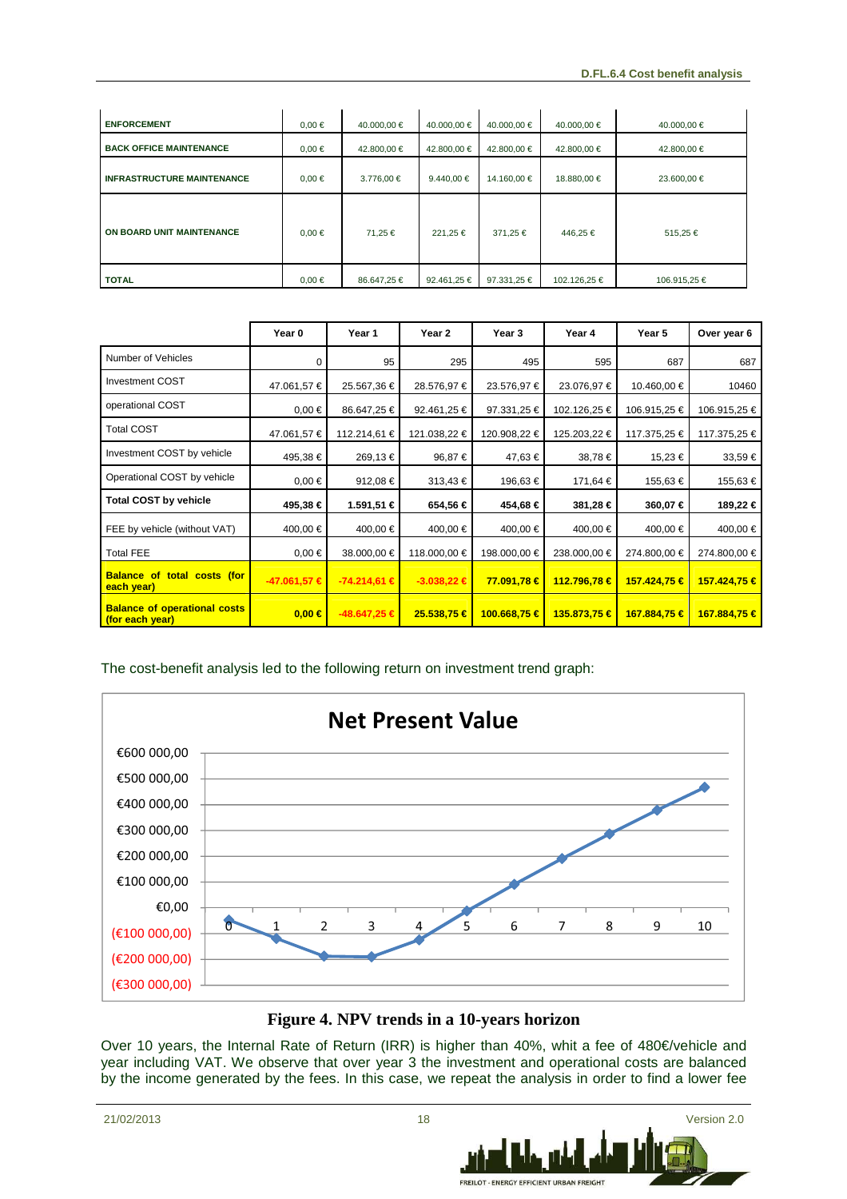| ENFORCEMENT | 0,00 € | 40.000,00 € | 40.000,00 € | 40.000,00 € | 40.000,00 € | 40.000,00 € |
|---|---|---|---|---|---|---|
| BACK OFFICE MAINTENANCE | 0,00 € | 42.800,00 € | 42.800,00 € | 42.800,00 € | 42.800,00 € | 42.800,00 € |
| INFRASTRUCTURE MAINTENANCE | 0,00 € | 3.776,00 € | 9.440,00 € | 14.160,00 € | 18.880,00 € | 23.600,00 € |
| ON BOARD UNIT MAINTENANCE | 0,00 € | 71,25 € | 221,25 € | 371,25 € | 446,25 € | 515,25 € |
| TOTAL | 0,00 € | 86.647,25 € | 92.461,25 € | 97.331,25 € | 102.126,25 € | 106.915,25 € |

| | Year 0 | Year 1 | Year 2 | Year 3 | Year 4 | Year 5 | Over year 6 |
|---|---|---|---|---|---|---|---|
| Number of Vehicles | 0 | 95 | 295 | 495 | 595 | 687 | 687 |
| Investment COST | 47.061,57 € | 25.567,36 € | 28.576,97 € | 23.576,97 € | 23.076,97 € | 10.460,00 € | 10460 |
| operational COST | 0,00 € | 86.647,25 € | 92.461,25 € | 97.331,25 € | 102.126,25 € | 106.915,25 € | 106.915,25 € |
| Total COST | 47.061,57 € | 112.214,61 € | 121.038,22 € | 120.908,22 € | 125.203,22 € | 117.375,25 € | 117.375,25 € |
| Investment COST by vehicle | 495,38 € | 269,13 € | 96,87 € | 47,63 € | 38,78 € | 15,23 € | 33,59 € |
| Operational COST by vehicle | 0,00 € | 912,08 € | 313,43 € | 196,63 € | 171,64 € | 155,63 € | 155,63 € |
| **Total COST by vehicle** | **495,38 €** | **1.591,51 €** | **654,56 €** | **454,68 €** | **381,28 €** | **360,07 €** | **189,22 €** |
| FEE by vehicle (without VAT) | 400,00 € | 400,00 € | 400,00 € | 400,00 € | 400,00 € | 400,00 € | 400,00 € |
| Total FEE | 0,00 € | 38.000,00 € | 118.000,00 € | 198.000,00 € | 238.000,00 € | 274.800,00 € | 274.800,00 € |
| **Balance of total costs (for each year)** | **-47.061,57 €** | **-74.214,61 €** | **-3.038,22 €** | **77.091,78 €** | **112.796,78 €** | **157.424,75 €** | **157.424,75 €** |
| **Balance of operational costs (for each year)** | **0,00 €** | **-48.647,25 €** | **25.538,75 €** | **100.668,75 €** | **135.873,75 €** | **167.884,75 €** | **167.884,75 €** |

The cost-benefit analysis led to the following return on investment trend graph:

**Figure 4. NPV trends in a 10-years horizon**

Over 10 years, the Internal Rate of Return (IRR) is higher than 40%, whit a fee of 480€/vehicle and year including VAT. We observe that over year 3 the investment and operational costs are balanced by the income generated by the fees. In this case, we repeat the analysis in order to find a lower fee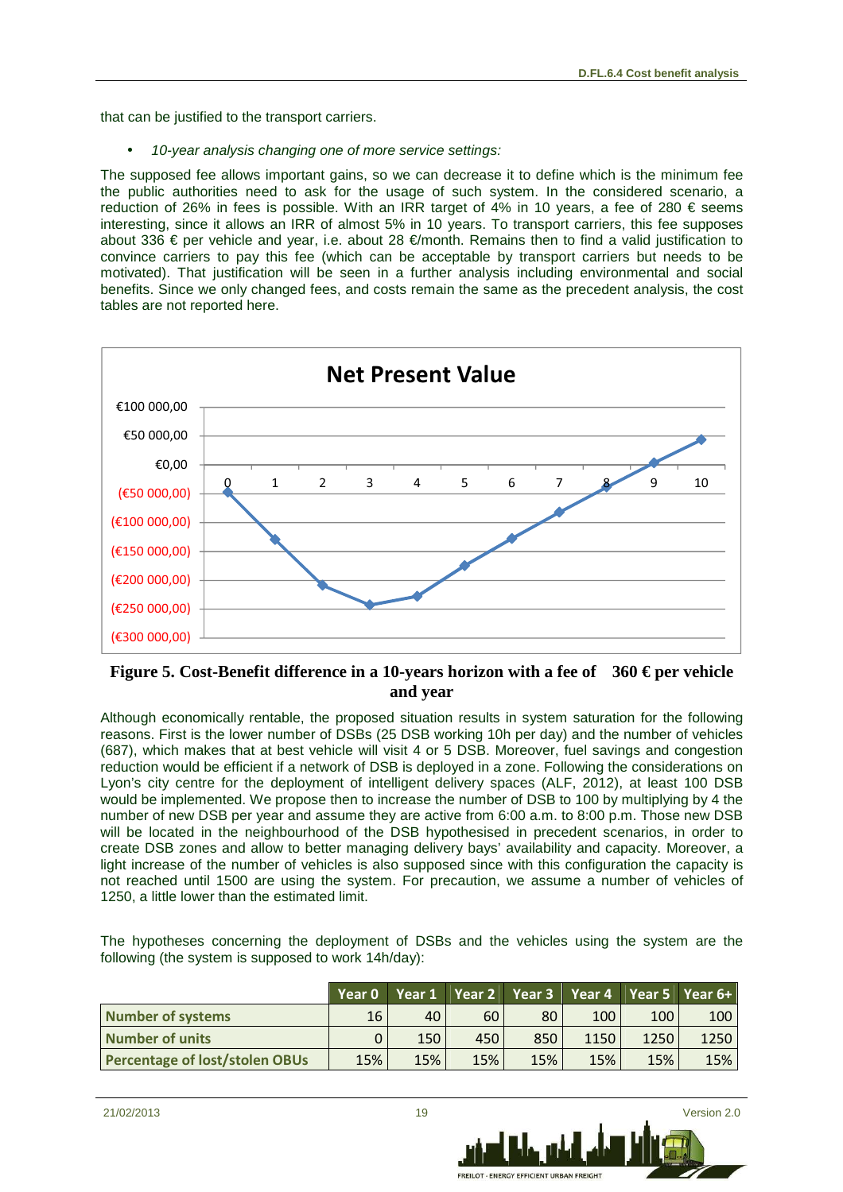that can be justified to the transport carriers.

- *10-year analysis changing one of more service settings:*

The supposed fee allows important gains, so we can decrease it to define which is the minimum fee the public authorities need to ask for the usage of such system. In the considered scenario, a reduction of 26% in fees is possible. With an IRR target of 4% in 10 years, a fee of 280 € seems interesting, since it allows an IRR of almost 5% in 10 years. To transport carriers, this fee supposes about 336 € per vehicle and year, i.e. about 28 €/month. Remains then to find a valid justification to convince carriers to pay this fee (which can be acceptable by transport carriers but needs to be motivated). That justification will be seen in a further analysis including environmental and social benefits. Since we only changed fees, and costs remain the same as the precedent analysis, the cost tables are not reported here.

**Figure 5. Cost-Benefit difference in a 10-years horizon with a fee of 360 € per vehicle and year**

Although economically rentable, the proposed situation results in system saturation for the following reasons. First is the lower number of DSBs (25 DSB working 10h per day) and the number of vehicles (687), which makes that at best vehicle will visit 4 or 5 DSB. Moreover, fuel savings and congestion reduction would be efficient if a network of DSB is deployed in a zone. Following the considerations on Lyon's city centre for the deployment of intelligent delivery spaces (ALF, 2012), at least 100 DSB would be implemented. We propose then to increase the number of DSB to 100 by multiplying by 4 the number of new DSB per year and assume they are active from 6:00 a.m. to 8:00 p.m. Those new DSB will be located in the neighbourhood of the DSB hypothesised in precedent scenarios, in order to create DSB zones and allow to better managing delivery bays' availability and capacity. Moreover, a light increase of the number of vehicles is also supposed since with this configuration the capacity is not reached until 1500 are using the system. For precaution, we assume a number of vehicles of 1250, a little lower than the estimated limit.

The hypotheses concerning the deployment of DSBs and the vehicles using the system are the following (the system is supposed to work 14h/day):

| | Year 0 | Year 1 | Year 2 | Year 3 | Year 4 | Year 5 | Year 6+ |
|---|---|---|---|---|---|---|---|
| **Number of systems** | 16 | 40 | 60 | 80 | 100 | 100 | 100 |
| **Number of units** | 0 | 150 | 450 | 850 | 1150 | 1250 | 1250 |
| **Percentage of lost/stolen OBUs** | 15% | 15% | 15% | 15% | 15% | 15% | 15% |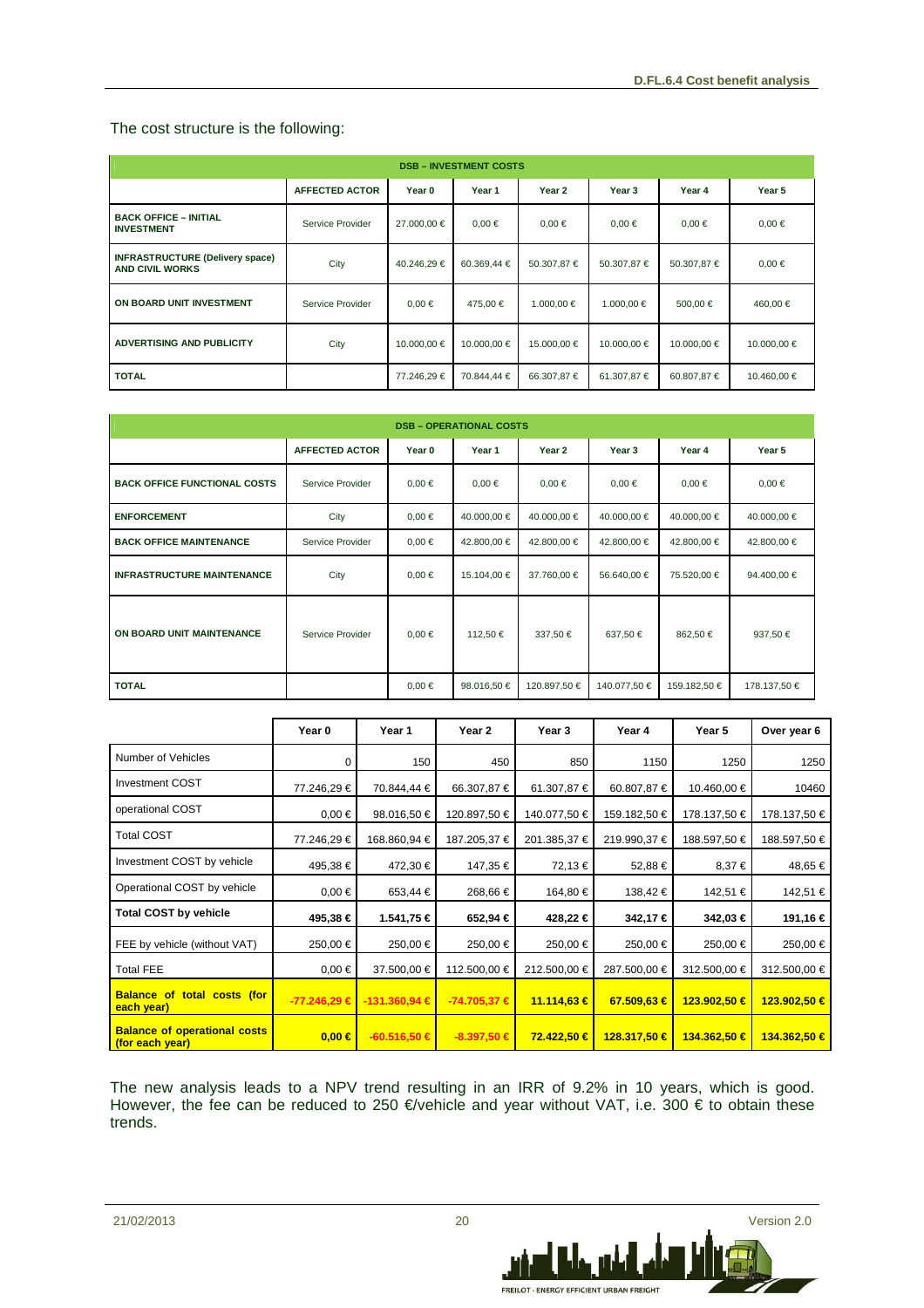The cost structure is the following:

| DSB – INVESTMENT COSTS | | | | | | | |
|---|---|---|---|---|---|---|---|
| | **AFFECTED ACTOR** | **Year 0** | **Year 1** | **Year 2** | **Year 3** | **Year 4** | **Year 5** |
| **BACK OFFICE – INITIAL INVESTMENT** | Service Provider | 27.000,00 € | 0,00 € | 0,00 € | 0,00 € | 0,00 € | 0,00 € |
| **INFRASTRUCTURE (Delivery space) AND CIVIL WORKS** | City | 40.246,29 € | 60.369,44 € | 50.307,87 € | 50.307,87 € | 50.307,87 € | 0,00 € |
| **ON BOARD UNIT INVESTMENT** | Service Provider | 0,00 € | 475,00 € | 1.000,00 € | 1.000,00 € | 500,00 € | 460,00 € |
| **ADVERTISING AND PUBLICITY** | City | 10.000,00 € | 10.000,00 € | 15.000,00 € | 10.000,00 € | 10.000,00 € | 10.000,00 € |
| **TOTAL** | | 77.246,29 € | 70.844,44 € | 66.307,87 € | 61.307,87 € | 60.807,87 € | 10.460,00 € |

| DSB – OPERATIONAL COSTS | | | | | | | |
|---|---|---|---|---|---|---|---|
| | **AFFECTED ACTOR** | **Year 0** | **Year 1** | **Year 2** | **Year 3** | **Year 4** | **Year 5** |
| **BACK OFFICE FUNCTIONAL COSTS** | Service Provider | 0,00 € | 0,00 € | 0,00 € | 0,00 € | 0,00 € | 0,00 € |
| **ENFORCEMENT** | City | 0,00 € | 40.000,00 € | 40.000,00 € | 40.000,00 € | 40.000,00 € | 40.000,00 € |
| **BACK OFFICE MAINTENANCE** | Service Provider | 0,00 € | 42.800,00 € | 42.800,00 € | 42.800,00 € | 42.800,00 € | 42.800,00 € |
| **INFRASTRUCTURE MAINTENANCE** | City | 0,00 € | 15.104,00 € | 37.760,00 € | 56.640,00 € | 75.520,00 € | 94.400,00 € |
| **ON BOARD UNIT MAINTENANCE** | Service Provider | 0,00 € | 112,50 € | 337,50 € | 637,50 € | 862,50 € | 937,50 € |
| **TOTAL** | | 0,00 € | 98.016,50 € | 120.897,50 € | 140.077,50 € | 159.182,50 € | 178.137,50 € |

| | **Year 0** | **Year 1** | **Year 2** | **Year 3** | **Year 4** | **Year 5** | **Over year 6** |
|---|---|---|---|---|---|---|---|
| Number of Vehicles | 0 | 150 | 450 | 850 | 1150 | 1250 | 1250 |
| Investment COST | 77.246,29 € | 70.844,44 € | 66.307,87 € | 61.307,87 € | 60.807,87 € | 10.460,00 € | 10460 |
| operational COST | 0,00 € | 98.016,50 € | 120.897,50 € | 140.077,50 € | 159.182,50 € | 178.137,50 € | 178.137,50 € |
| Total COST | 77.246,29 € | 168.860,94 € | 187.205,37 € | 201.385,37 € | 219.990,37 € | 188.597,50 € | 188.597,50 € |
| Investment COST by vehicle | 495,38 € | 472,30 € | 147,35 € | 72,13 € | 52,88 € | 8,37 € | 48,65 € |
| Operational COST by vehicle | 0,00 € | 653,44 € | 268,66 € | 164,80 € | 138,42 € | 142,51 € | 142,51 € |
| **Total COST by vehicle** | **495,38 €** | **1.541,75 €** | **652,94 €** | **428,22 €** | **342,17 €** | **342,03 €** | **191,16 €** |
| FEE by vehicle (without VAT) | 250,00 € | 250,00 € | 250,00 € | 250,00 € | 250,00 € | 250,00 € | 250,00 € |
| Total FEE | 0,00 € | 37.500,00 € | 112.500,00 € | 212.500,00 € | 287.500,00 € | 312.500,00 € | 312.500,00 € |
| **Balance of total costs (for each year)** | **-77.246,29 €** | **-131.360,94 €** | **-74.705,37 €** | **11.114,63 €** | **67.509,63 €** | **123.902,50 €** | **123.902,50 €** |
| **Balance of operational costs (for each year)** | **0,00 €** | **-60.516,50 €** | **-8.397,50 €** | **72.422,50 €** | **128.317,50 €** | **134.362,50 €** | **134.362,50 €** |

The new analysis leads to a NPV trend resulting in an IRR of 9.2% in 10 years, which is good. However, the fee can be reduced to 250 €/vehicle and year without VAT, i.e. 300 € to obtain these trends.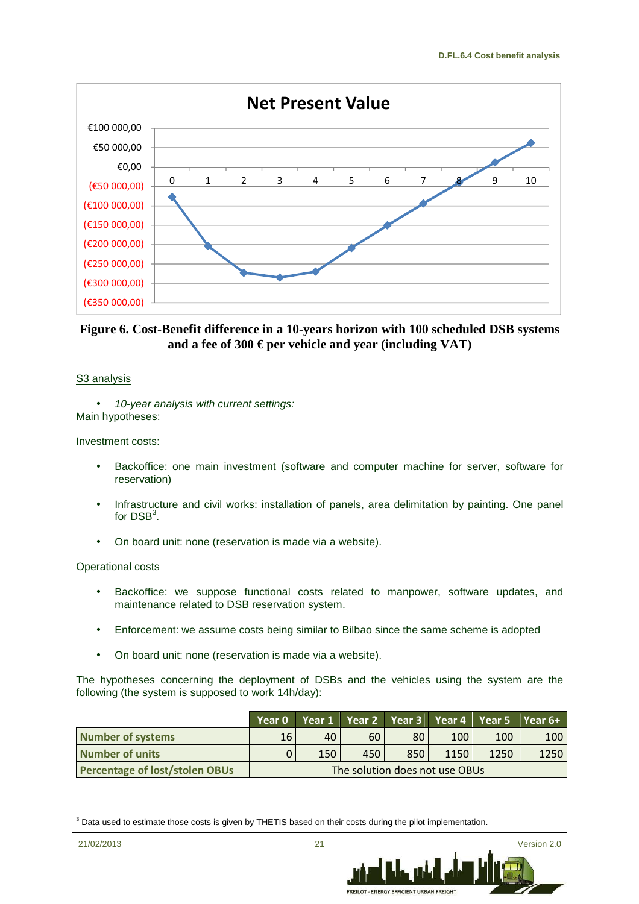Figure 6. Cost-Benefit difference in a 10-years horizon with 100 scheduled DSB systems and a fee of 300 € per vehicle and year (including VAT)

S3 analysis

- *10-year analysis with current settings:*

Main hypotheses:

Investment costs:

- Backoffice: one main investment (software and computer machine for server, software for reservation)
- Infrastructure and civil works: installation of panels, area delimitation by painting. One panel for DSB[3].
- On board unit: none (reservation is made via a website).

Operational costs

- Backoffice: we suppose functional costs related to manpower, software updates, and maintenance related to DSB reservation system.
- Enforcement: we assume costs being similar to Bilbao since the same scheme is adopted
- On board unit: none (reservation is made via a website).

The hypotheses concerning the deployment of DSBs and the vehicles using the system are the following (the system is supposed to work 14h/day):

| | Year 0 | Year 1 | Year 2 | Year 3 | Year 4 | Year 5 | Year 6+ |
|---|---|---|---|---|---|---|---|
| **Number of systems** | 16 | 40 | 60 | 80 | 100 | 100 | 100 |
| **Number of units** | 0 | 150 | 450 | 850 | 1150 | 1250 | 1250 |
| **Percentage of lost/stolen OBUs** | The solution does not use OBUs | | | | | | |

[3] Data used to estimate those costs is given by THETIS based on their costs during the pilot implementation.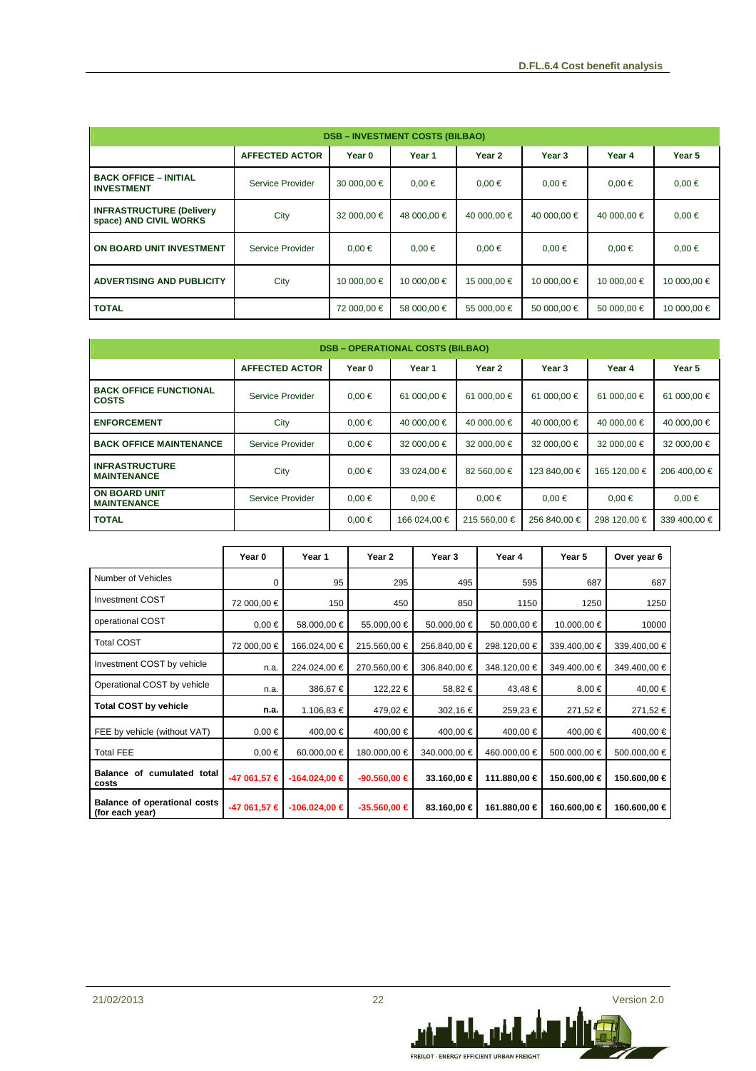| DSB – INVESTMENT COSTS (BILBAO) | | | | | | | |
|---|---|---|---|---|---|---|---|
| | **AFFECTED ACTOR** | **Year 0** | **Year 1** | **Year 2** | **Year 3** | **Year 4** | **Year 5** |
| **BACK OFFICE – INITIAL INVESTMENT** | Service Provider | 30 000,00 € | 0,00 € | 0,00 € | 0,00 € | 0,00 € | 0,00 € |
| **INFRASTRUCTURE (Delivery space) AND CIVIL WORKS** | City | 32 000,00 € | 48 000,00 € | 40 000,00 € | 40 000,00 € | 40 000,00 € | 0,00 € |
| **ON BOARD UNIT INVESTMENT** | Service Provider | 0,00 € | 0,00 € | 0,00 € | 0,00 € | 0,00 € | 0,00 € |
| **ADVERTISING AND PUBLICITY** | City | 10 000,00 € | 10 000,00 € | 15 000,00 € | 10 000,00 € | 10 000,00 € | 10 000,00 € |
| **TOTAL** | | 72 000,00 € | 58 000,00 € | 55 000,00 € | 50 000,00 € | 50 000,00 € | 10 000,00 € |

| DSB – OPERATIONAL COSTS (BILBAO) | | | | | | | |
|---|---|---|---|---|---|---|---|
| | **AFFECTED ACTOR** | **Year 0** | **Year 1** | **Year 2** | **Year 3** | **Year 4** | **Year 5** |
| **BACK OFFICE FUNCTIONAL COSTS** | Service Provider | 0,00 € | 61 000,00 € | 61 000,00 € | 61 000,00 € | 61 000,00 € | 61 000,00 € |
| **ENFORCEMENT** | City | 0,00 € | 40 000,00 € | 40 000,00 € | 40 000,00 € | 40 000,00 € | 40 000,00 € |
| **BACK OFFICE MAINTENANCE** | Service Provider | 0,00 € | 32 000,00 € | 32 000,00 € | 32 000,00 € | 32 000,00 € | 32 000,00 € |
| **INFRASTRUCTURE MAINTENANCE** | City | 0,00 € | 33 024,00 € | 82 560,00 € | 123 840,00 € | 165 120,00 € | 206 400,00 € |
| **ON BOARD UNIT MAINTENANCE** | Service Provider | 0,00 € | 0,00 € | 0,00 € | 0,00 € | 0,00 € | 0,00 € |
| **TOTAL** | | 0,00 € | 166 024,00 € | 215 560,00 € | 256 840,00 € | 298 120,00 € | 339 400,00 € |

| | **Year 0** | **Year 1** | **Year 2** | **Year 3** | **Year 4** | **Year 5** | **Over year 6** |
|---|---|---|---|---|---|---|---|
| Number of Vehicles | 0 | 95 | 295 | 495 | 595 | 687 | 687 |
| Investment COST | 72 000,00 € | 150 | 450 | 850 | 1150 | 1250 | 1250 |
| operational COST | 0,00 € | 58.000,00 € | 55.000,00 € | 50.000,00 € | 50.000,00 € | 10.000,00 € | 10000 |
| Total COST | 72 000,00 € | 166.024,00 € | 215.560,00 € | 256.840,00 € | 298.120,00 € | 339.400,00 € | 339.400,00 € |
| Investment COST by vehicle | n.a. | 224.024,00 € | 270.560,00 € | 306.840,00 € | 348.120,00 € | 349.400,00 € | 349.400,00 € |
| Operational COST by vehicle | n.a. | 386,67 € | 122,22 € | 58,82 € | 43,48 € | 8,00 € | 40,00 € |
| **Total COST by vehicle** | **n.a.** | 1.106,83 € | 479,02 € | 302,16 € | 259,23 € | 271,52 € | 271,52 € |
| FEE by vehicle (without VAT) | 0,00 € | 400,00 € | 400,00 € | 400,00 € | 400,00 € | 400,00 € | 400,00 € |
| Total FEE | 0,00 € | 60.000,00 € | 180.000,00 € | 340.000,00 € | 460.000,00 € | 500.000,00 € | 500.000,00 € |
| **Balance of cumulated total costs** | **-47 061,57 €** | **-164.024,00 €** | **-90.560,00 €** | **33.160,00 €** | **111.880,00 €** | **150.600,00 €** | **150.600,00 €** |
| **Balance of operational costs (for each year)** | **-47 061,57 €** | **-106.024,00 €** | **-35.560,00 €** | **83.160,00 €** | **161.880,00 €** | **160.600,00 €** | **160.600,00 €** |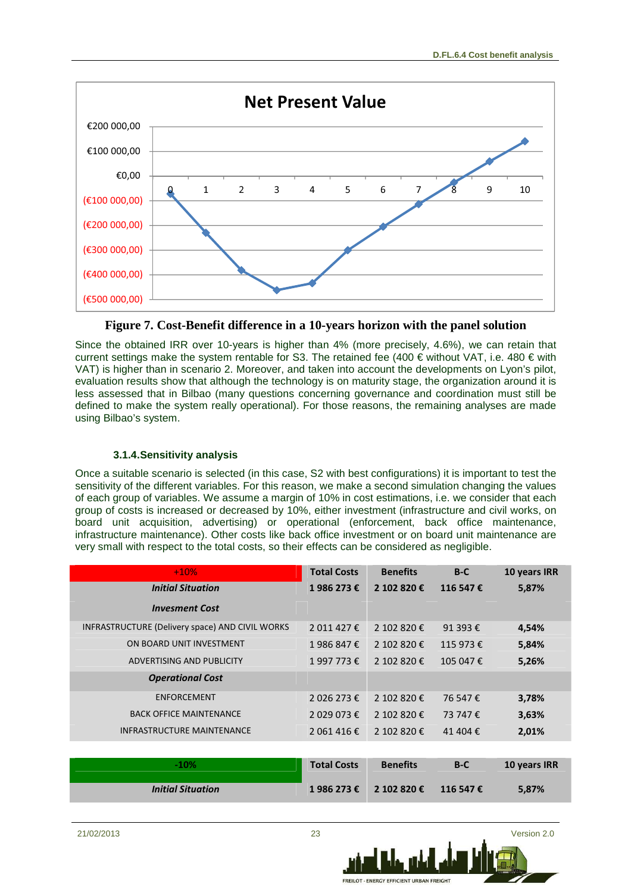Figure 7. Cost-Benefit difference in a 10-years horizon with the panel solution

Since the obtained IRR over 10-years is higher than 4% (more precisely, 4.6%), we can retain that current settings make the system rentable for S3. The retained fee (400 € without VAT, i.e. 480 € with VAT) is higher than in scenario 2. Moreover, and taken into account the developments on Lyon's pilot, evaluation results show that although the technology is on maturity stage, the organization around it is less assessed that in Bilbao (many questions concerning governance and coordination must still be defined to make the system really operational). For those reasons, the remaining analyses are made using Bilbao's system.

### 3.1.4. Sensitivity analysis

Once a suitable scenario is selected (in this case, S2 with best configurations) it is important to test the sensitivity of the different variables. For this reason, we make a second simulation changing the values of each group of variables. We assume a margin of 10% in cost estimations, i.e. we consider that each group of costs is increased or decreased by 10%, either investment (infrastructure and civil works, on board unit acquisition, advertising) or operational (enforcement, back office maintenance, infrastructure maintenance). Other costs like back office investment or on board unit maintenance are very small with respect to the total costs, so their effects can be considered as negligible.

| +10% | Total Costs | Benefits | B-C | 10 years IRR |
|---|---|---|---|---|
| ***Initial Situation*** | **1 986 273 €** | **2 102 820 €** | **116 547 €** | **5,87%** |
| ***Invesment Cost*** | | | | |
| INFRASTRUCTURE (Delivery space) AND CIVIL WORKS | 2 011 427 € | 2 102 820 € | 91 393 € | **4,54%** |
| ON BOARD UNIT INVESTMENT | 1 986 847 € | 2 102 820 € | 115 973 € | **5,84%** |
| ADVERTISING AND PUBLICITY | 1 997 773 € | 2 102 820 € | 105 047 € | **5,26%** |
| ***Operational Cost*** | | | | |
| ENFORCEMENT | 2 026 273 € | 2 102 820 € | 76 547 € | **3,78%** |
| BACK OFFICE MAINTENANCE | 2 029 073 € | 2 102 820 € | 73 747 € | **3,63%** |
| INFRASTRUCTURE MAINTENANCE | 2 061 416 € | 2 102 820 € | 41 404 € | **2,01%** |

| -10% | Total Costs | Benefits | B-C | 10 years IRR |
|---|---|---|---|---|
| ***Initial Situation*** | **1 986 273 €** | **2 102 820 €** | **116 547 €** | **5,87%** |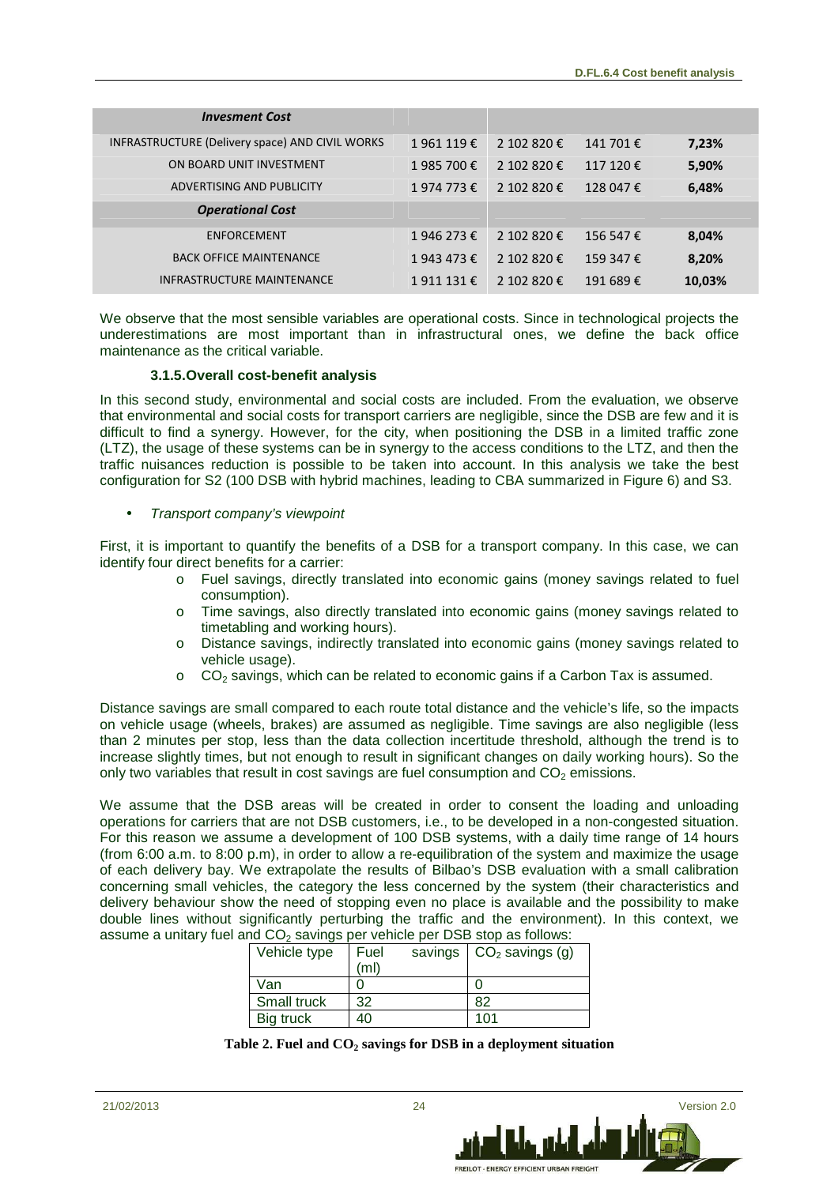| *Invesment Cost* | | | | |
|---|---|---|---|---|
| INFRASTRUCTURE (Delivery space) AND CIVIL WORKS | 1 961 119 € | 2 102 820 € | 141 701 € | **7,23%** |
| ON BOARD UNIT INVESTMENT | 1 985 700 € | 2 102 820 € | 117 120 € | **5,90%** |
| ADVERTISING AND PUBLICITY | 1 974 773 € | 2 102 820 € | 128 047 € | **6,48%** |
| ***Operational Cost*** | | | | |
| ENFORCEMENT | 1 946 273 € | 2 102 820 € | 156 547 € | **8,04%** |
| BACK OFFICE MAINTENANCE | 1 943 473 € | 2 102 820 € | 159 347 € | **8,20%** |
| INFRASTRUCTURE MAINTENANCE | 1 911 131 € | 2 102 820 € | 191 689 € | **10,03%** |

We observe that the most sensible variables are operational costs. Since in technological projects the underestimations are most important than in infrastructural ones, we define the back office maintenance as the critical variable.

### 3.1.5. Overall cost-benefit analysis

In this second study, environmental and social costs are included. From the evaluation, we observe that environmental and social costs for transport carriers are negligible, since the DSB are few and it is difficult to find a synergy. However, for the city, when positioning the DSB in a limited traffic zone (LTZ), the usage of these systems can be in synergy to the access conditions to the LTZ, and then the traffic nuisances reduction is possible to be taken into account. In this analysis we take the best configuration for S2 (100 DSB with hybrid machines, leading to CBA summarized in Figure 6) and S3.

- *Transport company's viewpoint*

First, it is important to quantify the benefits of a DSB for a transport company. In this case, we can identify four direct benefits for a carrier:

- Fuel savings, directly translated into economic gains (money savings related to fuel consumption).
- Time savings, also directly translated into economic gains (money savings related to timetabling and working hours).
- Distance savings, indirectly translated into economic gains (money savings related to vehicle usage).
- $CO_2$ savings, which can be related to economic gains if a Carbon Tax is assumed.

Distance savings are small compared to each route total distance and the vehicle's life, so the impacts on vehicle usage (wheels, brakes) are assumed as negligible. Time savings are also negligible (less than 2 minutes per stop, less than the data collection incertitude threshold, although the trend is to increase slightly times, but not enough to result in significant changes on daily working hours). So the only two variables that result in cost savings are fuel consumption and $CO_2$ emissions.

We assume that the DSB areas will be created in order to consent the loading and unloading operations for carriers that are not DSB customers, i.e., to be developed in a non-congested situation. For this reason we assume a development of 100 DSB systems, with a daily time range of 14 hours (from 6:00 a.m. to 8:00 p.m), in order to allow a re-equilibration of the system and maximize the usage of each delivery bay. We extrapolate the results of Bilbao's DSB evaluation with a small calibration concerning small vehicles, the category the less concerned by the system (their characteristics and delivery behaviour show the need of stopping even no place is available and the possibility to make double lines without significantly perturbing the traffic and the environment). In this context, we assume a unitary fuel and $CO_2$ savings per vehicle per DSB stop as follows:

| Vehicle type | Fuel savings (ml) | $CO_2$ savings (g) |
|---|---|---|
| Van | 0 | 0 |
| Small truck | 32 | 82 |
| Big truck | 40 | 101 |

**Table 2. Fuel and $CO_2$ savings for DSB in a deployment situation**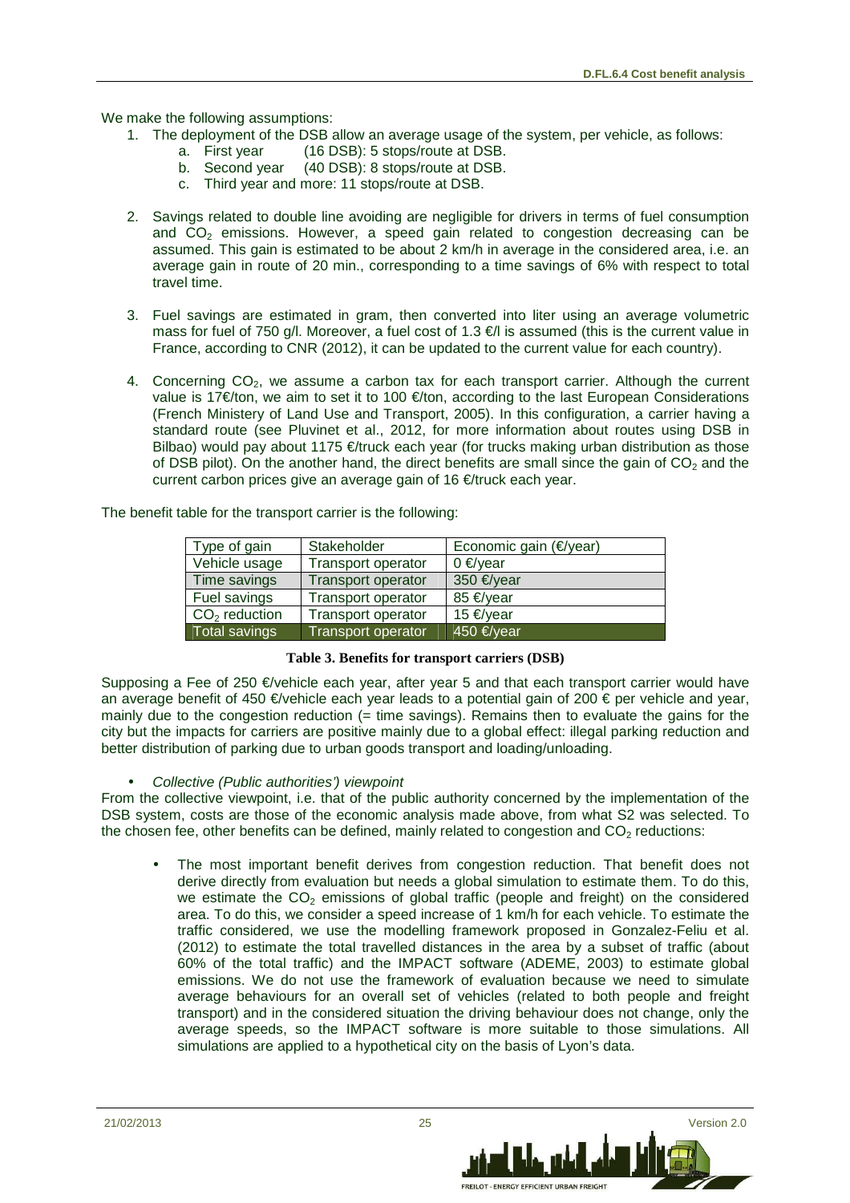We make the following assumptions:

1. The deployment of the DSB allow an average usage of the system, per vehicle, as follows:
   a. First year (16 DSB): 5 stops/route at DSB.
   b. Second year (40 DSB): 8 stops/route at DSB.
   c. Third year and more: 11 stops/route at DSB.

2. Savings related to double line avoiding are negligible for drivers in terms of fuel consumption and $CO_2$ emissions. However, a speed gain related to congestion decreasing can be assumed. This gain is estimated to be about 2 km/h in average in the considered area, i.e. an average gain in route of 20 min., corresponding to a time savings of 6% with respect to total travel time.

3. Fuel savings are estimated in gram, then converted into liter using an average volumetric mass for fuel of 750 g/l. Moreover, a fuel cost of 1.3 €/l is assumed (this is the current value in France, according to CNR (2012), it can be updated to the current value for each country).

4. Concerning $CO_2$, we assume a carbon tax for each transport carrier. Although the current value is 17€/ton, we aim to set it to 100 €/ton, according to the last European Considerations (French Ministery of Land Use and Transport, 2005). In this configuration, a carrier having a standard route (see Pluvinet et al., 2012, for more information about routes using DSB in Bilbao) would pay about 1175 €/truck each year (for trucks making urban distribution as those of DSB pilot). On the another hand, the direct benefits are small since the gain of $CO_2$ and the current carbon prices give an average gain of 16 €/truck each year.

The benefit table for the transport carrier is the following:

| Type of gain | Stakeholder | Economic gain (€/year) |
|---|---|---|
| Vehicle usage | Transport operator | 0 €/year |
| Time savings | Transport operator | 350 €/year |
| Fuel savings | Transport operator | 85 €/year |
| $CO_2$ reduction | Transport operator | 15 €/year |
| Total savings | Transport operator | 450 €/year |

**Table 3. Benefits for transport carriers (DSB)**

Supposing a Fee of 250 €/vehicle each year, after year 5 and that each transport carrier would have an average benefit of 450 €/vehicle each year leads to a potential gain of 200 € per vehicle and year, mainly due to the congestion reduction (= time savings). Remains then to evaluate the gains for the city but the impacts for carriers are positive mainly due to a global effect: illegal parking reduction and better distribution of parking due to urban goods transport and loading/unloading.

- *Collective (Public authorities') viewpoint*

From the collective viewpoint, i.e. that of the public authority concerned by the implementation of the DSB system, costs are those of the economic analysis made above, from what S2 was selected. To the chosen fee, other benefits can be defined, mainly related to congestion and $CO_2$ reductions:

- The most important benefit derives from congestion reduction. That benefit does not derive directly from evaluation but needs a global simulation to estimate them. To do this, we estimate the $CO_2$ emissions of global traffic (people and freight) on the considered area. To do this, we consider a speed increase of 1 km/h for each vehicle. To estimate the traffic considered, we use the modelling framework proposed in Gonzalez-Feliu et al. (2012) to estimate the total travelled distances in the area by a subset of traffic (about 60% of the total traffic) and the IMPACT software (ADEME, 2003) to estimate global emissions. We do not use the framework of evaluation because we need to simulate average behaviours for an overall set of vehicles (related to both people and freight transport) and in the considered situation the driving behaviour does not change, only the average speeds, so the IMPACT software is more suitable to those simulations. All simulations are applied to a hypothetical city on the basis of Lyon's data.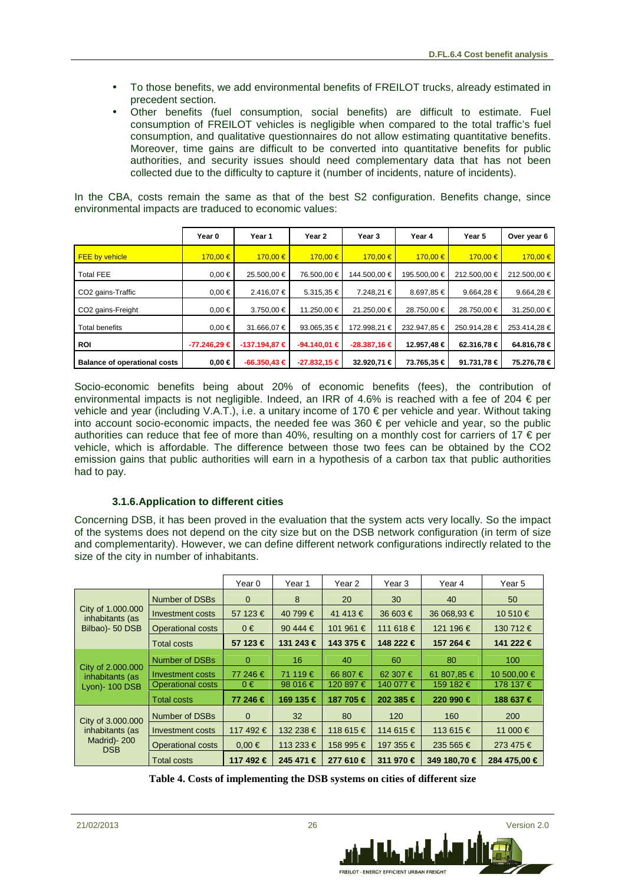- To those benefits, we add environmental benefits of FREILOT trucks, already estimated in precedent section.
- Other benefits (fuel consumption, social benefits) are difficult to estimate. Fuel consumption of FREILOT vehicles is negligible when compared to the total traffic's fuel consumption, and qualitative questionnaires do not allow estimating quantitative benefits. Moreover, time gains are difficult to be converted into quantitative benefits for public authorities, and security issues should need complementary data that has not been collected due to the difficulty to capture it (number of incidents, nature of incidents).

In the CBA, costs remain the same as that of the best S2 configuration. Benefits change, since environmental impacts are traduced to economic values:

| | Year 0 | Year 1 | Year 2 | Year 3 | Year 4 | Year 5 | Over year 6 |
|---|---|---|---|---|---|---|---|
| FEE by vehicle | 170,00 € | 170,00 € | 170,00 € | 170,00 € | 170,00 € | 170,00 € | 170,00 € |
| Total FEE | 0,00 € | 25.500,00 € | 76.500,00 € | 144.500,00 € | 195.500,00 € | 212.500,00 € | 212.500,00 € |
| CO2 gains-Traffic | 0,00 € | 2.416,07 € | 5.315,35 € | 7.248,21 € | 8.697,85 € | 9.664,28 € | 9.664,28 € |
| CO2 gains-Freight | 0,00 € | 3.750,00 € | 11.250,00 € | 21.250,00 € | 28.750,00 € | 28.750,00 € | 31.250,00 € |
| Total benefits | 0,00 € | 31.666,07 € | 93.065,35 € | 172.998,21 € | 232.947,85 € | 250.914,28 € | 253.414,28 € |
| **ROI** | **-77.246,29 €** | **-137.194,87 €** | **-94.140,01 €** | **-28.387,16 €** | **12.957,48 €** | **62.316,78 €** | **64.816,78 €** |
| **Balance of operational costs** | **0,00 €** | **-66.350,43 €** | **-27.832,15 €** | **32.920,71 €** | **73.765,35 €** | **91.731,78 €** | **75.276,78 €** |

Socio-economic benefits being about 20% of economic benefits (fees), the contribution of environmental impacts is not negligible. Indeed, an IRR of 4.6% is reached with a fee of 204 € per vehicle and year (including V.A.T.), i.e. a unitary income of 170 € per vehicle and year. Without taking into account socio-economic impacts, the needed fee was 360 € per vehicle and year, so the public authorities can reduce that fee of more than 40%, resulting on a monthly cost for carriers of 17 € per vehicle, which is affordable. The difference between those two fees can be obtained by the CO2 emission gains that public authorities will earn in a hypothesis of a carbon tax that public authorities had to pay.

### 3.1.6. Application to different cities

Concerning DSB, it has been proved in the evaluation that the system acts very locally. So the impact of the systems does not depend on the city size but on the DSB network configuration (in term of size and complementarity). However, we can define different network configurations indirectly related to the size of the city in number of inhabitants.

| | | Year 0 | Year 1 | Year 2 | Year 3 | Year 4 | Year 5 |
|---|---|---|---|---|---|---|---|
| City of 1.000.000 inhabitants (as Bilbao)- 50 DSB | Number of DSBs | 0 | 8 | 20 | 30 | 40 | 50 |
| | Investment costs | 57 123 € | 40 799 € | 41 413 € | 36 603 € | 36 068,93 € | 10 510 € |
| | Operational costs | 0 € | 90 444 € | 101 961 € | 111 618 € | 121 196 € | 130 712 € |
| | Total costs | **57 123 €** | **131 243 €** | **143 375 €** | **148 222 €** | **157 264 €** | **141 222 €** |
| City of 2.000.000 inhabitants (as Lyon)- 100 DSB | Number of DSBs | 0 | 16 | 40 | 60 | 80 | 100 |
| | Investment costs | 77 246 € | 71 119 € | 66 807 € | 62 307 € | 61 807,85 € | 10 500,00 € |
| | Operational costs | 0 € | 98 016 € | 120 897 € | 140 077 € | 159 182 € | 178 137 € |
| | Total costs | **77 246 €** | **169 135 €** | **187 705 €** | **202 385 €** | **220 990 €** | **188 637 €** |
| City of 3.000.000 inhabitants (as Madrid)- 200 DSB | Number of DSBs | 0 | 32 | 80 | 120 | 160 | 200 |
| | Investment costs | 117 492 € | 132 238 € | 118 615 € | 114 615 € | 113 615 € | 11 000 € |
| | Operational costs | 0,00 € | 113 233 € | 158 995 € | 197 355 € | 235 565 € | 273 475 € |
| | Total costs | **117 492 €** | **245 471 €** | **277 610 €** | **311 970 €** | **349 180,70 €** | **284 475,00 €** |

**Table 4. Costs of implementing the DSB systems on cities of different size**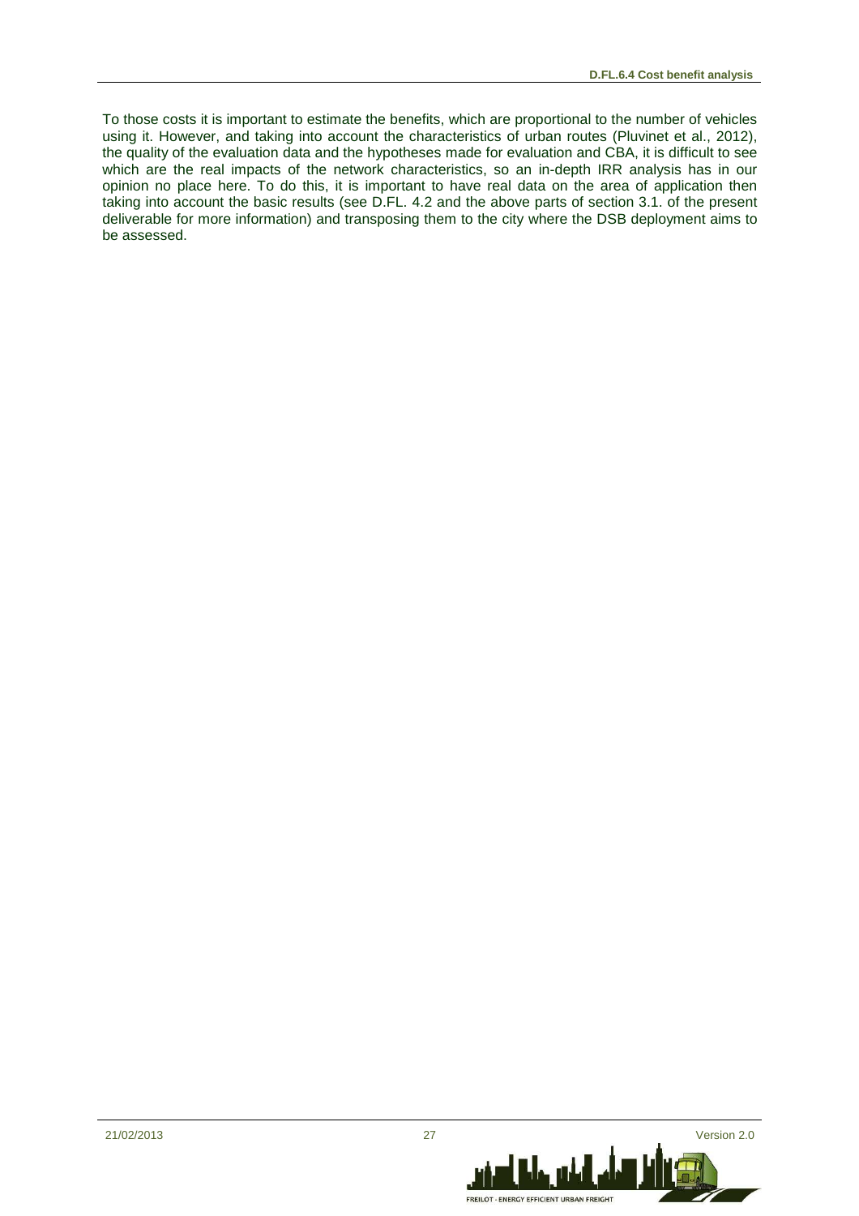To those costs it is important to estimate the benefits, which are proportional to the number of vehicles using it. However, and taking into account the characteristics of urban routes (Pluvinet et al., 2012), the quality of the evaluation data and the hypotheses made for evaluation and CBA, it is difficult to see which are the real impacts of the network characteristics, so an in-depth IRR analysis has in our opinion no place here. To do this, it is important to have real data on the area of application then taking into account the basic results (see D.FL. 4.2 and the above parts of section 3.1. of the present deliverable for more information) and transposing them to the city where the DSB deployment aims to be assessed.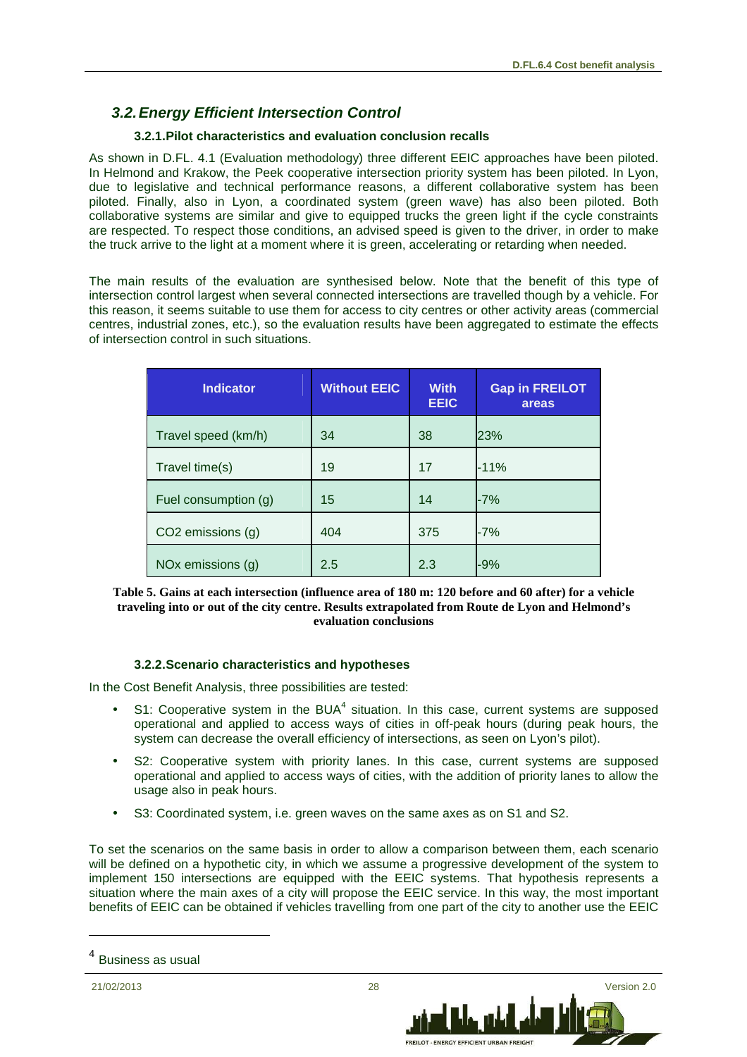## 3.2. Energy Efficient Intersection Control

### 3.2.1. Pilot characteristics and evaluation conclusion recalls

As shown in D.FL. 4.1 (Evaluation methodology) three different EEIC approaches have been piloted. In Helmond and Krakow, the Peek cooperative intersection priority system has been piloted. In Lyon, due to legislative and technical performance reasons, a different collaborative system has been piloted. Finally, also in Lyon, a coordinated system (green wave) has also been piloted. Both collaborative systems are similar and give to equipped trucks the green light if the cycle constraints are respected. To respect those conditions, an advised speed is given to the driver, in order to make the truck arrive to the light at a moment where it is green, accelerating or retarding when needed.

The main results of the evaluation are synthesised below. Note that the benefit of this type of intersection control largest when several connected intersections are travelled though by a vehicle. For this reason, it seems suitable to use them for access to city centres or other activity areas (commercial centres, industrial zones, etc.), so the evaluation results have been aggregated to estimate the effects of intersection control in such situations.

| Indicator | Without EEIC | With EEIC | Gap in FREILOT areas |
|---|---|---|---|
| Travel speed (km/h) | 34 | 38 | 23% |
| Travel time(s) | 19 | 17 | -11% |
| Fuel consumption (g) | 15 | 14 | -7% |
| $CO_2$ emissions (g) | 404 | 375 | -7% |
| $NO_x$ emissions (g) | 2.5 | 2.3 | -9% |

**Table 5. Gains at each intersection (influence area of 180 m: 120 before and 60 after) for a vehicle traveling into or out of the city centre. Results extrapolated from Route de Lyon and Helmond's evaluation conclusions**

### 3.2.2. Scenario characteristics and hypotheses

In the Cost Benefit Analysis, three possibilities are tested:

- S1: Cooperative system in the BUA[4] situation. In this case, current systems are supposed operational and applied to access ways of cities in off-peak hours (during peak hours, the system can decrease the overall efficiency of intersections, as seen on Lyon's pilot).
- S2: Cooperative system with priority lanes. In this case, current systems are supposed operational and applied to access ways of cities, with the addition of priority lanes to allow the usage also in peak hours.
- S3: Coordinated system, i.e. green waves on the same axes as on S1 and S2.

To set the scenarios on the same basis in order to allow a comparison between them, each scenario will be defined on a hypothetic city, in which we assume a progressive development of the system to implement 150 intersections are equipped with the EEIC systems. That hypothesis represents a situation where the main axes of a city will propose the EEIC service. In this way, the most important benefits of EEIC can be obtained if vehicles travelling from one part of the city to another use the EEIC

[4] Business as usual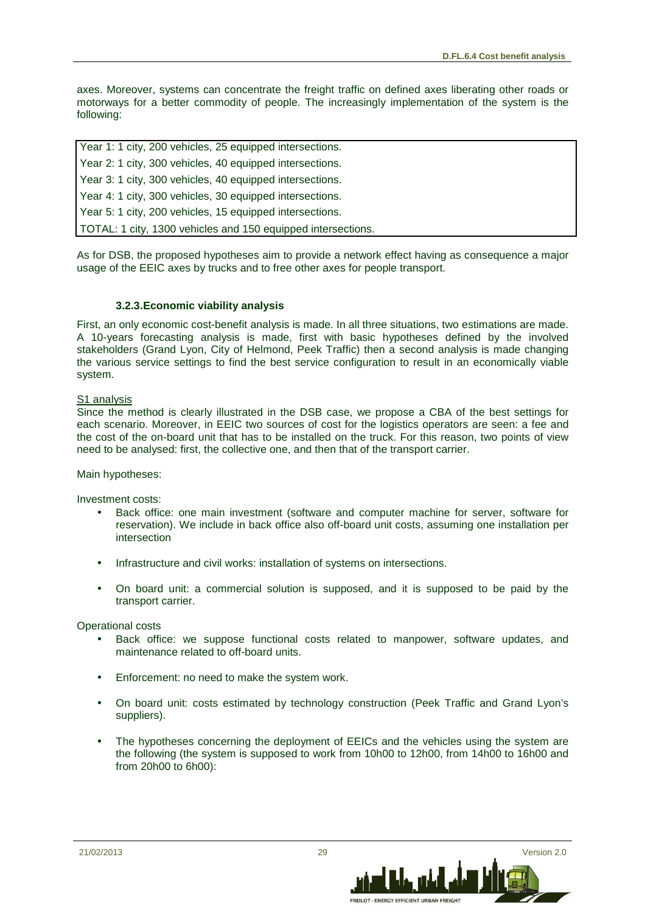axes. Moreover, systems can concentrate the freight traffic on defined axes liberating other roads or motorways for a better commodity of people. The increasingly implementation of the system is the following:

| Year 1: 1 city, 200 vehicles, 25 equipped intersections. |
|---|
| Year 2: 1 city, 300 vehicles, 40 equipped intersections. |
| Year 3: 1 city, 300 vehicles, 40 equipped intersections. |
| Year 4: 1 city, 300 vehicles, 30 equipped intersections. |
| Year 5: 1 city, 200 vehicles, 15 equipped intersections. |
| TOTAL: 1 city, 1300 vehicles and 150 equipped intersections. |

As for DSB, the proposed hypotheses aim to provide a network effect having as consequence a major usage of the EEIC axes by trucks and to free other axes for people transport.

### 3.2.3. Economic viability analysis

First, an only economic cost-benefit analysis is made. In all three situations, two estimations are made. A 10-years forecasting analysis is made, first with basic hypotheses defined by the involved stakeholders (Grand Lyon, City of Helmond, Peek Traffic) then a second analysis is made changing the various service settings to find the best service configuration to result in an economically viable system.

S1 analysis

Since the method is clearly illustrated in the DSB case, we propose a CBA of the best settings for each scenario. Moreover, in EEIC two sources of cost for the logistics operators are seen: a fee and the cost of the on-board unit that has to be installed on the truck. For this reason, two points of view need to be analysed: first, the collective one, and then that of the transport carrier.

Main hypotheses:

Investment costs:

- Back office: one main investment (software and computer machine for server, software for reservation). We include in back office also off-board unit costs, assuming one installation per intersection
- Infrastructure and civil works: installation of systems on intersections.
- On board unit: a commercial solution is supposed, and it is supposed to be paid by the transport carrier.

Operational costs

- Back office: we suppose functional costs related to manpower, software updates, and maintenance related to off-board units.
- Enforcement: no need to make the system work.
- On board unit: costs estimated by technology construction (Peek Traffic and Grand Lyon's suppliers).
- The hypotheses concerning the deployment of EEICs and the vehicles using the system are the following (the system is supposed to work from 10h00 to 12h00, from 14h00 to 16h00 and from 20h00 to 6h00):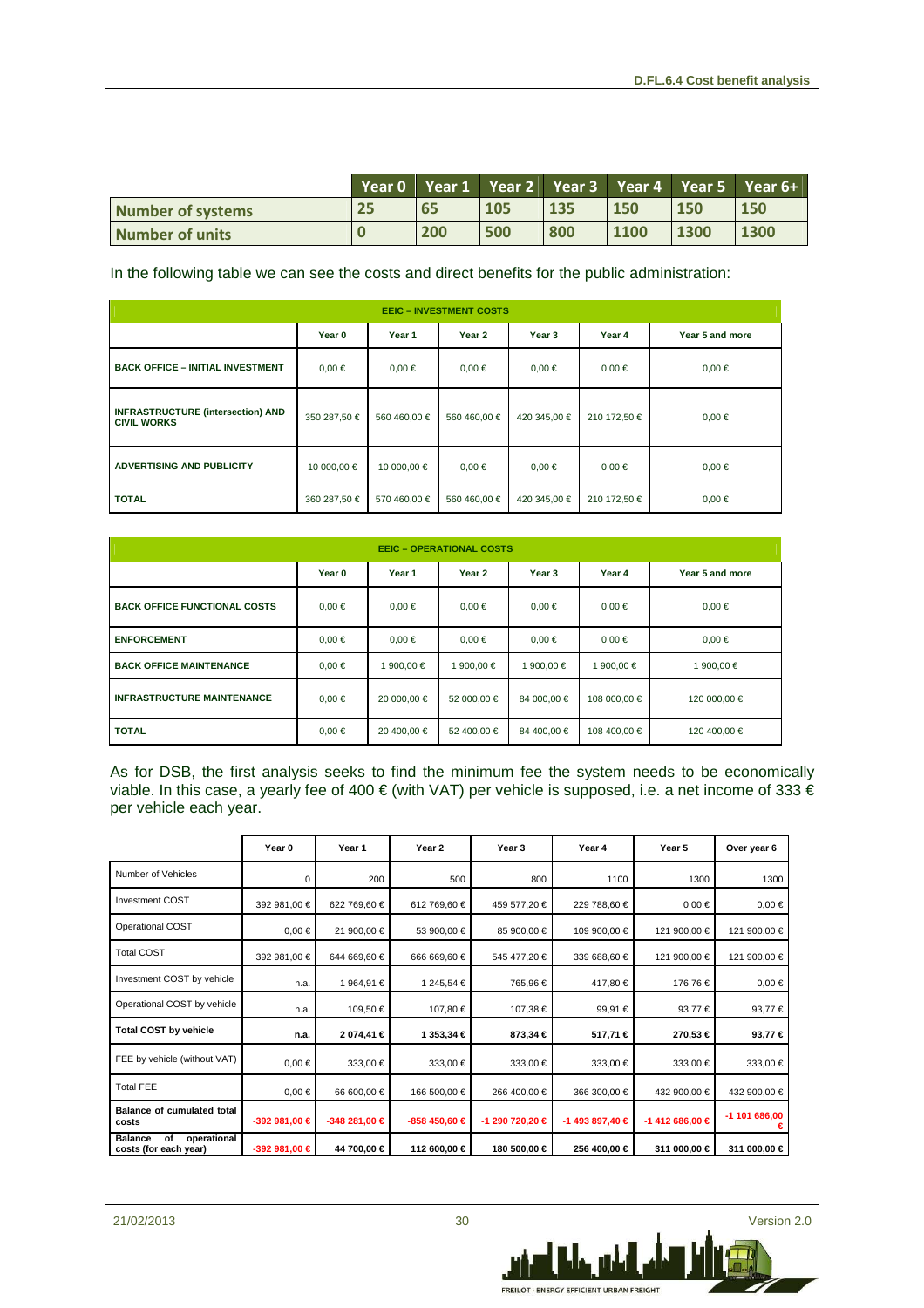| | Year 0 | Year 1 | Year 2 | Year 3 | Year 4 | Year 5 | Year 6+ |
|---|---|---|---|---|---|---|---|
| Number of systems | 25 | 65 | 105 | 135 | 150 | 150 | 150 |
| Number of units | 0 | 200 | 500 | 800 | 1100 | 1300 | 1300 |

In the following table we can see the costs and direct benefits for the public administration:

| EEIC – INVESTMENT COSTS | | | | | | |
|---|---|---|---|---|---|---|
| | Year 0 | Year 1 | Year 2 | Year 3 | Year 4 | Year 5 and more |
| BACK OFFICE – INITIAL INVESTMENT | 0,00 € | 0,00 € | 0,00 € | 0,00 € | 0,00 € | 0,00 € |
| INFRASTRUCTURE (intersection) AND CIVIL WORKS | 350 287,50 € | 560 460,00 € | 560 460,00 € | 420 345,00 € | 210 172,50 € | 0,00 € |
| ADVERTISING AND PUBLICITY | 10 000,00 € | 10 000,00 € | 0,00 € | 0,00 € | 0,00 € | 0,00 € |
| TOTAL | 360 287,50 € | 570 460,00 € | 560 460,00 € | 420 345,00 € | 210 172,50 € | 0,00 € |

| EEIC – OPERATIONAL COSTS | | | | | | |
|---|---|---|---|---|---|---|
| | Year 0 | Year 1 | Year 2 | Year 3 | Year 4 | Year 5 and more |
| BACK OFFICE FUNCTIONAL COSTS | 0,00 € | 0,00 € | 0,00 € | 0,00 € | 0,00 € | 0,00 € |
| ENFORCEMENT | 0,00 € | 0,00 € | 0,00 € | 0,00 € | 0,00 € | 0,00 € |
| BACK OFFICE MAINTENANCE | 0,00 € | 1 900,00 € | 1 900,00 € | 1 900,00 € | 1 900,00 € | 1 900,00 € |
| INFRASTRUCTURE MAINTENANCE | 0,00 € | 20 000,00 € | 52 000,00 € | 84 000,00 € | 108 000,00 € | 120 000,00 € |
| TOTAL | 0,00 € | 20 400,00 € | 52 400,00 € | 84 400,00 € | 108 400,00 € | 120 400,00 € |

As for DSB, the first analysis seeks to find the minimum fee the system needs to be economically viable. In this case, a yearly fee of 400 € (with VAT) per vehicle is supposed, i.e. a net income of 333 € per vehicle each year.

| | Year 0 | Year 1 | Year 2 | Year 3 | Year 4 | Year 5 | Over year 6 |
|---|---|---|---|---|---|---|---|
| Number of Vehicles | 0 | 200 | 500 | 800 | 1100 | 1300 | 1300 |
| Investment COST | 392 981,00 € | 622 769,60 € | 612 769,60 € | 459 577,20 € | 229 788,60 € | 0,00 € | 0,00 € |
| Operational COST | 0,00 € | 21 900,00 € | 53 900,00 € | 85 900,00 € | 109 900,00 € | 121 900,00 € | 121 900,00 € |
| Total COST | 392 981,00 € | 644 669,60 € | 666 669,60 € | 545 477,20 € | 339 688,60 € | 121 900,00 € | 121 900,00 € |
| Investment COST by vehicle | n.a. | 1 964,91 € | 1 245,54 € | 765,96 € | 417,80 € | 176,76 € | 0,00 € |
| Operational COST by vehicle | n.a. | 109,50 € | 107,80 € | 107,38 € | 99,91 € | 93,77 € | 93,77 € |
| **Total COST by vehicle** | **n.a.** | **2 074,41 €** | **1 353,34 €** | **873,34 €** | **517,71 €** | **270,53 €** | **93,77 €** |
| FEE by vehicle (without VAT) | 0,00 € | 333,00 € | 333,00 € | 333,00 € | 333,00 € | 333,00 € | 333,00 € |
| Total FEE | 0,00 € | 66 600,00 € | 166 500,00 € | 266 400,00 € | 366 300,00 € | 432 900,00 € | 432 900,00 € |
| **Balance of cumulated total costs** | **-392 981,00 €** | **-348 281,00 €** | **-858 450,60 €** | **-1 290 720,20 €** | **-1 493 897,40 €** | **-1 412 686,00 €** | **-1 101 686,00 €** |
| **Balance of operational costs (for each year)** | **-392 981,00 €** | **44 700,00 €** | **112 600,00 €** | **180 500,00 €** | **256 400,00 €** | **311 000,00 €** | **311 000,00 €** |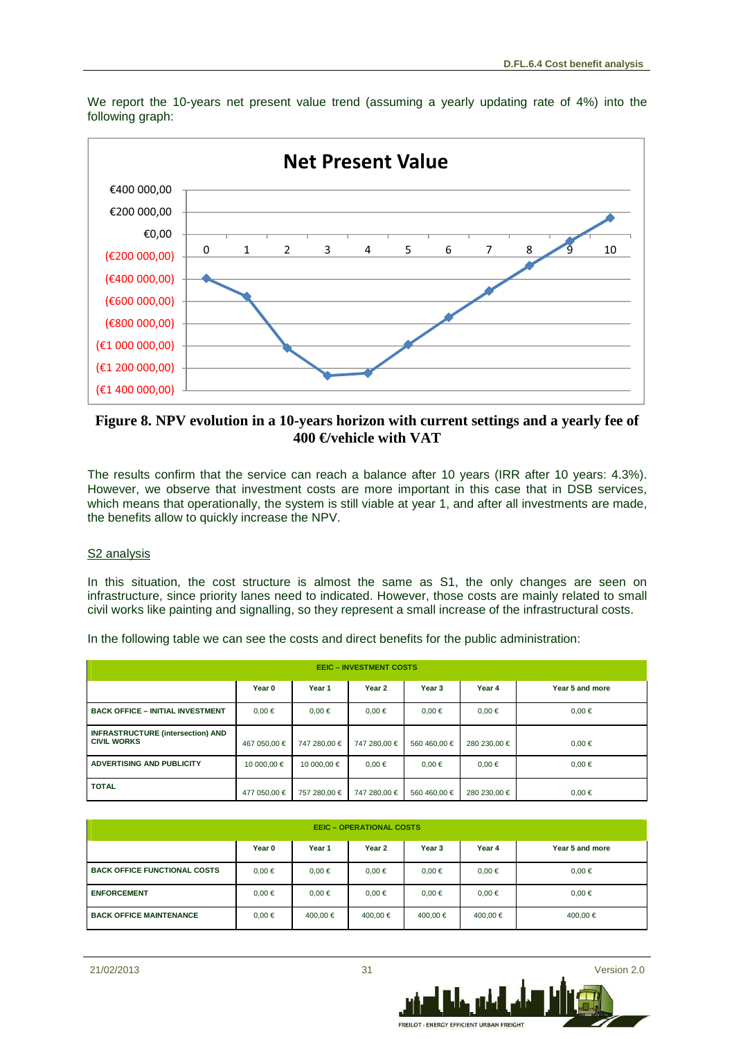We report the 10-years net present value trend (assuming a yearly updating rate of 4%) into the following graph:

**Figure 8. NPV evolution in a 10-years horizon with current settings and a yearly fee of 400 €/vehicle with VAT**

The results confirm that the service can reach a balance after 10 years (IRR after 10 years: 4.3%). However, we observe that investment costs are more important in this case that in DSB services, which means that operationally, the system is still viable at year 1, and after all investments are made, the benefits allow to quickly increase the NPV.

S2 analysis

In this situation, the cost structure is almost the same as S1, the only changes are seen on infrastructure, since priority lanes need to indicated. However, those costs are mainly related to small civil works like painting and signalling, so they represent a small increase of the infrastructural costs.

In the following table we can see the costs and direct benefits for the public administration:

| EEIC – INVESTMENT COSTS | | | | | | |
|---|---|---|---|---|---|---|
| | Year 0 | Year 1 | Year 2 | Year 3 | Year 4 | Year 5 and more |
| BACK OFFICE – INITIAL INVESTMENT | 0,00 € | 0,00 € | 0,00 € | 0,00 € | 0,00 € | 0,00 € |
| INFRASTRUCTURE (intersection) AND CIVIL WORKS | 467 050,00 € | 747 280,00 € | 747 280,00 € | 560 460,00 € | 280 230,00 € | 0,00 € |
| ADVERTISING AND PUBLICITY | 10 000,00 € | 10 000,00 € | 0,00 € | 0,00 € | 0,00 € | 0,00 € |
| TOTAL | 477 050,00 € | 757 280,00 € | 747 280,00 € | 560 460,00 € | 280 230,00 € | 0,00 € |

| EEIC – OPERATIONAL COSTS | | | | | | |
|---|---|---|---|---|---|---|
| | Year 0 | Year 1 | Year 2 | Year 3 | Year 4 | Year 5 and more |
| BACK OFFICE FUNCTIONAL COSTS | 0,00 € | 0,00 € | 0,00 € | 0,00 € | 0,00 € | 0,00 € |
| ENFORCEMENT | 0,00 € | 0,00 € | 0,00 € | 0,00 € | 0,00 € | 0,00 € |
| BACK OFFICE MAINTENANCE | 0,00 € | 400,00 € | 400,00 € | 400,00 € | 400,00 € | 400,00 € |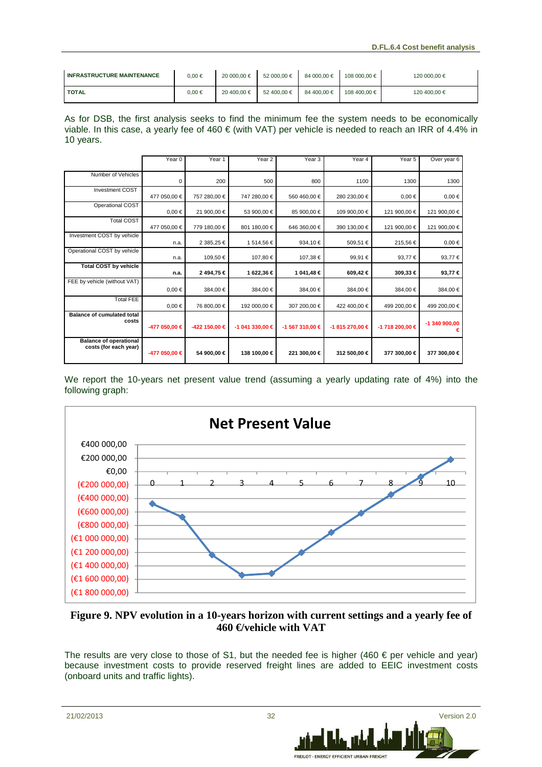| INFRASTRUCTURE MAINTENANCE | 0,00 € | 20 000,00 € | 52 000,00 € | 84 000,00 € | 108 000,00 € | 120 000,00 € |
|---|---|---|---|---|---|---|
| TOTAL | 0,00 € | 20 400,00 € | 52 400,00 € | 84 400,00 € | 108 400,00 € | 120 400,00 € |

As for DSB, the first analysis seeks to find the minimum fee the system needs to be economically viable. In this case, a yearly fee of 460 € (with VAT) per vehicle is needed to reach an IRR of 4.4% in 10 years.

| | Year 0 | Year 1 | Year 2 | Year 3 | Year 4 | Year 5 | Over year 6 |
|---|---|---|---|---|---|---|---|
| Number of Vehicles | 0 | 200 | 500 | 800 | 1100 | 1300 | 1300 |
| Investment COST | 477 050,00 € | 757 280,00 € | 747 280,00 € | 560 460,00 € | 280 230,00 € | 0,00 € | 0,00 € |
| Operational COST | 0,00 € | 21 900,00 € | 53 900,00 € | 85 900,00 € | 109 900,00 € | 121 900,00 € | 121 900,00 € |
| Total COST | 477 050,00 € | 779 180,00 € | 801 180,00 € | 646 360,00 € | 390 130,00 € | 121 900,00 € | 121 900,00 € |
| Investment COST by vehicle | n.a. | 2 385,25 € | 1 514,56 € | 934,10 € | 509,51 € | 215,56 € | 0,00 € |
| Operational COST by vehicle | n.a. | 109,50 € | 107,80 € | 107,38 € | 99,91 € | 93,77 € | 93,77 € |
| **Total COST by vehicle** | **n.a.** | **2 494,75 €** | **1 622,36 €** | **1 041,48 €** | **609,42 €** | **309,33 €** | **93,77 €** |
| FEE by vehicle (without VAT) | 0,00 € | 384,00 € | 384,00 € | 384,00 € | 384,00 € | 384,00 € | 384,00 € |
| Total FEE | 0,00 € | 76 800,00 € | 192 000,00 € | 307 200,00 € | 422 400,00 € | 499 200,00 € | 499 200,00 € |
| **Balance of cumulated total costs** | **-477 050,00 €** | **-422 150,00 €** | **-1 041 330,00 €** | **-1 567 310,00 €** | **-1 815 270,00 €** | **-1 718 200,00 €** | **-1 340 900,00 €** |
| **Balance of operational costs (for each year)** | **-477 050,00 €** | **54 900,00 €** | **138 100,00 €** | **221 300,00 €** | **312 500,00 €** | **377 300,00 €** | **377 300,00 €** |

We report the 10-years net present value trend (assuming a yearly updating rate of 4%) into the following graph:

**Figure 9. NPV evolution in a 10-years horizon with current settings and a yearly fee of 460 €/vehicle with VAT**

The results are very close to those of S1, but the needed fee is higher (460 € per vehicle and year) because investment costs to provide reserved freight lines are added to EEIC investment costs (onboard units and traffic lights).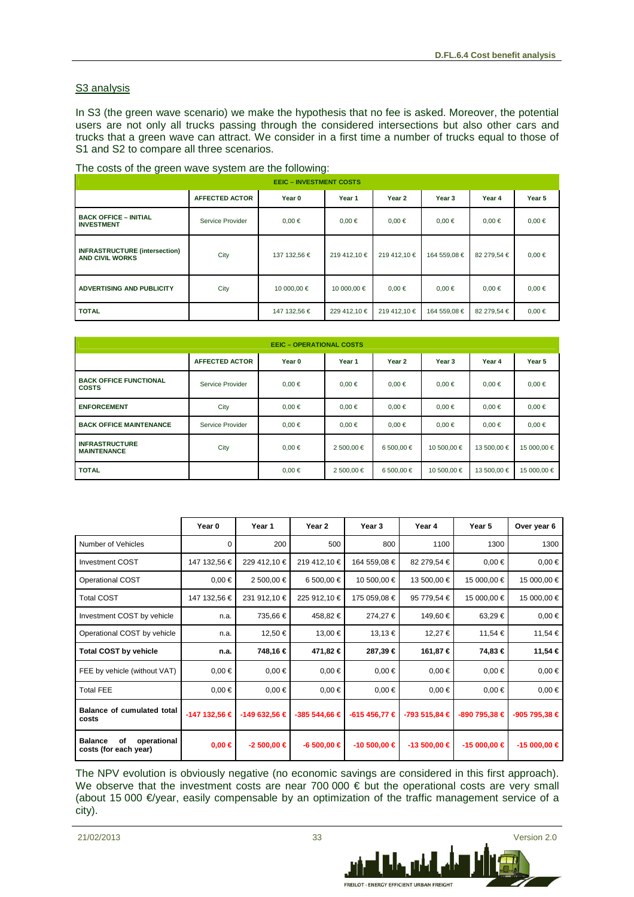## S3 analysis

In S3 (the green wave scenario) we make the hypothesis that no fee is asked. Moreover, the potential users are not only all trucks passing through the considered intersections but also other cars and trucks that a green wave can attract. We consider in a first time a number of trucks equal to those of S1 and S2 to compare all three scenarios.

The costs of the green wave system are the following:

| EEIC – INVESTMENT COSTS | | | | | | | |
|---|---|---|---|---|---|---|---|
| | AFFECTED ACTOR | Year 0 | Year 1 | Year 2 | Year 3 | Year 4 | Year 5 |
| BACK OFFICE – INITIAL INVESTMENT | Service Provider | 0,00 € | 0,00 € | 0,00 € | 0,00 € | 0,00 € | 0,00 € |
| INFRASTRUCTURE (intersection) AND CIVIL WORKS | City | 137 132,56 € | 219 412,10 € | 219 412,10 € | 164 559,08 € | 82 279,54 € | 0,00 € |
| ADVERTISING AND PUBLICITY | City | 10 000,00 € | 10 000,00 € | 0,00 € | 0,00 € | 0,00 € | 0,00 € |
| TOTAL | | 147 132,56 € | 229 412,10 € | 219 412,10 € | 164 559,08 € | 82 279,54 € | 0,00 € |

| EEIC – OPERATIONAL COSTS | | | | | | | |
|---|---|---|---|---|---|---|---|
| | AFFECTED ACTOR | Year 0 | Year 1 | Year 2 | Year 3 | Year 4 | Year 5 |
| BACK OFFICE FUNCTIONAL COSTS | Service Provider | 0,00 € | 0,00 € | 0,00 € | 0,00 € | 0,00 € | 0,00 € |
| ENFORCEMENT | City | 0,00 € | 0,00 € | 0,00 € | 0,00 € | 0,00 € | 0,00 € |
| BACK OFFICE MAINTENANCE | Service Provider | 0,00 € | 0,00 € | 0,00 € | 0,00 € | 0,00 € | 0,00 € |
| INFRASTRUCTURE MAINTENANCE | City | 0,00 € | 2 500,00 € | 6 500,00 € | 10 500,00 € | 13 500,00 € | 15 000,00 € |
| TOTAL | | 0,00 € | 2 500,00 € | 6 500,00 € | 10 500,00 € | 13 500,00 € | 15 000,00 € |

| | Year 0 | Year 1 | Year 2 | Year 3 | Year 4 | Year 5 | Over year 6 |
|---|---|---|---|---|---|---|---|
| Number of Vehicles | 0 | 200 | 500 | 800 | 1100 | 1300 | 1300 |
| Investment COST | 147 132,56 € | 229 412,10 € | 219 412,10 € | 164 559,08 € | 82 279,54 € | 0,00 € | 0,00 € |
| Operational COST | 0,00 € | 2 500,00 € | 6 500,00 € | 10 500,00 € | 13 500,00 € | 15 000,00 € | 15 000,00 € |
| Total COST | 147 132,56 € | 231 912,10 € | 225 912,10 € | 175 059,08 € | 95 779,54 € | 15 000,00 € | 15 000,00 € |
| Investment COST by vehicle | n.a. | 735,66 € | 458,82 € | 274,27 € | 149,60 € | 63,29 € | 0,00 € |
| Operational COST by vehicle | n.a. | 12,50 € | 13,00 € | 13,13 € | 12,27 € | 11,54 € | 11,54 € |
| **Total COST by vehicle** | **n.a.** | **748,16 €** | **471,82 €** | **287,39 €** | **161,87 €** | **74,83 €** | **11,54 €** |
| FEE by vehicle (without VAT) | 0,00 € | 0,00 € | 0,00 € | 0,00 € | 0,00 € | 0,00 € | 0,00 € |
| Total FEE | 0,00 € | 0,00 € | 0,00 € | 0,00 € | 0,00 € | 0,00 € | 0,00 € |
| **Balance of cumulated total costs** | **-147 132,56 €** | **-149 632,56 €** | **-385 544,66 €** | **-615 456,77 €** | **-793 515,84 €** | **-890 795,38 €** | **-905 795,38 €** |
| **Balance of operational costs (for each year)** | **0,00 €** | **-2 500,00 €** | **-6 500,00 €** | **-10 500,00 €** | **-13 500,00 €** | **-15 000,00 €** | **-15 000,00 €** |

The NPV evolution is obviously negative (no economic savings are considered in this first approach). We observe that the investment costs are near 700 000 € but the operational costs are very small (about 15 000 €/year, easily compensable by an optimization of the traffic management service of a city).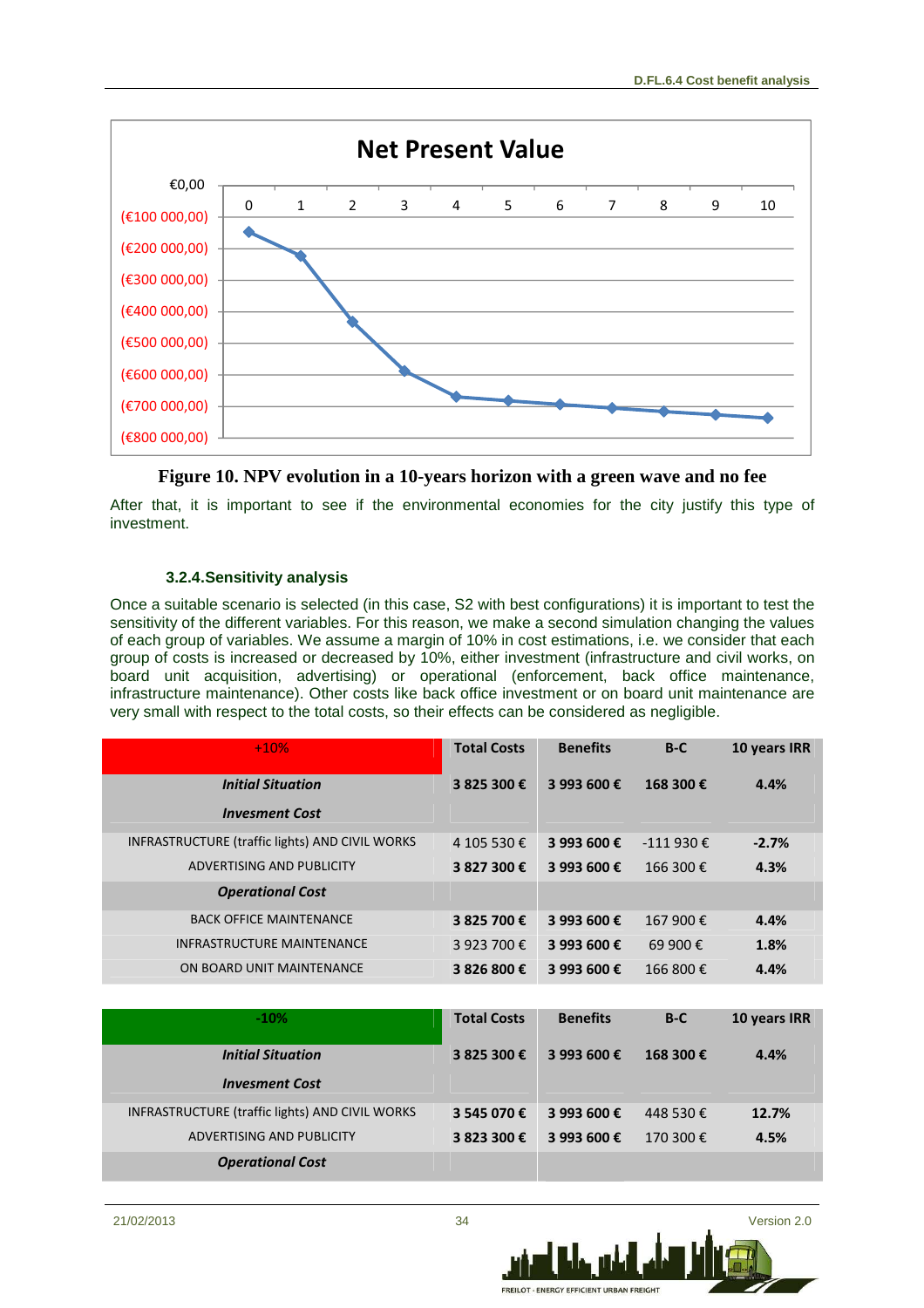Figure 10. NPV evolution in a 10-years horizon with a green wave and no fee

After that, it is important to see if the environmental economies for the city justify this type of investment.

### 3.2.4. Sensitivity analysis

Once a suitable scenario is selected (in this case, S2 with best configurations) it is important to test the sensitivity of the different variables. For this reason, we make a second simulation changing the values of each group of variables. We assume a margin of 10% in cost estimations, i.e. we consider that each group of costs is increased or decreased by 10%, either investment (infrastructure and civil works, on board unit acquisition, advertising) or operational (enforcement, back office maintenance, infrastructure maintenance). Other costs like back office investment or on board unit maintenance are very small with respect to the total costs, so their effects can be considered as negligible.

| +10% | Total Costs | Benefits | B-C | 10 years IRR |
|---|---|---|---|---|
| ***Initial Situation*** | **3 825 300 €** | **3 993 600 €** | **168 300 €** | **4.4%** |
| ***Invesment Cost*** | | | | |
| INFRASTRUCTURE (traffic lights) AND CIVIL WORKS | 4 105 530 € | **3 993 600 €** | -111 930 € | **-2.7%** |
| ADVERTISING AND PUBLICITY | **3 827 300 €** | **3 993 600 €** | 166 300 € | **4.3%** |
| ***Operational Cost*** | | | | |
| BACK OFFICE MAINTENANCE | **3 825 700 €** | **3 993 600 €** | 167 900 € | **4.4%** |
| INFRASTRUCTURE MAINTENANCE | 3 923 700 € | **3 993 600 €** | 69 900 € | **1.8%** |
| ON BOARD UNIT MAINTENANCE | **3 826 800 €** | **3 993 600 €** | 166 800 € | **4.4%** |

| -10% | Total Costs | Benefits | B-C | 10 years IRR |
|---|---|---|---|---|
| ***Initial Situation*** | **3 825 300 €** | **3 993 600 €** | **168 300 €** | **4.4%** |
| ***Invesment Cost*** | | | | |
| INFRASTRUCTURE (traffic lights) AND CIVIL WORKS | **3 545 070 €** | **3 993 600 €** | 448 530 € | **12.7%** |
| ADVERTISING AND PUBLICITY | **3 823 300 €** | **3 993 600 €** | 170 300 € | **4.5%** |
| ***Operational Cost*** | | | | |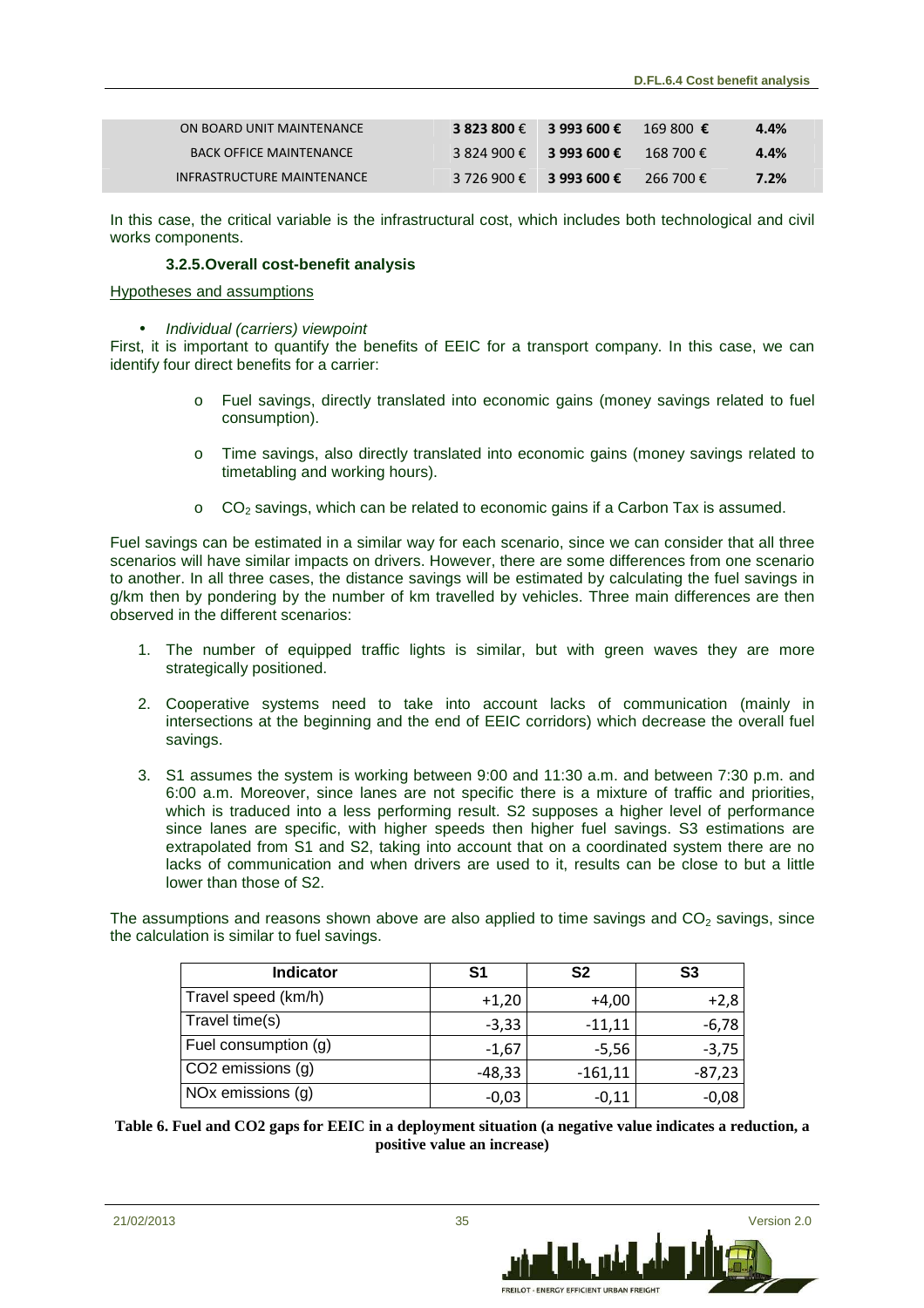| ON BOARD UNIT MAINTENANCE | **3 823 800 €** | **3 993 600 €** | 169 800 **€** | **4.4%** |
|---|---|---|---|---|
| BACK OFFICE MAINTENANCE | 3 824 900 € | **3 993 600 €** | 168 700 € | **4.4%** |
| INFRASTRUCTURE MAINTENANCE | 3 726 900 € | **3 993 600 €** | 266 700 € | **7.2%** |

In this case, the critical variable is the infrastructural cost, which includes both technological and civil works components.

### 3.2.5. Overall cost-benefit analysis

Hypotheses and assumptions

- *Individual (carriers) viewpoint*

First, it is important to quantify the benefits of EEIC for a transport company. In this case, we can identify four direct benefits for a carrier:

- Fuel savings, directly translated into economic gains (money savings related to fuel consumption).
- Time savings, also directly translated into economic gains (money savings related to timetabling and working hours).
- $CO_2$ savings, which can be related to economic gains if a Carbon Tax is assumed.

Fuel savings can be estimated in a similar way for each scenario, since we can consider that all three scenarios will have similar impacts on drivers. However, there are some differences from one scenario to another. In all three cases, the distance savings will be estimated by calculating the fuel savings in g/km then by pondering by the number of km travelled by vehicles. Three main differences are then observed in the different scenarios:

1. The number of equipped traffic lights is similar, but with green waves they are more strategically positioned.
2. Cooperative systems need to take into account lacks of communication (mainly in intersections at the beginning and the end of EEIC corridors) which decrease the overall fuel savings.
3. S1 assumes the system is working between 9:00 and 11:30 a.m. and between 7:30 p.m. and 6:00 a.m. Moreover, since lanes are not specific there is a mixture of traffic and priorities, which is traduced into a less performing result. S2 supposes a higher level of performance since lanes are specific, with higher speeds then higher fuel savings. S3 estimations are extrapolated from S1 and S2, taking into account that on a coordinated system there are no lacks of communication and when drivers are used to it, results can be close to but a little lower than those of S2.

The assumptions and reasons shown above are also applied to time savings and $CO_2$ savings, since the calculation is similar to fuel savings.

| Indicator | S1 | S2 | S3 |
|---|---|---|---|
| Travel speed (km/h) | +1,20 | +4,00 | +2,8 |
| Travel time(s) | -3,33 | -11,11 | -6,78 |
| Fuel consumption (g) | -1,67 | -5,56 | -3,75 |
| CO2 emissions (g) | -48,33 | -161,11 | -87,23 |
| NOx emissions (g) | -0,03 | -0,11 | -0,08 |

**Table 6. Fuel and CO2 gaps for EEIC in a deployment situation (a negative value indicates a reduction, a positive value an increase)**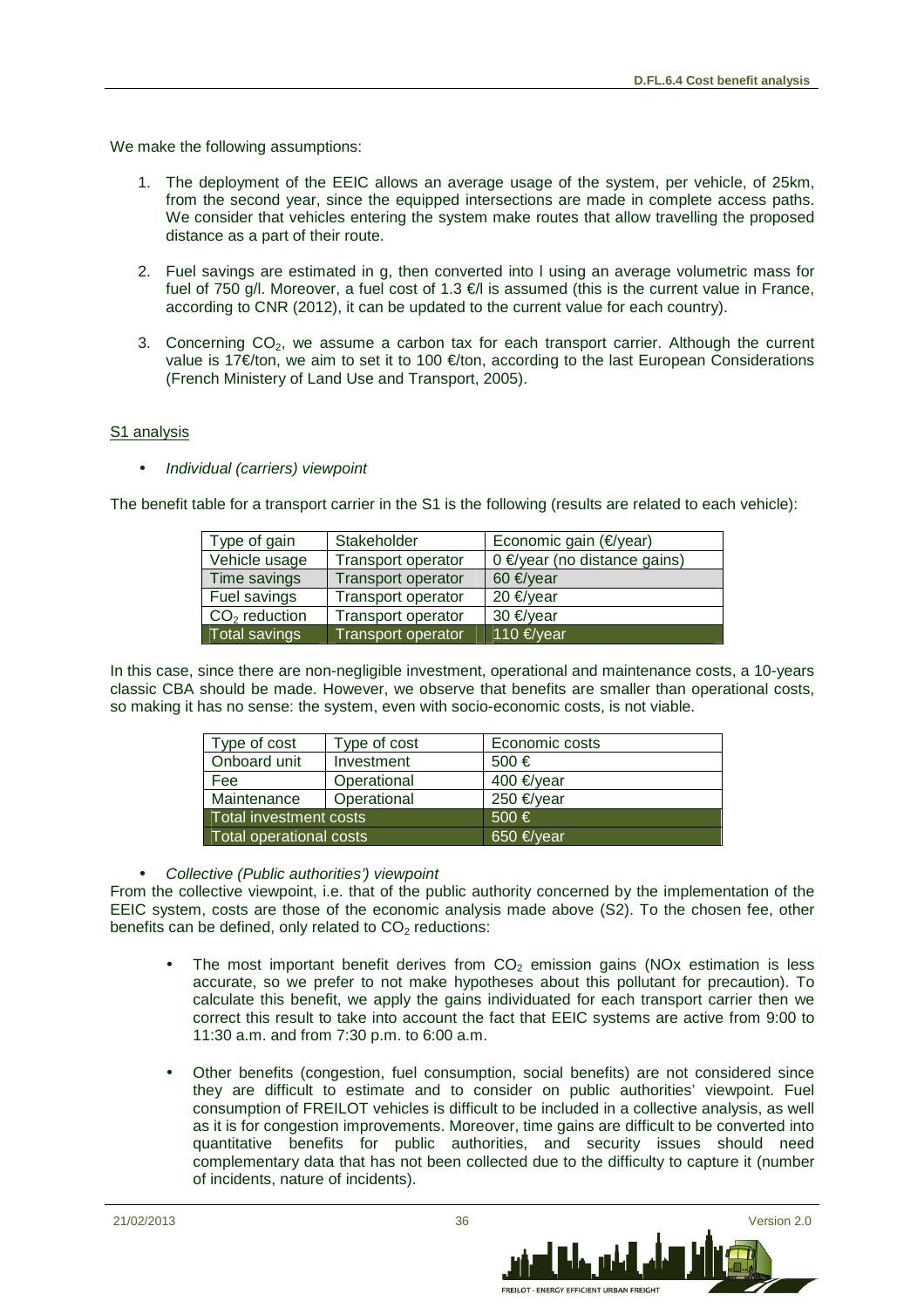We make the following assumptions:

1. The deployment of the EEIC allows an average usage of the system, per vehicle, of 25km, from the second year, since the equipped intersections are made in complete access paths. We consider that vehicles entering the system make routes that allow travelling the proposed distance as a part of their route.

2. Fuel savings are estimated in g, then converted into l using an average volumetric mass for fuel of 750 g/l. Moreover, a fuel cost of 1.3 €/l is assumed (this is the current value in France, according to CNR (2012), it can be updated to the current value for each country).

3. Concerning $CO_2$, we assume a carbon tax for each transport carrier. Although the current value is 17€/ton, we aim to set it to 100 €/ton, according to the last European Considerations (French Ministry of Land Use and Transport, 2005).

S1 analysis

- *Individual (carriers) viewpoint*

The benefit table for a transport carrier in the S1 is the following (results are related to each vehicle):

| Type of gain | Stakeholder | Economic gain (€/year) |
|---|---|---|
| Vehicle usage | Transport operator | 0 €/year (no distance gains) |
| Time savings | Transport operator | 60 €/year |
| Fuel savings | Transport operator | 20 €/year |
| $CO_2$ reduction | Transport operator | 30 €/year |
| Total savings | Transport operator | 110 €/year |

In this case, since there are non-negligible investment, operational and maintenance costs, a 10-years classic CBA should be made. However, we observe that benefits are smaller than operational costs, so making it has no sense: the system, even with socio-economic costs, is not viable.

| Type of cost | Type of cost | Economic costs |
|---|---|---|
| Onboard unit | Investment | 500 € |
| Fee | Operational | 400 €/year |
| Maintenance | Operational | 250 €/year |
| Total investment costs | | 500 € |
| Total operational costs | | 650 €/year |

- *Collective (Public authorities') viewpoint*

From the collective viewpoint, i.e. that of the public authority concerned by the implementation of the EEIC system, costs are those of the economic analysis made above (S2). To the chosen fee, other benefits can be defined, only related to $CO_2$ reductions:

- The most important benefit derives from $CO_2$ emission gains (NOx estimation is less accurate, so we prefer to not make hypotheses about this pollutant for precaution). To calculate this benefit, we apply the gains individuated for each transport carrier then we correct this result to take into account the fact that EEIC systems are active from 9:00 to 11:30 a.m. and from 7:30 p.m. to 6:00 a.m.

- Other benefits (congestion, fuel consumption, social benefits) are not considered since they are difficult to estimate and to consider on public authorities' viewpoint. Fuel consumption of FREILOT vehicles is difficult to be included in a collective analysis, as well as it is for congestion improvements. Moreover, time gains are difficult to be converted into quantitative benefits for public authorities, and security issues should need complementary data that has not been collected due to the difficulty to capture it (number of incidents, nature of incidents).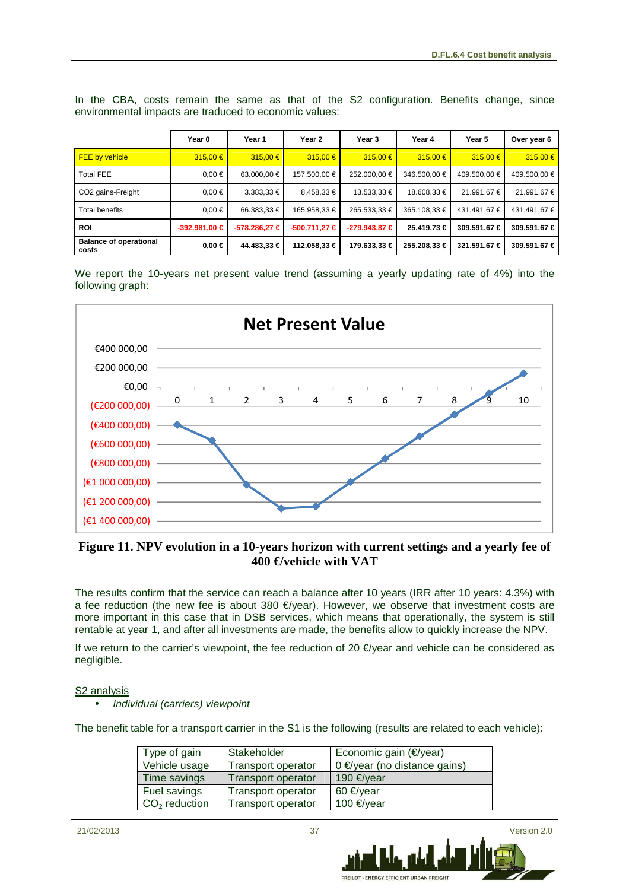In the CBA, costs remain the same as that of the S2 configuration. Benefits change, since environmental impacts are traduced to economic values:

| | Year 0 | Year 1 | Year 2 | Year 3 | Year 4 | Year 5 | Over year 6 |
|---|---|---|---|---|---|---|---|
| FEE by vehicle | 315,00 € | 315,00 € | 315,00 € | 315,00 € | 315,00 € | 315,00 € | 315,00 € |
| Total FEE | 0,00 € | 63.000,00 € | 157.500,00 € | 252.000,00 € | 346.500,00 € | 409.500,00 € | 409.500,00 € |
| CO2 gains-Freight | 0,00 € | 3.383,33 € | 8.458,33 € | 13.533,33 € | 18.608,33 € | 21.991,67 € | 21.991,67 € |
| Total benefits | 0,00 € | 66.383,33 € | 165.958,33 € | 265.533,33 € | 365.108,33 € | 431.491,67 € | 431.491,67 € |
| **ROI** | **-392.981,00 €** | **-578.286,27 €** | **-500.711,27 €** | **-279.943,87 €** | **25.419,73 €** | **309.591,67 €** | **309.591,67 €** |
| **Balance of operational costs** | **0,00 €** | **44.483,33 €** | **112.058,33 €** | **179.633,33 €** | **255.208,33 €** | **321.591,67 €** | **309.591,67 €** |

We report the 10-years net present value trend (assuming a yearly updating rate of 4%) into the following graph:

**Figure 11. NPV evolution in a 10-years horizon with current settings and a yearly fee of 400 €/vehicle with VAT**

The results confirm that the service can reach a balance after 10 years (IRR after 10 years: 4.3%) with a fee reduction (the new fee is about 380 €/year). However, we observe that investment costs are more important in this case that in DSB services, which means that operationally, the system is still rentable at year 1, and after all investments are made, the benefits allow to quickly increase the NPV.

If we return to the carrier's viewpoint, the fee reduction of 20 €/year and vehicle can be considered as negligible.

<u>S2 analysis</u>

- *Individual (carriers) viewpoint*

The benefit table for a transport carrier in the S1 is the following (results are related to each vehicle):

| Type of gain | Stakeholder | Economic gain (€/year) |
|---|---|---|
| Vehicle usage | Transport operator | 0 €/year (no distance gains) |
| Time savings | Transport operator | 190 €/year |
| Fuel savings | Transport operator | 60 €/year |
| $CO_2$ reduction | Transport operator | 100 €/year |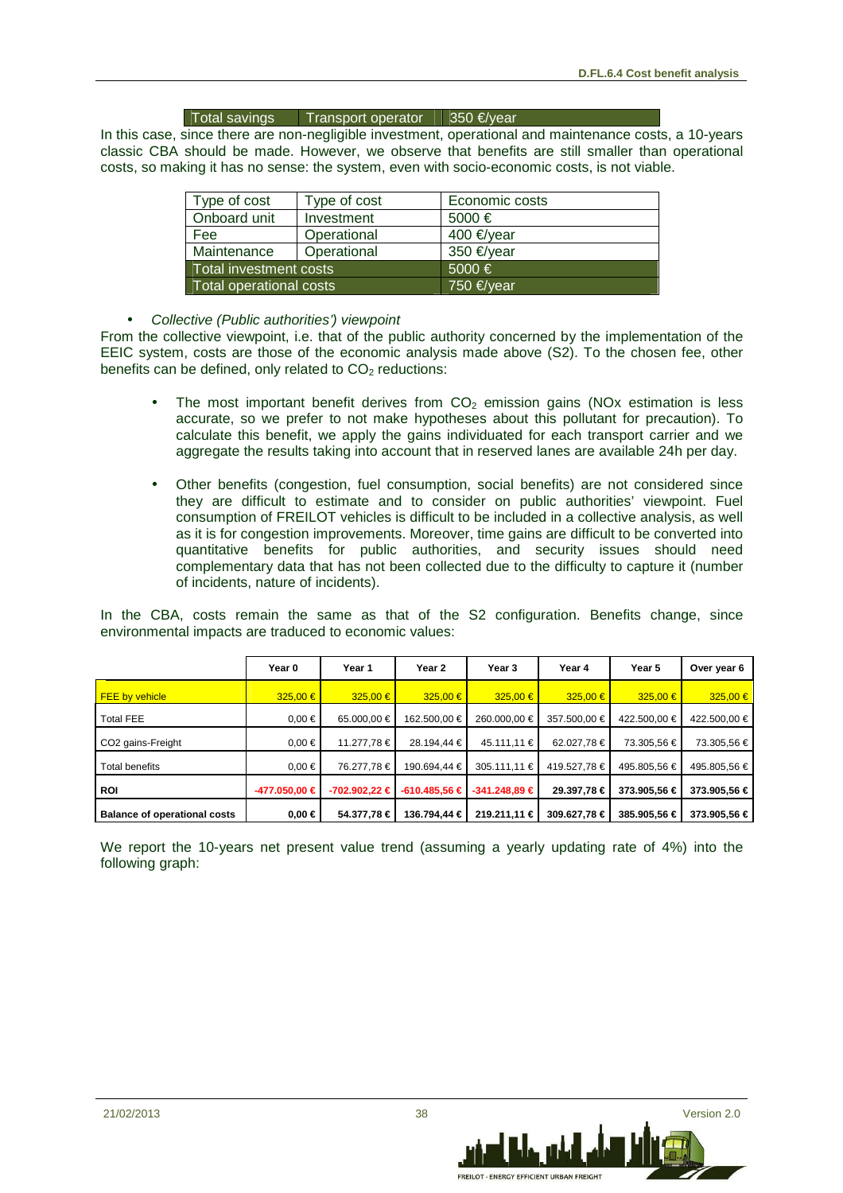| Total savings | Transport operator | 350 €/year |
|---|---|---|

In this case, since there are non-negligible investment, operational and maintenance costs, a 10-years classic CBA should be made. However, we observe that benefits are still smaller than operational costs, so making it has no sense: the system, even with socio-economic costs, is not viable.

| Type of cost | Type of cost | Economic costs |
|---|---|---|
| Onboard unit | Investment | 5000 € |
| Fee | Operational | 400 €/year |
| Maintenance | Operational | 350 €/year |
| Total investment costs | | 5000 € |
| Total operational costs | | 750 €/year |

- *Collective (Public authorities') viewpoint*

From the collective viewpoint, i.e. that of the public authority concerned by the implementation of the EEIC system, costs are those of the economic analysis made above (S2). To the chosen fee, other benefits can be defined, only related to $CO_2$ reductions:

- The most important benefit derives from $CO_2$ emission gains (NOx estimation is less accurate, so we prefer to not make hypotheses about this pollutant for precaution). To calculate this benefit, we apply the gains individuated for each transport carrier and we aggregate the results taking into account that in reserved lanes are available 24h per day.

- Other benefits (congestion, fuel consumption, social benefits) are not considered since they are difficult to estimate and to consider on public authorities' viewpoint. Fuel consumption of FREILOT vehicles is difficult to be included in a collective analysis, as well as it is for congestion improvements. Moreover, time gains are difficult to be converted into quantitative benefits for public authorities, and security issues should need complementary data that has not been collected due to the difficulty to capture it (number of incidents, nature of incidents).

In the CBA, costs remain the same as that of the S2 configuration. Benefits change, since environmental impacts are traduced to economic values:

| | Year 0 | Year 1 | Year 2 | Year 3 | Year 4 | Year 5 | Over year 6 |
|---|---|---|---|---|---|---|---|
| FEE by vehicle | 325,00 € | 325,00 € | 325,00 € | 325,00 € | 325,00 € | 325,00 € | 325,00 € |
| Total FEE | 0,00 € | 65.000,00 € | 162.500,00 € | 260.000,00 € | 357.500,00 € | 422.500,00 € | 422.500,00 € |
| CO2 gains-Freight | 0,00 € | 11.277,78 € | 28.194,44 € | 45.111,11 € | 62.027,78 € | 73.305,56 € | 73.305,56 € |
| Total benefits | 0,00 € | 76.277,78 € | 190.694,44 € | 305.111,11 € | 419.527,78 € | 495.805,56 € | 495.805,56 € |
| **ROI** | **-477.050,00 €** | **-702.902,22 €** | **-610.485,56 €** | **-341.248,89 €** | **29.397,78 €** | **373.905,56 €** | **373.905,56 €** |
| **Balance of operational costs** | **0,00 €** | **54.377,78 €** | **136.794,44 €** | **219.211,11 €** | **309.627,78 €** | **385.905,56 €** | **373.905,56 €** |

We report the 10-years net present value trend (assuming a yearly updating rate of 4%) into the following graph: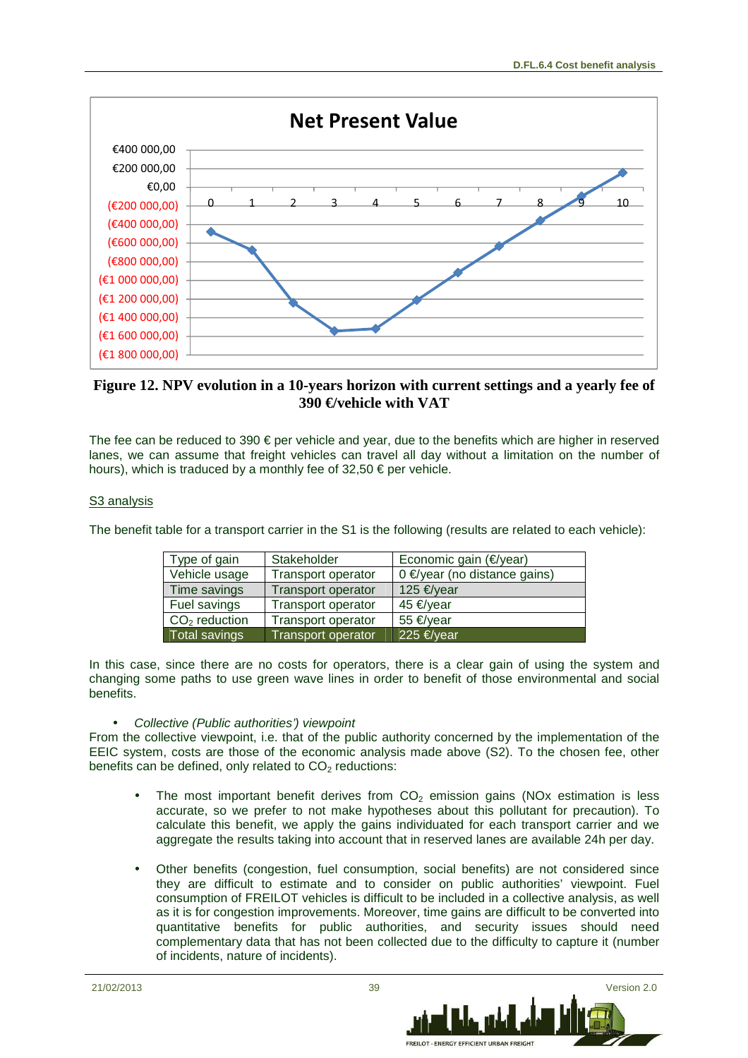Figure 12. NPV evolution in a 10-years horizon with current settings and a yearly fee of 390 €/vehicle with VAT

The fee can be reduced to 390 € per vehicle and year, due to the benefits which are higher in reserved lanes, we can assume that freight vehicles can travel all day without a limitation on the number of hours), which is traduced by a monthly fee of 32,50 € per vehicle.

S3 analysis

The benefit table for a transport carrier in the S1 is the following (results are related to each vehicle):

| Type of gain | Stakeholder | Economic gain (€/year) |
|---|---|---|
| Vehicle usage | Transport operator | 0 €/year (no distance gains) |
| Time savings | Transport operator | 125 €/year |
| Fuel savings | Transport operator | 45 €/year |
| $CO_2$ reduction | Transport operator | 55 €/year |
| Total savings | Transport operator | 225 €/year |

In this case, since there are no costs for operators, there is a clear gain of using the system and changing some paths to use green wave lines in order to benefit of those environmental and social benefits.

- *Collective (Public authorities') viewpoint*

From the collective viewpoint, i.e. that of the public authority concerned by the implementation of the EEIC system, costs are those of the economic analysis made above (S2). To the chosen fee, other benefits can be defined, only related to $CO_2$ reductions:

- The most important benefit derives from $CO_2$ emission gains (NOx estimation is less accurate, so we prefer to not make hypotheses about this pollutant for precaution). To calculate this benefit, we apply the gains individuated for each transport carrier and we aggregate the results taking into account that in reserved lanes are available 24h per day.

- Other benefits (congestion, fuel consumption, social benefits) are not considered since they are difficult to estimate and to consider on public authorities' viewpoint. Fuel consumption of FREILOT vehicles is difficult to be included in a collective analysis, as well as it is for congestion improvements. Moreover, time gains are difficult to be converted into quantitative benefits for public authorities, and security issues should need complementary data that has not been collected due to the difficulty to capture it (number of incidents, nature of incidents).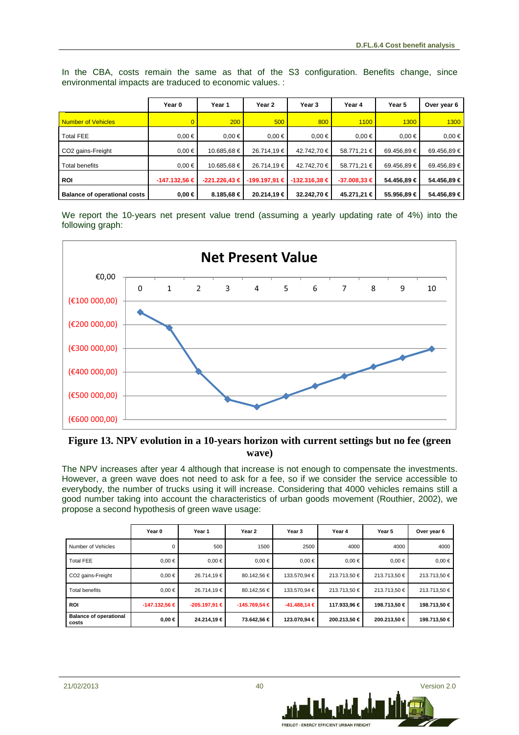In the CBA, costs remain the same as that of the S3 configuration. Benefits change, since environmental impacts are traduced to economic values. :

| | Year 0 | Year 1 | Year 2 | Year 3 | Year 4 | Year 5 | Over year 6 |
|---|---|---|---|---|---|---|---|
| Number of Vehicles | 0 | 200 | 500 | 800 | 1100 | 1300 | 1300 |
| Total FEE | 0,00 € | 0,00 € | 0,00 € | 0,00 € | 0,00 € | 0,00 € | 0,00 € |
| CO2 gains-Freight | 0,00 € | 10.685,68 € | 26.714,19 € | 42.742,70 € | 58.771,21 € | 69.456,89 € | 69.456,89 € |
| Total benefits | 0,00 € | 10.685,68 € | 26.714,19 € | 42.742,70 € | 58.771,21 € | 69.456,89 € | 69.456,89 € |
| **ROI** | **-147.132,56 €** | **-221.226,43 €** | **-199.197,91 €** | **-132.316,38 €** | **-37.008,33 €** | **54.456,89 €** | **54.456,89 €** |
| **Balance of operational costs** | **0,00 €** | **8.185,68 €** | **20.214,19 €** | **32.242,70 €** | **45.271,21 €** | **55.956,89 €** | **54.456,89 €** |

We report the 10-years net present value trend (assuming a yearly updating rate of 4%) into the following graph:

**Figure 13. NPV evolution in a 10-years horizon with current settings but no fee (green wave)**

The NPV increases after year 4 although that increase is not enough to compensate the investments. However, a green wave does not need to ask for a fee, so if we consider the service accessible to everybody, the number of trucks using it will increase. Considering that 4000 vehicles remains still a good number taking into account the characteristics of urban goods movement (Routhier, 2002), we propose a second hypothesis of green wave usage:

| | Year 0 | Year 1 | Year 2 | Year 3 | Year 4 | Year 5 | Over year 6 |
|---|---|---|---|---|---|---|---|
| Number of Vehicles | 0 | 500 | 1500 | 2500 | 4000 | 4000 | 4000 |
| Total FEE | 0,00 € | 0,00 € | 0,00 € | 0,00 € | 0,00 € | 0,00 € | 0,00 € |
| CO2 gains-Freight | 0,00 € | 26.714,19 € | 80.142,56 € | 133.570,94 € | 213.713,50 € | 213.713,50 € | 213.713,50 € |
| Total benefits | 0,00 € | 26.714,19 € | 80.142,56 € | 133.570,94 € | 213.713,50 € | 213.713,50 € | 213.713,50 € |
| **ROI** | **-147.132,56 €** | **-205.197,91 €** | **-145.769,54 €** | **-41.488,14 €** | **117.933,96 €** | **198.713,50 €** | **198.713,50 €** |
| **Balance of operational costs** | **0,00 €** | **24.214,19 €** | **73.642,56 €** | **123.070,94 €** | **200.213,50 €** | **200.213,50 €** | **198.713,50 €** |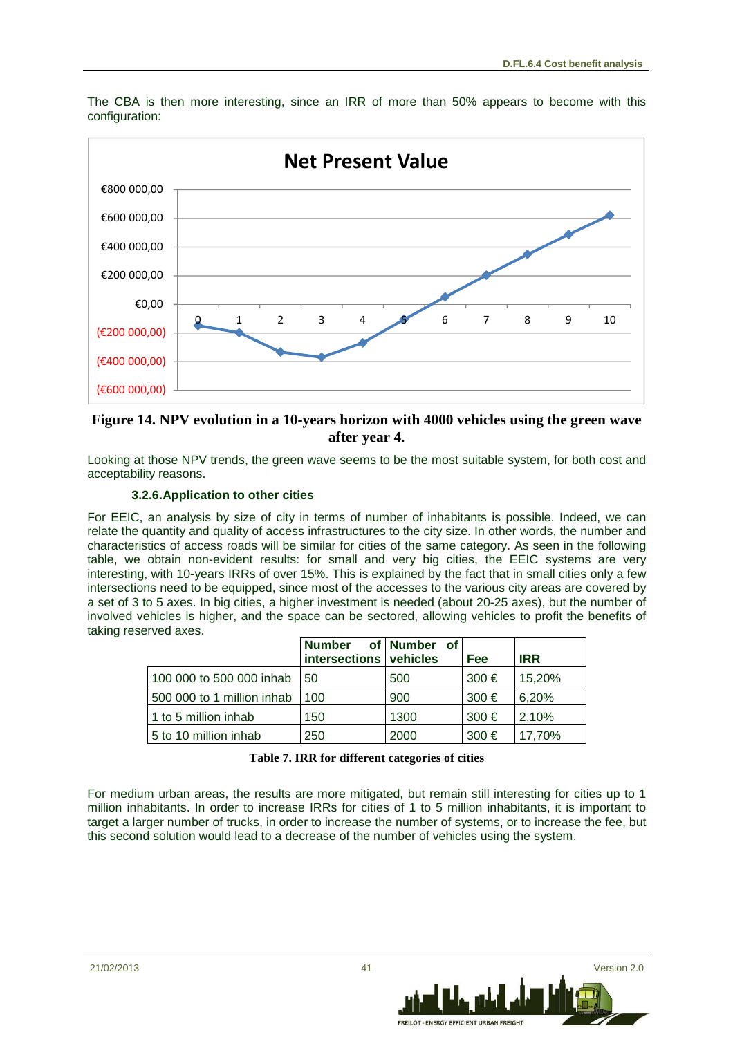The CBA is then more interesting, since an IRR of more than 50% appears to become with this configuration:

**Figure 14. NPV evolution in a 10-years horizon with 4000 vehicles using the green wave after year 4.**

Looking at those NPV trends, the green wave seems to be the most suitable system, for both cost and acceptability reasons.

### 3.2.6. Application to other cities

For EEIC, an analysis by size of city in terms of number of inhabitants is possible. Indeed, we can relate the quantity and quality of access infrastructures to the city size. In other words, the number and characteristics of access roads will be similar for cities of the same category. As seen in the following table, we obtain non-evident results: for small and very big cities, the EEIC systems are very interesting, with 10-years IRRs of over 15%. This is explained by the fact that in small cities only a few intersections need to be equipped, since most of the accesses to the various city areas are covered by a set of 3 to 5 axes. In big cities, a higher investment is needed (about 20-25 axes), but the number of involved vehicles is higher, and the space can be sectored, allowing vehicles to profit the benefits of taking reserved axes.

| | Number of intersections | Number of vehicles | Fee | IRR |
|---|---|---|---|---|
| 100 000 to 500 000 inhab | 50 | 500 | 300 € | 15,20% |
| 500 000 to 1 million inhab | 100 | 900 | 300 € | 6,20% |
| 1 to 5 million inhab | 150 | 1300 | 300 € | 2,10% |
| 5 to 10 million inhab | 250 | 2000 | 300 € | 17,70% |

**Table 7. IRR for different categories of cities**

For medium urban areas, the results are more mitigated, but remain still interesting for cities up to 1 million inhabitants. In order to increase IRRs for cities of 1 to 5 million inhabitants, it is important to target a larger number of trucks, in order to increase the number of systems, or to increase the fee, but this second solution would lead to a decrease of the number of vehicles using the system.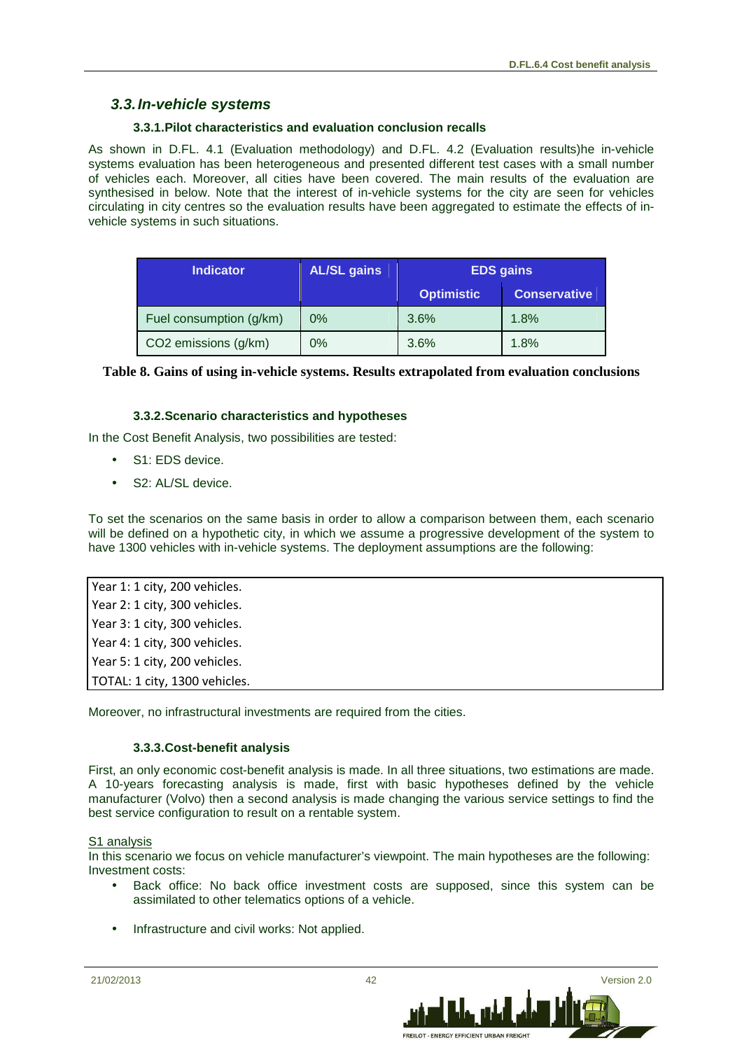### 3.3. In-vehicle systems

#### 3.3.1. Pilot characteristics and evaluation conclusion recalls

As shown in D.FL. 4.1 (Evaluation methodology) and D.FL. 4.2 (Evaluation results)he in-vehicle systems evaluation has been heterogeneous and presented different test cases with a small number of vehicles each. Moreover, all cities have been covered. The main results of the evaluation are synthesised in below. Note that the interest of in-vehicle systems for the city are seen for vehicles circulating in city centres so the evaluation results have been aggregated to estimate the effects of in-vehicle systems in such situations.

| Indicator | AL/SL gains | EDS gains | |
|---|---|---|---|
| | | Optimistic | Conservative |
| Fuel consumption (g/km) | 0% | 3.6% | 1.8% |
| $CO_2$ emissions (g/km) | 0% | 3.6% | 1.8% |

**Table 8. Gains of using in-vehicle systems. Results extrapolated from evaluation conclusions**

#### 3.3.2. Scenario characteristics and hypotheses

In the Cost Benefit Analysis, two possibilities are tested:

- S1: EDS device.
- S2: AL/SL device.

To set the scenarios on the same basis in order to allow a comparison between them, each scenario will be defined on a hypothetic city, in which we assume a progressive development of the system to have 1300 vehicles with in-vehicle systems. The deployment assumptions are the following:

Year 1: 1 city, 200 vehicles.
Year 2: 1 city, 300 vehicles.
Year 3: 1 city, 300 vehicles.
Year 4: 1 city, 300 vehicles.
Year 5: 1 city, 200 vehicles.
TOTAL: 1 city, 1300 vehicles.

Moreover, no infrastructural investments are required from the cities.

#### 3.3.3. Cost-benefit analysis

First, an only economic cost-benefit analysis is made. In all three situations, two estimations are made. A 10-years forecasting analysis is made, first with basic hypotheses defined by the vehicle manufacturer (Volvo) then a second analysis is made changing the various service settings to find the best service configuration to result on a rentable system.

S1 analysis

In this scenario we focus on vehicle manufacturer's viewpoint. The main hypotheses are the following:
Investment costs:

- Back office: No back office investment costs are supposed, since this system can be assimilated to other telematics options of a vehicle.
- Infrastructure and civil works: Not applied.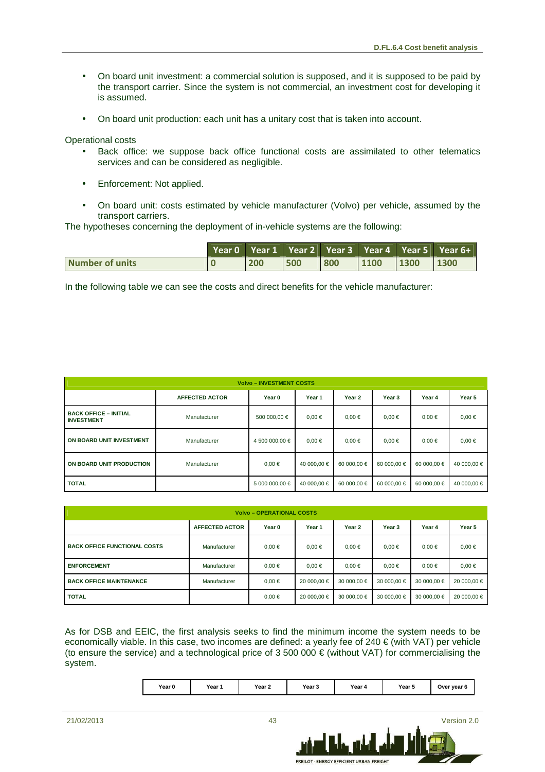- On board unit investment: a commercial solution is supposed, and it is supposed to be paid by the transport carrier. Since the system is not commercial, an investment cost for developing it is assumed.

- On board unit production: each unit has a unitary cost that is taken into account.

Operational costs

- Back office: we suppose back office functional costs are assimilated to other telematics services and can be considered as negligible.

- Enforcement: Not applied.

- On board unit: costs estimated by vehicle manufacturer (Volvo) per vehicle, assumed by the transport carriers.

The hypotheses concerning the deployment of in-vehicle systems are the following:

| | Year 0 | Year 1 | Year 2 | Year 3 | Year 4 | Year 5 | Year 6+ |
|---|---|---|---|---|---|---|---|
| Number of units | 0 | 200 | 500 | 800 | 1100 | 1300 | 1300 |

In the following table we can see the costs and direct benefits for the vehicle manufacturer:

| Volvo – INVESTMENT COSTS | | | | | | | |
|---|---|---|---|---|---|---|---|
| | AFFECTED ACTOR | Year 0 | Year 1 | Year 2 | Year 3 | Year 4 | Year 5 |
| BACK OFFICE – INITIAL INVESTMENT | Manufacturer | 500 000,00 € | 0,00 € | 0,00 € | 0,00 € | 0,00 € | 0,00 € |
| ON BOARD UNIT INVESTMENT | Manufacturer | 4 500 000,00 € | 0,00 € | 0,00 € | 0,00 € | 0,00 € | 0,00 € |
| ON BOARD UNIT PRODUCTION | Manufacturer | 0,00 € | 40 000,00 € | 60 000,00 € | 60 000,00 € | 60 000,00 € | 40 000,00 € |
| TOTAL | | 5 000 000,00 € | 40 000,00 € | 60 000,00 € | 60 000,00 € | 60 000,00 € | 40 000,00 € |

| Volvo – OPERATIONAL COSTS | | | | | | | |
|---|---|---|---|---|---|---|---|
| | AFFECTED ACTOR | Year 0 | Year 1 | Year 2 | Year 3 | Year 4 | Year 5 |
| BACK OFFICE FUNCTIONAL COSTS | Manufacturer | 0,00 € | 0,00 € | 0,00 € | 0,00 € | 0,00 € | 0,00 € |
| ENFORCEMENT | Manufacturer | 0,00 € | 0,00 € | 0,00 € | 0,00 € | 0,00 € | 0,00 € |
| BACK OFFICE MAINTENANCE | Manufacturer | 0,00 € | 20 000,00 € | 30 000,00 € | 30 000,00 € | 30 000,00 € | 20 000,00 € |
| TOTAL | | 0,00 € | 20 000,00 € | 30 000,00 € | 30 000,00 € | 30 000,00 € | 20 000,00 € |

As for DSB and EEIC, the first analysis seeks to find the minimum income the system needs to be economically viable. In this case, two incomes are defined: a yearly fee of 240 € (with VAT) per vehicle (to ensure the service) and a technological price of 3 500 000 € (without VAT) for commercialising the system.

| Year 0 | Year 1 | Year 2 | Year 3 | Year 4 | Year 5 | Over year 6 |
|---|---|---|---|---|---|---|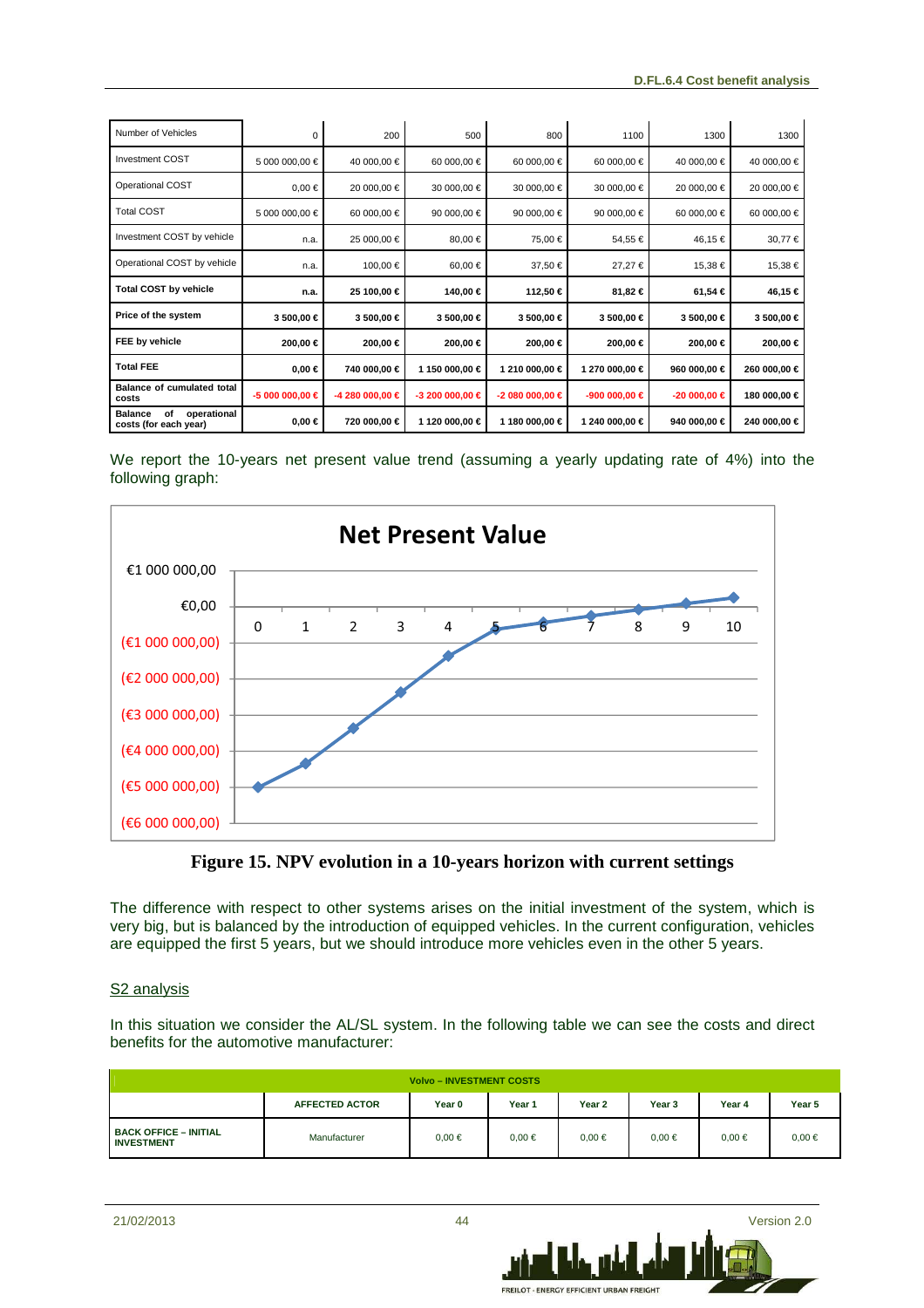| Number of Vehicles | 0 | 200 | 500 | 800 | 1100 | 1300 | 1300 |
|---|---|---|---|---|---|---|---|
| Investment COST | 5 000 000,00 € | 40 000,00 € | 60 000,00 € | 60 000,00 € | 60 000,00 € | 40 000,00 € | 40 000,00 € |
| Operational COST | 0,00 € | 20 000,00 € | 30 000,00 € | 30 000,00 € | 30 000,00 € | 20 000,00 € | 20 000,00 € |
| Total COST | 5 000 000,00 € | 60 000,00 € | 90 000,00 € | 90 000,00 € | 90 000,00 € | 60 000,00 € | 60 000,00 € |
| Investment COST by vehicle | n.a. | 25 000,00 € | 80,00 € | 75,00 € | 54,55 € | 46,15 € | 30,77 € |
| Operational COST by vehicle | n.a. | 100,00 € | 60,00 € | 37,50 € | 27,27 € | 15,38 € | 15,38 € |
| **Total COST by vehicle** | **n.a.** | **25 100,00 €** | **140,00 €** | **112,50 €** | **81,82 €** | **61,54 €** | **46,15 €** |
| **Price of the system** | **3 500,00 €** | **3 500,00 €** | **3 500,00 €** | **3 500,00 €** | **3 500,00 €** | **3 500,00 €** | **3 500,00 €** |
| **FEE by vehicle** | **200,00 €** | **200,00 €** | **200,00 €** | **200,00 €** | **200,00 €** | **200,00 €** | **200,00 €** |
| **Total FEE** | **0,00 €** | **740 000,00 €** | **1 150 000,00 €** | **1 210 000,00 €** | **1 270 000,00 €** | **960 000,00 €** | **260 000,00 €** |
| **Balance of cumulated total costs** | **-5 000 000,00 €** | **-4 280 000,00 €** | **-3 200 000,00 €** | **-2 080 000,00 €** | **-900 000,00 €** | **-20 000,00 €** | **180 000,00 €** |
| **Balance of operational costs (for each year)** | **0,00 €** | **720 000,00 €** | **1 120 000,00 €** | **1 180 000,00 €** | **1 240 000,00 €** | **940 000,00 €** | **240 000,00 €** |

We report the 10-years net present value trend (assuming a yearly updating rate of 4%) into the following graph:

**Figure 15. NPV evolution in a 10-years horizon with current settings**

The difference with respect to other systems arises on the initial investment of the system, which is very big, but is balanced by the introduction of equipped vehicles. In the current configuration, vehicles are equipped the first 5 years, but we should introduce more vehicles even in the other 5 years.

S2 analysis

In this situation we consider the AL/SL system. In the following table we can see the costs and direct benefits for the automotive manufacturer:

| Volvo – INVESTMENT COSTS | | | | | | | |
|---|---|---|---|---|---|---|---|
| | **AFFECTED ACTOR** | **Year 0** | **Year 1** | **Year 2** | **Year 3** | **Year 4** | **Year 5** |
| **BACK OFFICE – INITIAL INVESTMENT** | Manufacturer | 0,00 € | 0,00 € | 0,00 € | 0,00 € | 0,00 € | 0,00 € |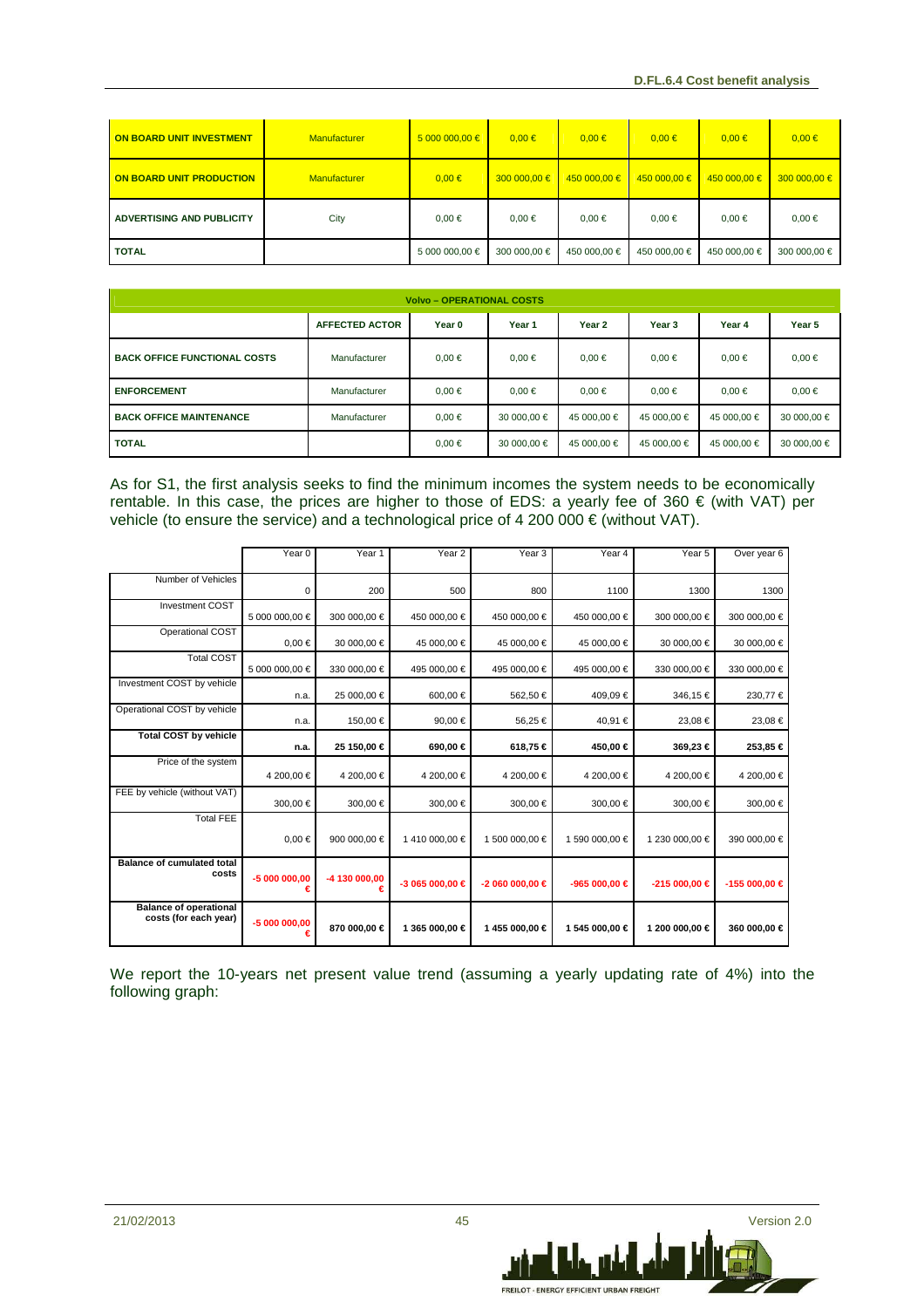| ON BOARD UNIT INVESTMENT | Manufacturer | 5 000 000,00 € | 0,00 € | 0,00 € | 0,00 € | 0,00 € | 0,00 € |
|---|---|---|---|---|---|---|---|
| ON BOARD UNIT PRODUCTION | Manufacturer | 0,00 € | 300 000,00 € | 450 000,00 € | 450 000,00 € | 450 000,00 € | 300 000,00 € |
| ADVERTISING AND PUBLICITY | City | 0,00 € | 0,00 € | 0,00 € | 0,00 € | 0,00 € | 0,00 € |
| TOTAL | | 5 000 000,00 € | 300 000,00 € | 450 000,00 € | 450 000,00 € | 450 000,00 € | 300 000,00 € |

| Volvo – OPERATIONAL COSTS | | | | | | | |
|---|---|---|---|---|---|---|---|
| | AFFECTED ACTOR | Year 0 | Year 1 | Year 2 | Year 3 | Year 4 | Year 5 |
| BACK OFFICE FUNCTIONAL COSTS | Manufacturer | 0,00 € | 0,00 € | 0,00 € | 0,00 € | 0,00 € | 0,00 € |
| ENFORCEMENT | Manufacturer | 0,00 € | 0,00 € | 0,00 € | 0,00 € | 0,00 € | 0,00 € |
| BACK OFFICE MAINTENANCE | Manufacturer | 0,00 € | 30 000,00 € | 45 000,00 € | 45 000,00 € | 45 000,00 € | 30 000,00 € |
| TOTAL | | 0,00 € | 30 000,00 € | 45 000,00 € | 45 000,00 € | 45 000,00 € | 30 000,00 € |

As for S1, the first analysis seeks to find the minimum incomes the system needs to be economically rentable. In this case, the prices are higher to those of EDS: a yearly fee of 360 € (with VAT) per vehicle (to ensure the service) and a technological price of 4 200 000 € (without VAT).

| | Year 0 | Year 1 | Year 2 | Year 3 | Year 4 | Year 5 | Over year 6 |
|---|---|---|---|---|---|---|---|
| Number of Vehicles | 0 | 200 | 500 | 800 | 1100 | 1300 | 1300 |
| Investment COST | 5 000 000,00 € | 300 000,00 € | 450 000,00 € | 450 000,00 € | 450 000,00 € | 300 000,00 € | 300 000,00 € |
| Operational COST | 0,00 € | 30 000,00 € | 45 000,00 € | 45 000,00 € | 45 000,00 € | 30 000,00 € | 30 000,00 € |
| Total COST | 5 000 000,00 € | 330 000,00 € | 495 000,00 € | 495 000,00 € | 495 000,00 € | 330 000,00 € | 330 000,00 € |
| Investment COST by vehicle | n.a. | 25 000,00 € | 600,00 € | 562,50 € | 409,09 € | 346,15 € | 230,77 € |
| Operational COST by vehicle | n.a. | 150,00 € | 90,00 € | 56,25 € | 40,91 € | 23,08 € | 23,08 € |
| **Total COST by vehicle** | **n.a.** | **25 150,00 €** | **690,00 €** | **618,75 €** | **450,00 €** | **369,23 €** | **253,85 €** |
| Price of the system | 4 200,00 € | 4 200,00 € | 4 200,00 € | 4 200,00 € | 4 200,00 € | 4 200,00 € | 4 200,00 € |
| FEE by vehicle (without VAT) | 300,00 € | 300,00 € | 300,00 € | 300,00 € | 300,00 € | 300,00 € | 300,00 € |
| Total FEE | 0,00 € | 900 000,00 € | 1 410 000,00 € | 1 500 000,00 € | 1 590 000,00 € | 1 230 000,00 € | 390 000,00 € |
| **Balance of cumulated total costs** | **-5 000 000,00 €** | **-4 130 000,00 €** | **-3 065 000,00 €** | **-2 060 000,00 €** | **-965 000,00 €** | **-215 000,00 €** | **-155 000,00 €** |
| **Balance of operational costs (for each year)** | **-5 000 000,00 €** | **870 000,00 €** | **1 365 000,00 €** | **1 455 000,00 €** | **1 545 000,00 €** | **1 200 000,00 €** | **360 000,00 €** |

We report the 10-years net present value trend (assuming a yearly updating rate of 4%) into the following graph: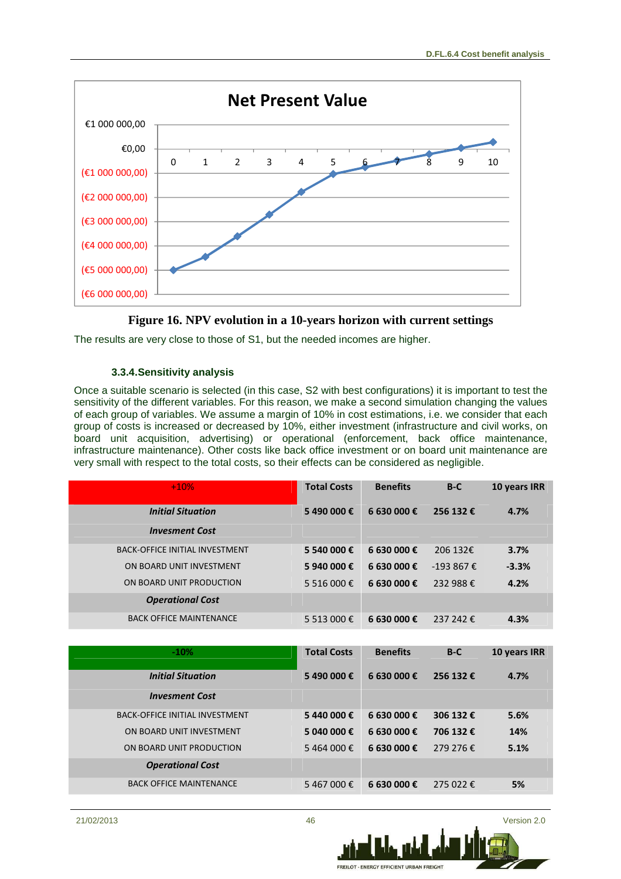**Net Present Value**

| Year | 0 | 1 | 2 | 3 | 4 | 5 | 6 | 7 | 8 | 9 | 10 |
|---|---|---|---|---|---|---|---|---|---|---|---|

Y-axis: €1 000 000,00; €0,00; (€1 000 000,00); (€2 000 000,00); (€3 000 000,00); (€4 000 000,00); (€5 000 000,00); (€6 000 000,00)

**Figure 16. NPV evolution in a 10-years horizon with current settings**

The results are very close to those of S1, but the needed incomes are higher.

### 3.3.4. Sensitivity analysis

Once a suitable scenario is selected (in this case, S2 with best configurations) it is important to test the sensitivity of the different variables. For this reason, we make a second simulation changing the values of each group of variables. We assume a margin of 10% in cost estimations, i.e. we consider that each group of costs is increased or decreased by 10%, either investment (infrastructure and civil works, on board unit acquisition, advertising) or operational (enforcement, back office maintenance, infrastructure maintenance). Other costs like back office investment or on board unit maintenance are very small with respect to the total costs, so their effects can be considered as negligible.

| +10% | Total Costs | Benefits | B-C | 10 years IRR |
|---|---|---|---|---|
| ***Initial Situation*** | **5 490 000 €** | **6 630 000 €** | **256 132 €** | **4.7%** |
| ***Invesment Cost*** | | | | |
| BACK-OFFICE INITIAL INVESTMENT | **5 540 000 €** | **6 630 000 €** | 206 132€ | **3.7%** |
| ON BOARD UNIT INVESTMENT | **5 940 000 €** | **6 630 000 €** | -193 867 € | **-3.3%** |
| ON BOARD UNIT PRODUCTION | 5 516 000 € | **6 630 000 €** | 232 988 € | **4.2%** |
| ***Operational Cost*** | | | | |
| BACK OFFICE MAINTENANCE | 5 513 000 € | **6 630 000 €** | 237 242 € | **4.3%** |

| -10% | Total Costs | Benefits | B-C | 10 years IRR |
|---|---|---|---|---|
| ***Initial Situation*** | **5 490 000 €** | **6 630 000 €** | **256 132 €** | **4.7%** |
| ***Invesment Cost*** | | | | |
| BACK-OFFICE INITIAL INVESTMENT | **5 440 000 €** | **6 630 000 €** | **306 132 €** | **5.6%** |
| ON BOARD UNIT INVESTMENT | **5 040 000 €** | **6 630 000 €** | **706 132 €** | **14%** |
| ON BOARD UNIT PRODUCTION | 5 464 000 € | **6 630 000 €** | 279 276 € | **5.1%** |
| ***Operational Cost*** | | | | |
| BACK OFFICE MAINTENANCE | 5 467 000 € | **6 630 000 €** | 275 022 € | **5%** |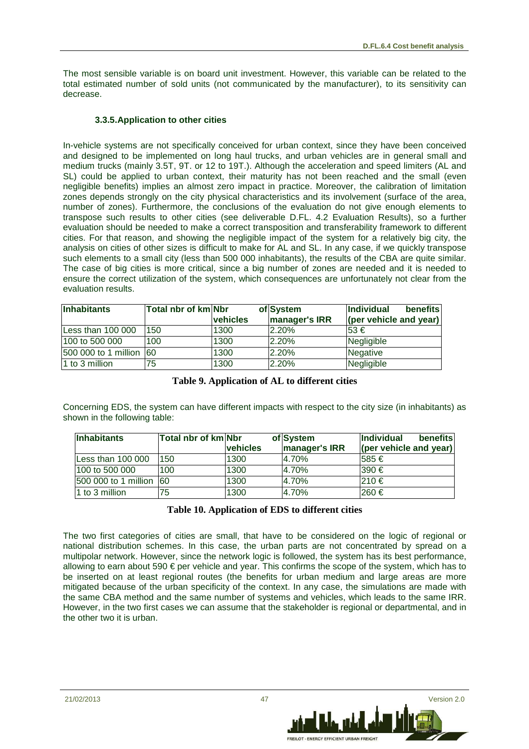The most sensible variable is on board unit investment. However, this variable can be related to the total estimated number of sold units (not communicated by the manufacturer), to its sensitivity can decrease.

### 3.3.5. Application to other cities

In-vehicle systems are not specifically conceived for urban context, since they have been conceived and designed to be implemented on long haul trucks, and urban vehicles are in general small and medium trucks (mainly 3.5T, 9T. or 12 to 19T.). Although the acceleration and speed limiters (AL and SL) could be applied to urban context, their maturity has not been reached and the small (even negligible benefits) implies an almost zero impact in practice. Moreover, the calibration of limitation zones depends strongly on the city physical characteristics and its involvement (surface of the area, number of zones). Furthermore, the conclusions of the evaluation do not give enough elements to transpose such results to other cities (see deliverable D.FL. 4.2 Evaluation Results), so a further evaluation should be needed to make a correct transposition and transferability framework to different cities. For that reason, and showing the negligible impact of the system for a relatively big city, the analysis on cities of other sizes is difficult to make for AL and SL. In any case, if we quickly transpose such elements to a small city (less than 500 000 inhabitants), the results of the CBA are quite similar. The case of big cities is more critical, since a big number of zones are needed and it is needed to ensure the correct utilization of the system, which consequences are unfortunately not clear from the evaluation results.

| Inhabitants | Total nbr of km | Nbr of vehicles | System manager's IRR | Individual benefits (per vehicle and year) |
|---|---|---|---|---|
| Less than 100 000 | 150 | 1300 | 2.20% | 53 € |
| 100 to 500 000 | 100 | 1300 | 2.20% | Negligible |
| 500 000 to 1 million | 60 | 1300 | 2.20% | Negative |
| 1 to 3 million | 75 | 1300 | 2.20% | Negligible |

**Table 9. Application of AL to different cities**

Concerning EDS, the system can have different impacts with respect to the city size (in inhabitants) as shown in the following table:

| Inhabitants | Total nbr of km | Nbr of vehicles | System manager's IRR | Individual benefits (per vehicle and year) |
|---|---|---|---|---|
| Less than 100 000 | 150 | 1300 | 4.70% | 585 € |
| 100 to 500 000 | 100 | 1300 | 4.70% | 390 € |
| 500 000 to 1 million | 60 | 1300 | 4.70% | 210 € |
| 1 to 3 million | 75 | 1300 | 4.70% | 260 € |

**Table 10. Application of EDS to different cities**

The two first categories of cities are small, that have to be considered on the logic of regional or national distribution schemes. In this case, the urban parts are not concentrated by spread on a multipolar network. However, since the network logic is followed, the system has its best performance, allowing to earn about 590 € per vehicle and year. This confirms the scope of the system, which has to be inserted on at least regional routes (the benefits for urban medium and large areas are more mitigated because of the urban specificity of the context. In any case, the simulations are made with the same CBA method and the same number of systems and vehicles, which leads to the same IRR. However, in the two first cases we can assume that the stakeholder is regional or departmental, and in the other two it is urban.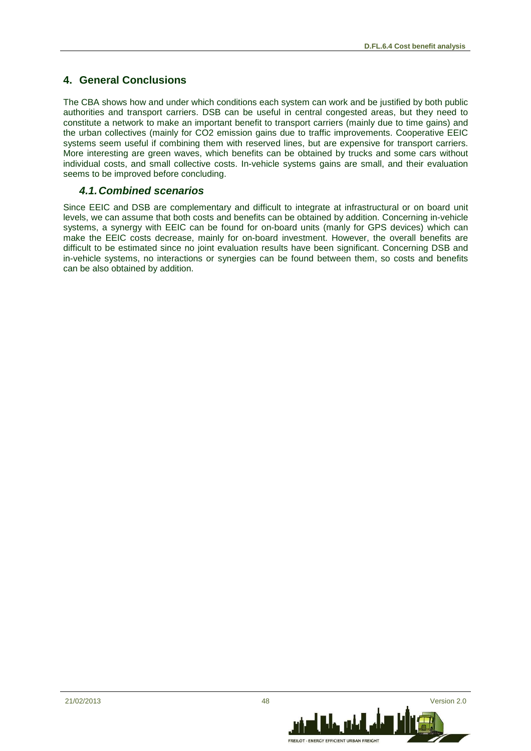## 4. General Conclusions

The CBA shows how and under which conditions each system can work and be justified by both public authorities and transport carriers. DSB can be useful in central congested areas, but they need to constitute a network to make an important benefit to transport carriers (mainly due to time gains) and the urban collectives (mainly for $CO_2$ emission gains due to traffic improvements. Cooperative EEIC systems seem useful if combining them with reserved lines, but are expensive for transport carriers. More interesting are green waves, which benefits can be obtained by trucks and some cars without individual costs, and small collective costs. In-vehicle systems gains are small, and their evaluation seems to be improved before concluding.

### *4.1. Combined scenarios*

Since EEIC and DSB are complementary and difficult to integrate at infrastructural or on board unit levels, we can assume that both costs and benefits can be obtained by addition. Concerning in-vehicle systems, a synergy with EEIC can be found for on-board units (manly for GPS devices) which can make the EEIC costs decrease, mainly for on-board investment. However, the overall benefits are difficult to be estimated since no joint evaluation results have been significant. Concerning DSB and in-vehicle systems, no interactions or synergies can be found between them, so costs and benefits can be also obtained by addition.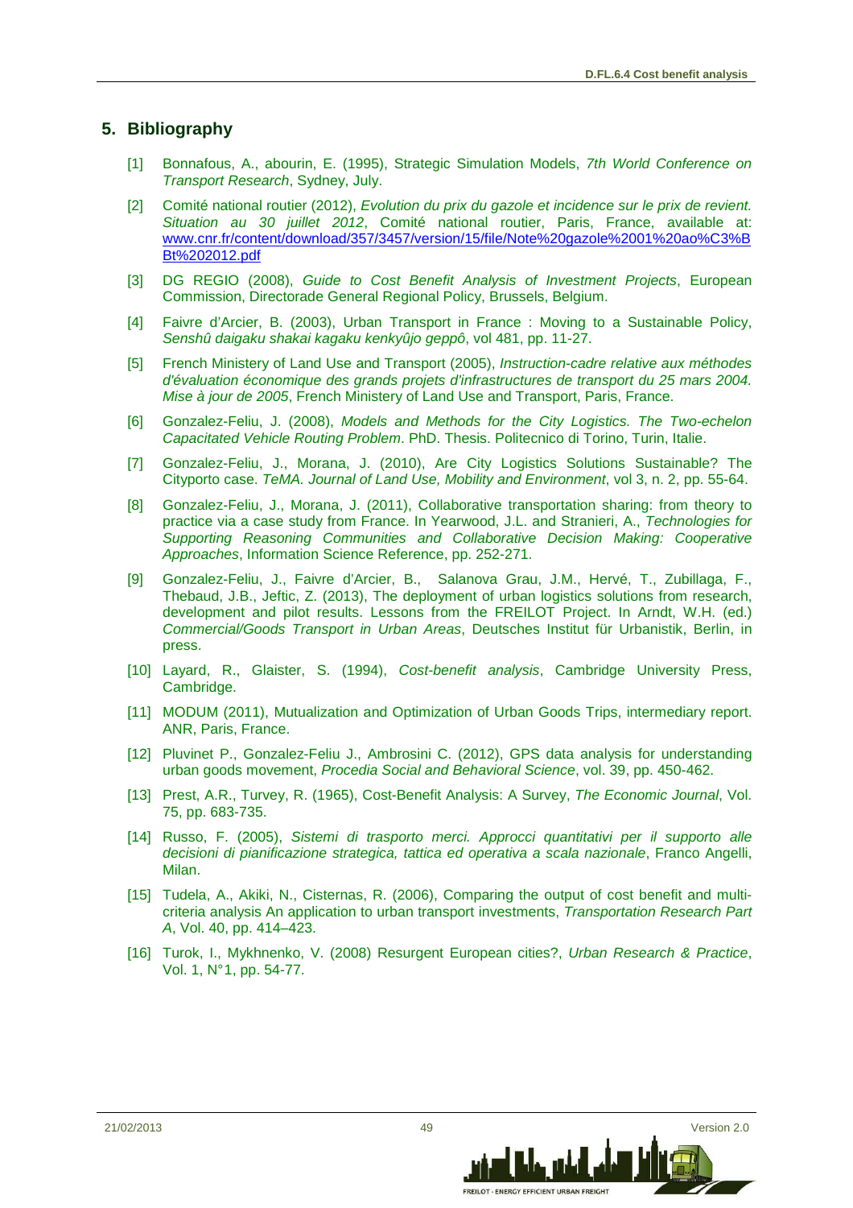## 5. Bibliography

[1] Bonnafous, A., abourin, E. (1995), Strategic Simulation Models, *7th World Conference on Transport Research*, Sydney, July.

[2] Comité national routier (2012), *Evolution du prix du gazole et incidence sur le prix de revient. Situation au 30 juillet 2012*, Comité national routier, Paris, France, available at: www.cnr.fr/content/download/357/3457/version/15/file/Note%20gazole%2001%20ao%C3%BBt%202012.pdf

[3] DG REGIO (2008), *Guide to Cost Benefit Analysis of Investment Projects*, European Commission, Directorade General Regional Policy, Brussels, Belgium.

[4] Faivre d'Arcier, B. (2003), Urban Transport in France : Moving to a Sustainable Policy, *Senshû daigaku shakai kagaku kenkyûjo geppô*, vol 481, pp. 11-27.

[5] French Ministery of Land Use and Transport (2005), *Instruction-cadre relative aux méthodes d'évaluation économique des grands projets d'infrastructures de transport du 25 mars 2004. Mise à jour de 2005*, French Ministery of Land Use and Transport, Paris, France.

[6] Gonzalez-Feliu, J. (2008), *Models and Methods for the City Logistics. The Two-echelon Capacitated Vehicle Routing Problem*. PhD. Thesis. Politecnico di Torino, Turin, Italie.

[7] Gonzalez-Feliu, J., Morana, J. (2010), Are City Logistics Solutions Sustainable? The Cityporto case. *TeMA. Journal of Land Use, Mobility and Environment*, vol 3, n. 2, pp. 55-64.

[8] Gonzalez-Feliu, J., Morana, J. (2011), Collaborative transportation sharing: from theory to practice via a case study from France. In Yearwood, J.L. and Stranieri, A., *Technologies for Supporting Reasoning Communities and Collaborative Decision Making: Cooperative Approaches*, Information Science Reference, pp. 252-271.

[9] Gonzalez-Feliu, J., Faivre d'Arcier, B., Salanova Grau, J.M., Hervé, T., Zubillaga, F., Thebaud, J.B., Jeftic, Z. (2013), The deployment of urban logistics solutions from research, development and pilot results. Lessons from the FREILOT Project. In Arndt, W.H. (ed.) *Commercial/Goods Transport in Urban Areas*, Deutsches Institut für Urbanistik, Berlin, in press.

[10] Layard, R., Glaister, S. (1994), *Cost-benefit analysis*, Cambridge University Press, Cambridge.

[11] MODUM (2011), Mutualization and Optimization of Urban Goods Trips, intermediary report. ANR, Paris, France.

[12] Pluvinet P., Gonzalez-Feliu J., Ambrosini C. (2012), GPS data analysis for understanding urban goods movement, *Procedia Social and Behavioral Science*, vol. 39, pp. 450-462.

[13] Prest, A.R., Turvey, R. (1965), Cost-Benefit Analysis: A Survey, *The Economic Journal*, Vol. 75, pp. 683-735.

[14] Russo, F. (2005), *Sistemi di trasporto merci. Approcci quantitativi per il supporto alle decisioni di pianificazione strategica, tattica ed operativa a scala nazionale*, Franco Angelli, Milan.

[15] Tudela, A., Akiki, N., Cisternas, R. (2006), Comparing the output of cost benefit and multi-criteria analysis An application to urban transport investments, *Transportation Research Part A*, Vol. 40, pp. 414–423.

[16] Turok, I., Mykhnenko, V. (2008) Resurgent European cities?, *Urban Research & Practice*, Vol. 1, N°1, pp. 54-77.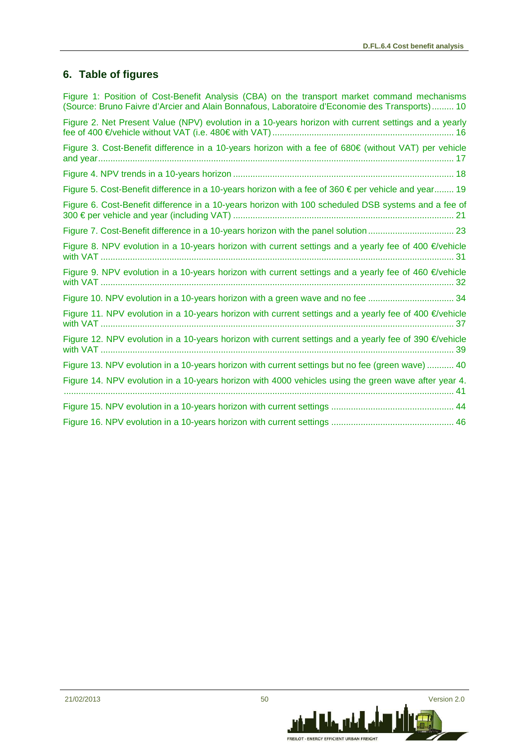# 6. Table of figures

Figure 1: Position of Cost-Benefit Analysis (CBA) on the transport market command mechanisms (Source: Bruno Faivre d'Arcier and Alain Bonnafous, Laboratoire d'Economie des Transports) ......... 10

Figure 2. Net Present Value (NPV) evolution in a 10-years horizon with current settings and a yearly fee of 400 €/vehicle without VAT (i.e. 480€ with VAT) ......... 16

Figure 3. Cost-Benefit difference in a 10-years horizon with a fee of 680€ (without VAT) per vehicle and year ......... 17

Figure 4. NPV trends in a 10-years horizon ......... 18

Figure 5. Cost-Benefit difference in a 10-years horizon with a fee of 360 € per vehicle and year ......... 19

Figure 6. Cost-Benefit difference in a 10-years horizon with 100 scheduled DSB systems and a fee of 300 € per vehicle and year (including VAT) ......... 21

Figure 7. Cost-Benefit difference in a 10-years horizon with the panel solution ......... 23

Figure 8. NPV evolution in a 10-years horizon with current settings and a yearly fee of 400 €/vehicle with VAT ......... 31

Figure 9. NPV evolution in a 10-years horizon with current settings and a yearly fee of 460 €/vehicle with VAT ......... 32

Figure 10. NPV evolution in a 10-years horizon with a green wave and no fee ......... 34

Figure 11. NPV evolution in a 10-years horizon with current settings and a yearly fee of 400 €/vehicle with VAT ......... 37

Figure 12. NPV evolution in a 10-years horizon with current settings and a yearly fee of 390 €/vehicle with VAT ......... 39

Figure 13. NPV evolution in a 10-years horizon with current settings but no fee (green wave) ......... 40

Figure 14. NPV evolution in a 10-years horizon with 4000 vehicles using the green wave after year 4. ......... 41

Figure 15. NPV evolution in a 10-years horizon with current settings ......... 44

Figure 16. NPV evolution in a 10-years horizon with current settings ......... 46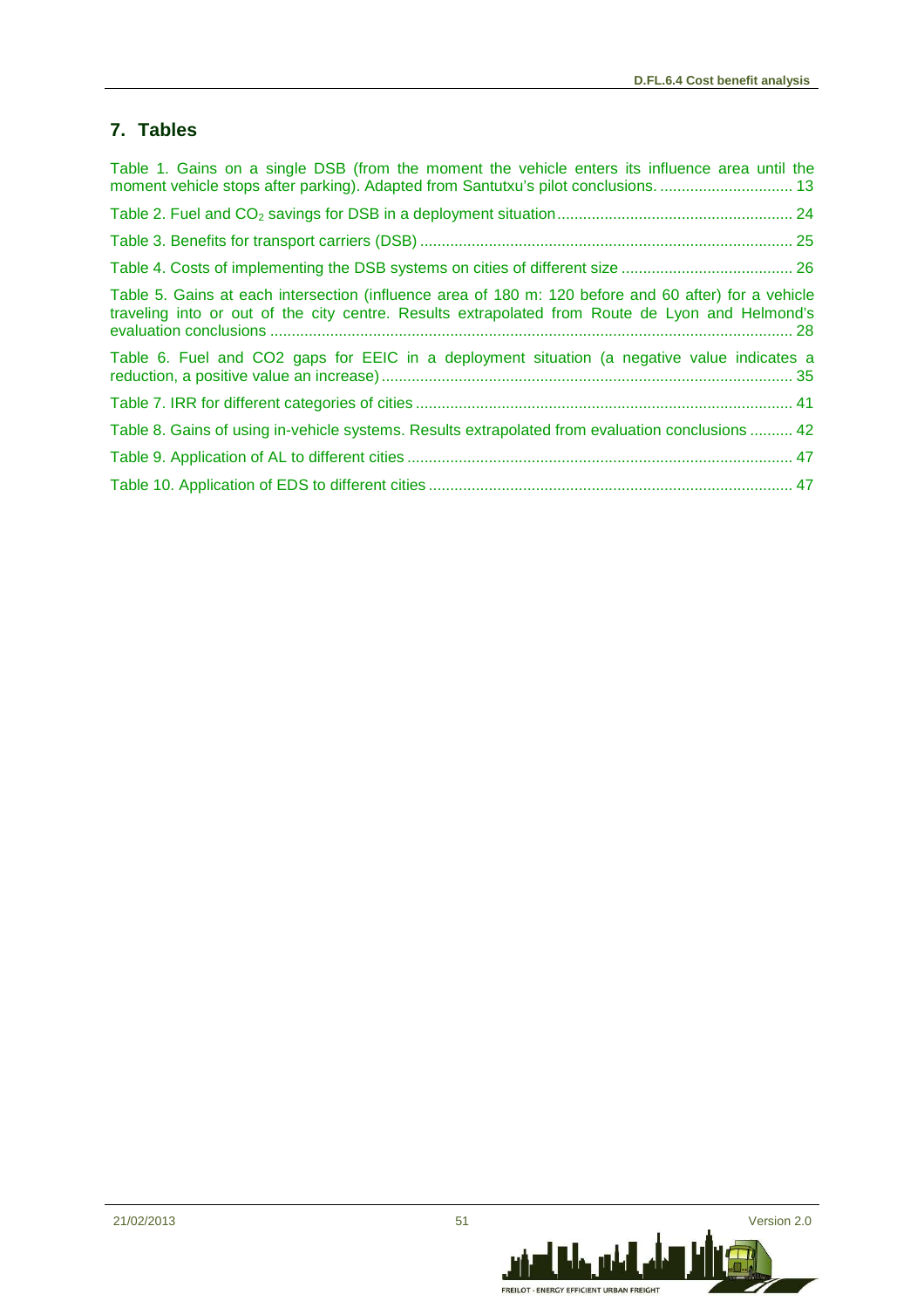## 7. Tables

Table 1. Gains on a single DSB (from the moment the vehicle enters its influence area until the moment vehicle stops after parking). Adapted from Santutxu's pilot conclusions. ............................... 13

Table 2. Fuel and $CO_2$ savings for DSB in a deployment situation....................................................... 24

Table 3. Benefits for transport carriers (DSB) ....................................................................................... 25

Table 4. Costs of implementing the DSB systems on cities of different size ........................................ 26

Table 5. Gains at each intersection (influence area of 180 m: 120 before and 60 after) for a vehicle traveling into or out of the city centre. Results extrapolated from Route de Lyon and Helmond's evaluation conclusions ......................................................................................................................... 28

Table 6. Fuel and CO2 gaps for EEIC in a deployment situation (a negative value indicates a reduction, a positive value an increase)................................................................................................ 35

Table 7. IRR for different categories of cities ........................................................................................ 41

Table 8. Gains of using in-vehicle systems. Results extrapolated from evaluation conclusions .......... 42

Table 9. Application of AL to different cities .......................................................................................... 47

Table 10. Application of EDS to different cities ..................................................................................... 47